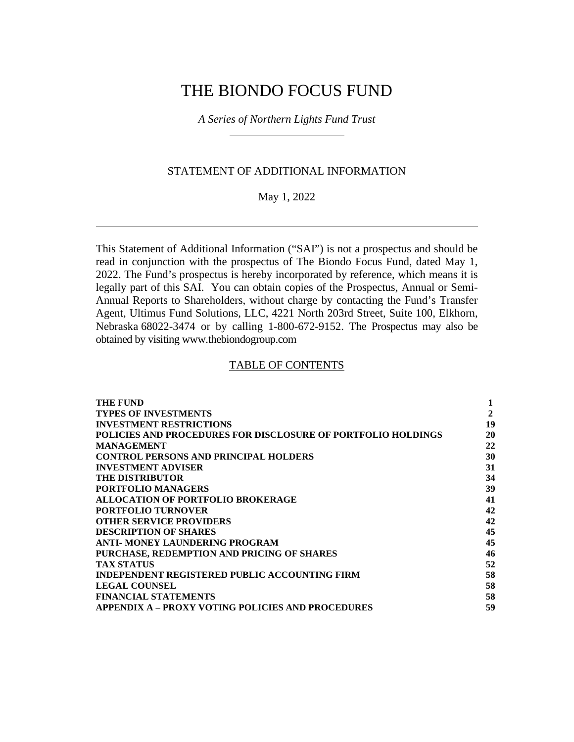# THE BIONDO FOCUS FUND

*A Series of Northern Lights Fund Trust*

## STATEMENT OF ADDITIONAL INFORMATION

May 1, 2022

This Statement of Additional Information ("SAI") is not a prospectus and should be read in conjunction with the prospectus of The Biondo Focus Fund, dated May 1, 2022. The Fund's prospectus is hereby incorporated by reference, which means it is legally part of this SAI. You can obtain copies of the Prospectus, Annual or Semi-Annual Reports to Shareholders, without charge by contacting the Fund's Transfer Agent, Ultimus Fund Solutions, LLC, 4221 North 203rd Street, Suite 100, Elkhorn, Nebraska 68022-3474 or by calling 1-800-672-9152. The Prospectus may also be obtained by visiting www.thebiondogroup.com

## TABLE OF CONTENTS

| | |
|---|---|
| **THE FUND** | **1** |
| **TYPES OF INVESTMENTS** | **2** |
| **INVESTMENT RESTRICTIONS** | **19** |
| **POLICIES AND PROCEDURES FOR DISCLOSURE OF PORTFOLIO HOLDINGS** | **20** |
| **MANAGEMENT** | **22** |
| **CONTROL PERSONS AND PRINCIPAL HOLDERS** | **30** |
| **INVESTMENT ADVISER** | **31** |
| **THE DISTRIBUTOR** | **34** |
| **PORTFOLIO MANAGERS** | **39** |
| **ALLOCATION OF PORTFOLIO BROKERAGE** | **41** |
| **PORTFOLIO TURNOVER** | **42** |
| **OTHER SERVICE PROVIDERS** | **42** |
| **DESCRIPTION OF SHARES** | **45** |
| **ANTI- MONEY LAUNDERING PROGRAM** | **45** |
| **PURCHASE, REDEMPTION AND PRICING OF SHARES** | **46** |
| **TAX STATUS** | **52** |
| **INDEPENDENT REGISTERED PUBLIC ACCOUNTING FIRM** | **58** |
| **LEGAL COUNSEL** | **58** |
| **FINANCIAL STATEMENTS** | **58** |
| **APPENDIX A – PROXY VOTING POLICIES AND PROCEDURES** | **59** |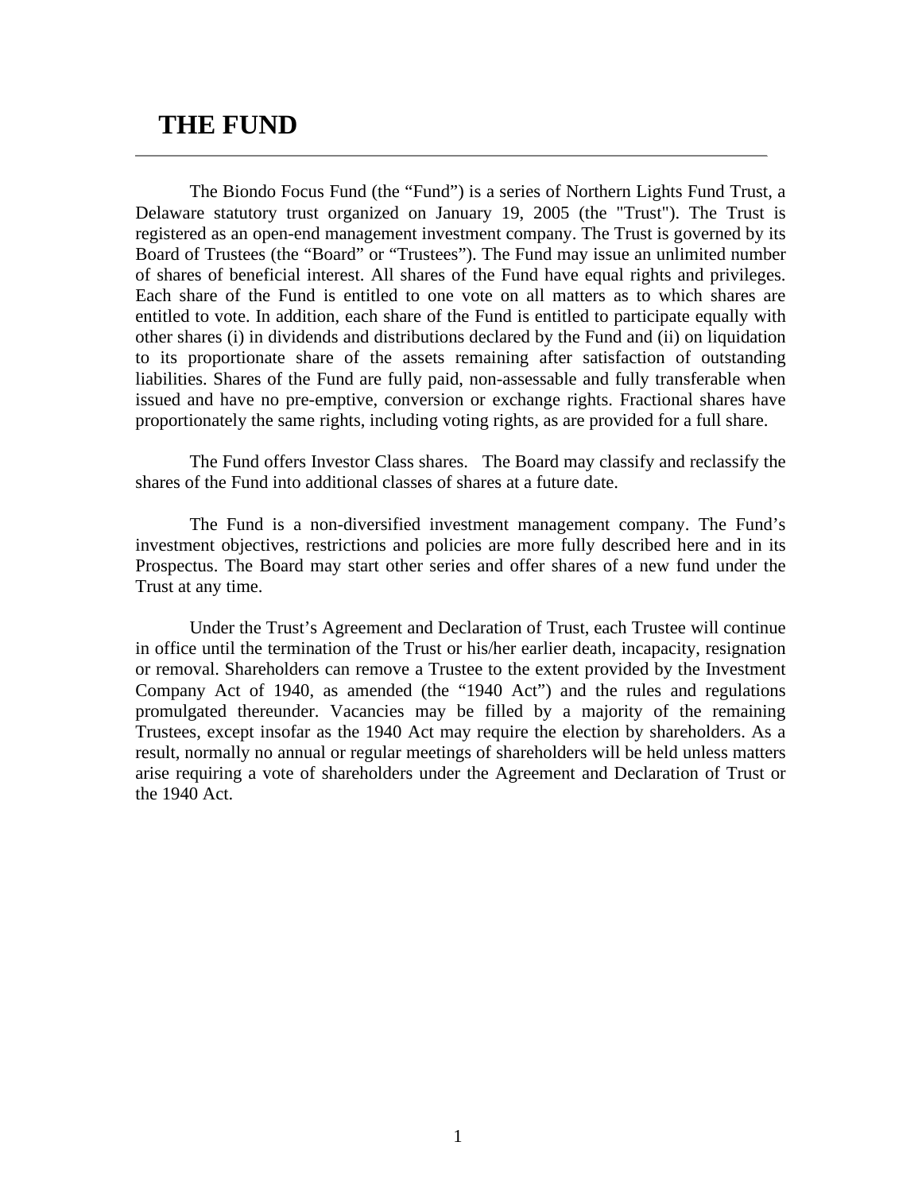# THE FUND

The Biondo Focus Fund (the "Fund") is a series of Northern Lights Fund Trust, a Delaware statutory trust organized on January 19, 2005 (the "Trust"). The Trust is registered as an open-end management investment company. The Trust is governed by its Board of Trustees (the "Board" or "Trustees"). The Fund may issue an unlimited number of shares of beneficial interest. All shares of the Fund have equal rights and privileges. Each share of the Fund is entitled to one vote on all matters as to which shares are entitled to vote. In addition, each share of the Fund is entitled to participate equally with other shares (i) in dividends and distributions declared by the Fund and (ii) on liquidation to its proportionate share of the assets remaining after satisfaction of outstanding liabilities. Shares of the Fund are fully paid, non-assessable and fully transferable when issued and have no pre-emptive, conversion or exchange rights. Fractional shares have proportionately the same rights, including voting rights, as are provided for a full share.

The Fund offers Investor Class shares. The Board may classify and reclassify the shares of the Fund into additional classes of shares at a future date.

The Fund is a non-diversified investment management company. The Fund's investment objectives, restrictions and policies are more fully described here and in its Prospectus. The Board may start other series and offer shares of a new fund under the Trust at any time.

Under the Trust's Agreement and Declaration of Trust, each Trustee will continue in office until the termination of the Trust or his/her earlier death, incapacity, resignation or removal. Shareholders can remove a Trustee to the extent provided by the Investment Company Act of 1940, as amended (the "1940 Act") and the rules and regulations promulgated thereunder. Vacancies may be filled by a majority of the remaining Trustees, except insofar as the 1940 Act may require the election by shareholders. As a result, normally no annual or regular meetings of shareholders will be held unless matters arise requiring a vote of shareholders under the Agreement and Declaration of Trust or the 1940 Act.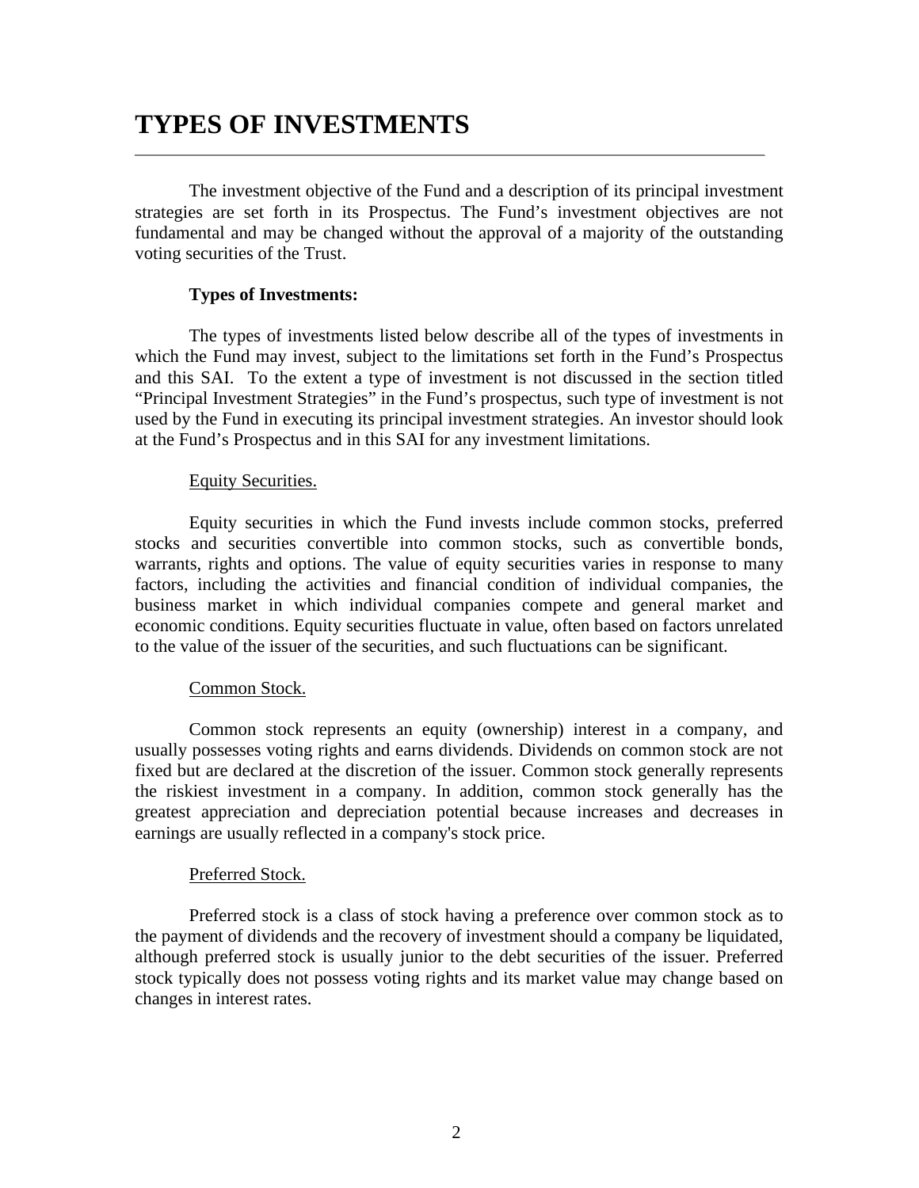# TYPES OF INVESTMENTS

The investment objective of the Fund and a description of its principal investment strategies are set forth in its Prospectus. The Fund's investment objectives are not fundamental and may be changed without the approval of a majority of the outstanding voting securities of the Trust.

**Types of Investments:**

The types of investments listed below describe all of the types of investments in which the Fund may invest, subject to the limitations set forth in the Fund's Prospectus and this SAI. To the extent a type of investment is not discussed in the section titled "Principal Investment Strategies" in the Fund's prospectus, such type of investment is not used by the Fund in executing its principal investment strategies. An investor should look at the Fund's Prospectus and in this SAI for any investment limitations.

Equity Securities.

Equity securities in which the Fund invests include common stocks, preferred stocks and securities convertible into common stocks, such as convertible bonds, warrants, rights and options. The value of equity securities varies in response to many factors, including the activities and financial condition of individual companies, the business market in which individual companies compete and general market and economic conditions. Equity securities fluctuate in value, often based on factors unrelated to the value of the issuer of the securities, and such fluctuations can be significant.

Common Stock.

Common stock represents an equity (ownership) interest in a company, and usually possesses voting rights and earns dividends. Dividends on common stock are not fixed but are declared at the discretion of the issuer. Common stock generally represents the riskiest investment in a company. In addition, common stock generally has the greatest appreciation and depreciation potential because increases and decreases in earnings are usually reflected in a company's stock price.

Preferred Stock.

Preferred stock is a class of stock having a preference over common stock as to the payment of dividends and the recovery of investment should a company be liquidated, although preferred stock is usually junior to the debt securities of the issuer. Preferred stock typically does not possess voting rights and its market value may change based on changes in interest rates.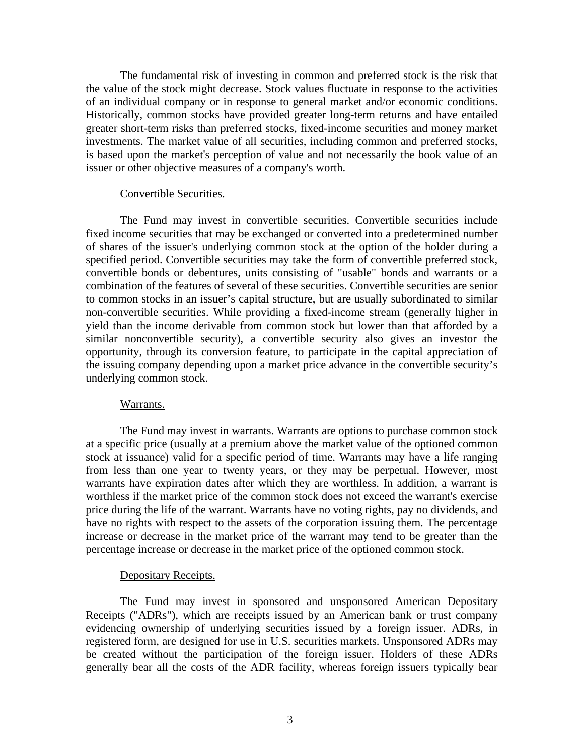The fundamental risk of investing in common and preferred stock is the risk that the value of the stock might decrease. Stock values fluctuate in response to the activities of an individual company or in response to general market and/or economic conditions. Historically, common stocks have provided greater long-term returns and have entailed greater short-term risks than preferred stocks, fixed-income securities and money market investments. The market value of all securities, including common and preferred stocks, is based upon the market's perception of value and not necessarily the book value of an issuer or other objective measures of a company's worth.

Convertible Securities.

The Fund may invest in convertible securities. Convertible securities include fixed income securities that may be exchanged or converted into a predetermined number of shares of the issuer's underlying common stock at the option of the holder during a specified period. Convertible securities may take the form of convertible preferred stock, convertible bonds or debentures, units consisting of "usable" bonds and warrants or a combination of the features of several of these securities. Convertible securities are senior to common stocks in an issuer's capital structure, but are usually subordinated to similar non-convertible securities. While providing a fixed-income stream (generally higher in yield than the income derivable from common stock but lower than that afforded by a similar nonconvertible security), a convertible security also gives an investor the opportunity, through its conversion feature, to participate in the capital appreciation of the issuing company depending upon a market price advance in the convertible security's underlying common stock.

Warrants.

The Fund may invest in warrants. Warrants are options to purchase common stock at a specific price (usually at a premium above the market value of the optioned common stock at issuance) valid for a specific period of time. Warrants may have a life ranging from less than one year to twenty years, or they may be perpetual. However, most warrants have expiration dates after which they are worthless. In addition, a warrant is worthless if the market price of the common stock does not exceed the warrant's exercise price during the life of the warrant. Warrants have no voting rights, pay no dividends, and have no rights with respect to the assets of the corporation issuing them. The percentage increase or decrease in the market price of the warrant may tend to be greater than the percentage increase or decrease in the market price of the optioned common stock.

Depositary Receipts.

The Fund may invest in sponsored and unsponsored American Depositary Receipts ("ADRs"), which are receipts issued by an American bank or trust company evidencing ownership of underlying securities issued by a foreign issuer. ADRs, in registered form, are designed for use in U.S. securities markets. Unsponsored ADRs may be created without the participation of the foreign issuer. Holders of these ADRs generally bear all the costs of the ADR facility, whereas foreign issuers typically bear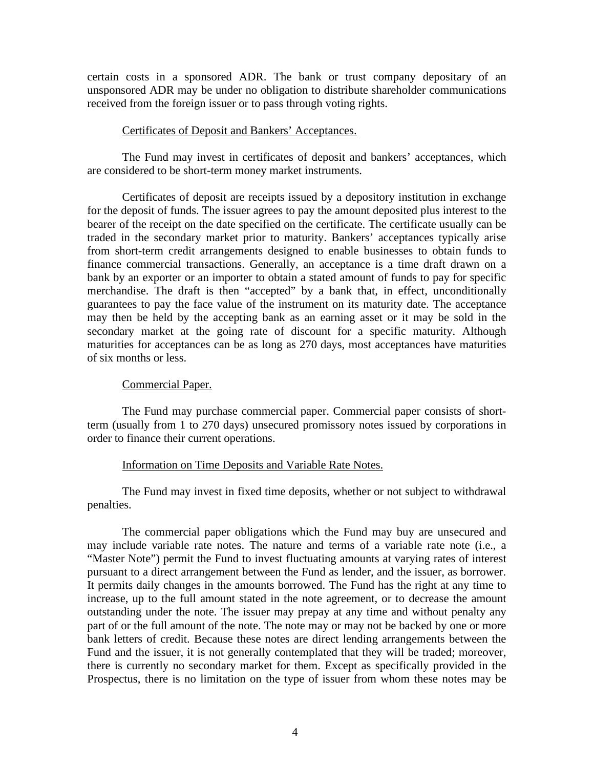certain costs in a sponsored ADR. The bank or trust company depositary of an unsponsored ADR may be under no obligation to distribute shareholder communications received from the foreign issuer or to pass through voting rights.

Certificates of Deposit and Bankers' Acceptances.

The Fund may invest in certificates of deposit and bankers' acceptances, which are considered to be short-term money market instruments.

Certificates of deposit are receipts issued by a depository institution in exchange for the deposit of funds. The issuer agrees to pay the amount deposited plus interest to the bearer of the receipt on the date specified on the certificate. The certificate usually can be traded in the secondary market prior to maturity. Bankers' acceptances typically arise from short-term credit arrangements designed to enable businesses to obtain funds to finance commercial transactions. Generally, an acceptance is a time draft drawn on a bank by an exporter or an importer to obtain a stated amount of funds to pay for specific merchandise. The draft is then "accepted" by a bank that, in effect, unconditionally guarantees to pay the face value of the instrument on its maturity date. The acceptance may then be held by the accepting bank as an earning asset or it may be sold in the secondary market at the going rate of discount for a specific maturity. Although maturities for acceptances can be as long as 270 days, most acceptances have maturities of six months or less.

Commercial Paper.

The Fund may purchase commercial paper. Commercial paper consists of short-term (usually from 1 to 270 days) unsecured promissory notes issued by corporations in order to finance their current operations.

Information on Time Deposits and Variable Rate Notes.

The Fund may invest in fixed time deposits, whether or not subject to withdrawal penalties.

The commercial paper obligations which the Fund may buy are unsecured and may include variable rate notes. The nature and terms of a variable rate note (i.e., a "Master Note") permit the Fund to invest fluctuating amounts at varying rates of interest pursuant to a direct arrangement between the Fund as lender, and the issuer, as borrower. It permits daily changes in the amounts borrowed. The Fund has the right at any time to increase, up to the full amount stated in the note agreement, or to decrease the amount outstanding under the note. The issuer may prepay at any time and without penalty any part of or the full amount of the note. The note may or may not be backed by one or more bank letters of credit. Because these notes are direct lending arrangements between the Fund and the issuer, it is not generally contemplated that they will be traded; moreover, there is currently no secondary market for them. Except as specifically provided in the Prospectus, there is no limitation on the type of issuer from whom these notes may be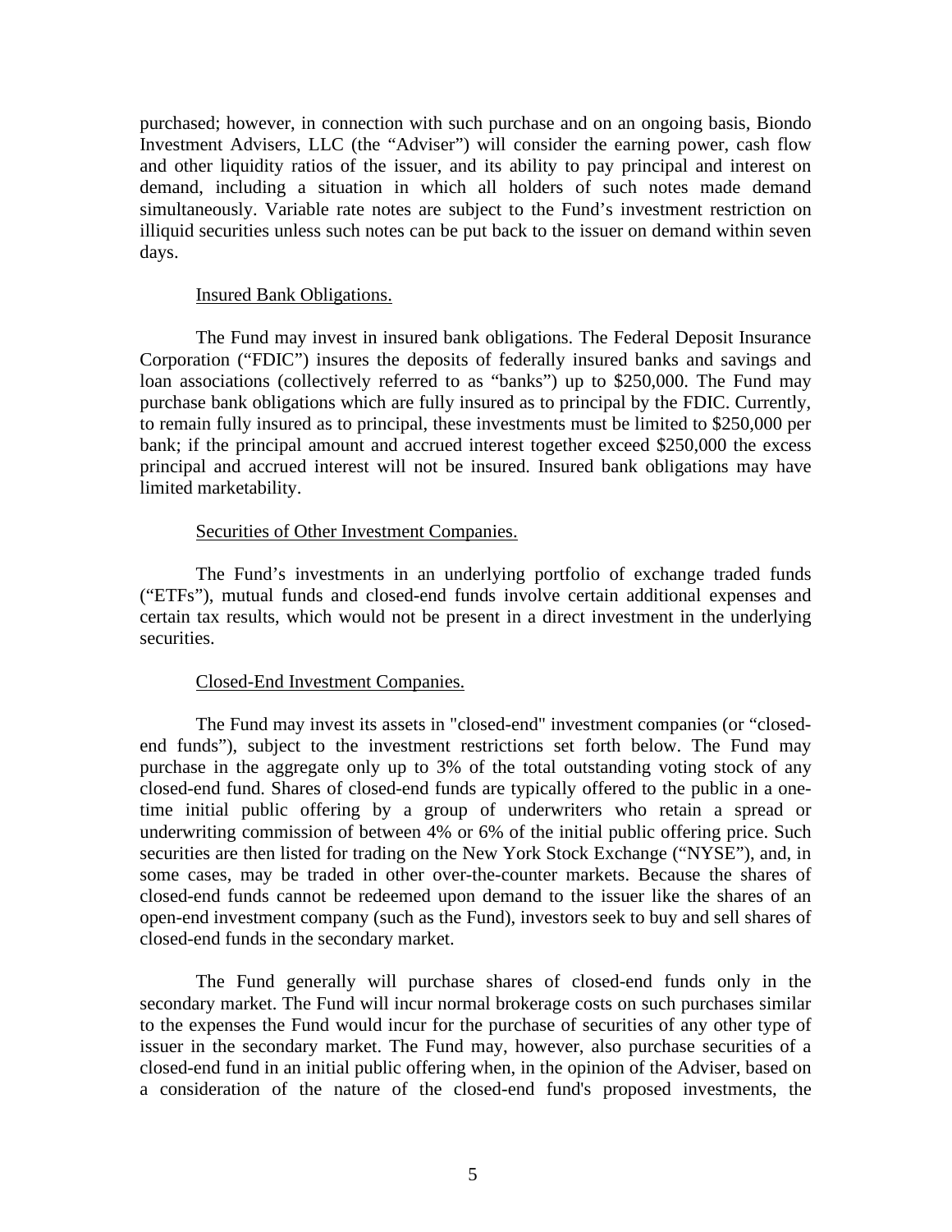purchased; however, in connection with such purchase and on an ongoing basis, Biondo Investment Advisers, LLC (the "Adviser") will consider the earning power, cash flow and other liquidity ratios of the issuer, and its ability to pay principal and interest on demand, including a situation in which all holders of such notes made demand simultaneously. Variable rate notes are subject to the Fund's investment restriction on illiquid securities unless such notes can be put back to the issuer on demand within seven days.

Insured Bank Obligations.

The Fund may invest in insured bank obligations. The Federal Deposit Insurance Corporation ("FDIC") insures the deposits of federally insured banks and savings and loan associations (collectively referred to as "banks") up to $250,000. The Fund may purchase bank obligations which are fully insured as to principal by the FDIC. Currently, to remain fully insured as to principal, these investments must be limited to $250,000 per bank; if the principal amount and accrued interest together exceed $250,000 the excess principal and accrued interest will not be insured. Insured bank obligations may have limited marketability.

Securities of Other Investment Companies.

The Fund's investments in an underlying portfolio of exchange traded funds ("ETFs"), mutual funds and closed-end funds involve certain additional expenses and certain tax results, which would not be present in a direct investment in the underlying securities.

Closed-End Investment Companies.

The Fund may invest its assets in "closed-end" investment companies (or "closed-end funds"), subject to the investment restrictions set forth below. The Fund may purchase in the aggregate only up to 3% of the total outstanding voting stock of any closed-end fund. Shares of closed-end funds are typically offered to the public in a one-time initial public offering by a group of underwriters who retain a spread or underwriting commission of between 4% or 6% of the initial public offering price. Such securities are then listed for trading on the New York Stock Exchange ("NYSE"), and, in some cases, may be traded in other over-the-counter markets. Because the shares of closed-end funds cannot be redeemed upon demand to the issuer like the shares of an open-end investment company (such as the Fund), investors seek to buy and sell shares of closed-end funds in the secondary market.

The Fund generally will purchase shares of closed-end funds only in the secondary market. The Fund will incur normal brokerage costs on such purchases similar to the expenses the Fund would incur for the purchase of securities of any other type of issuer in the secondary market. The Fund may, however, also purchase securities of a closed-end fund in an initial public offering when, in the opinion of the Adviser, based on a consideration of the nature of the closed-end fund's proposed investments, the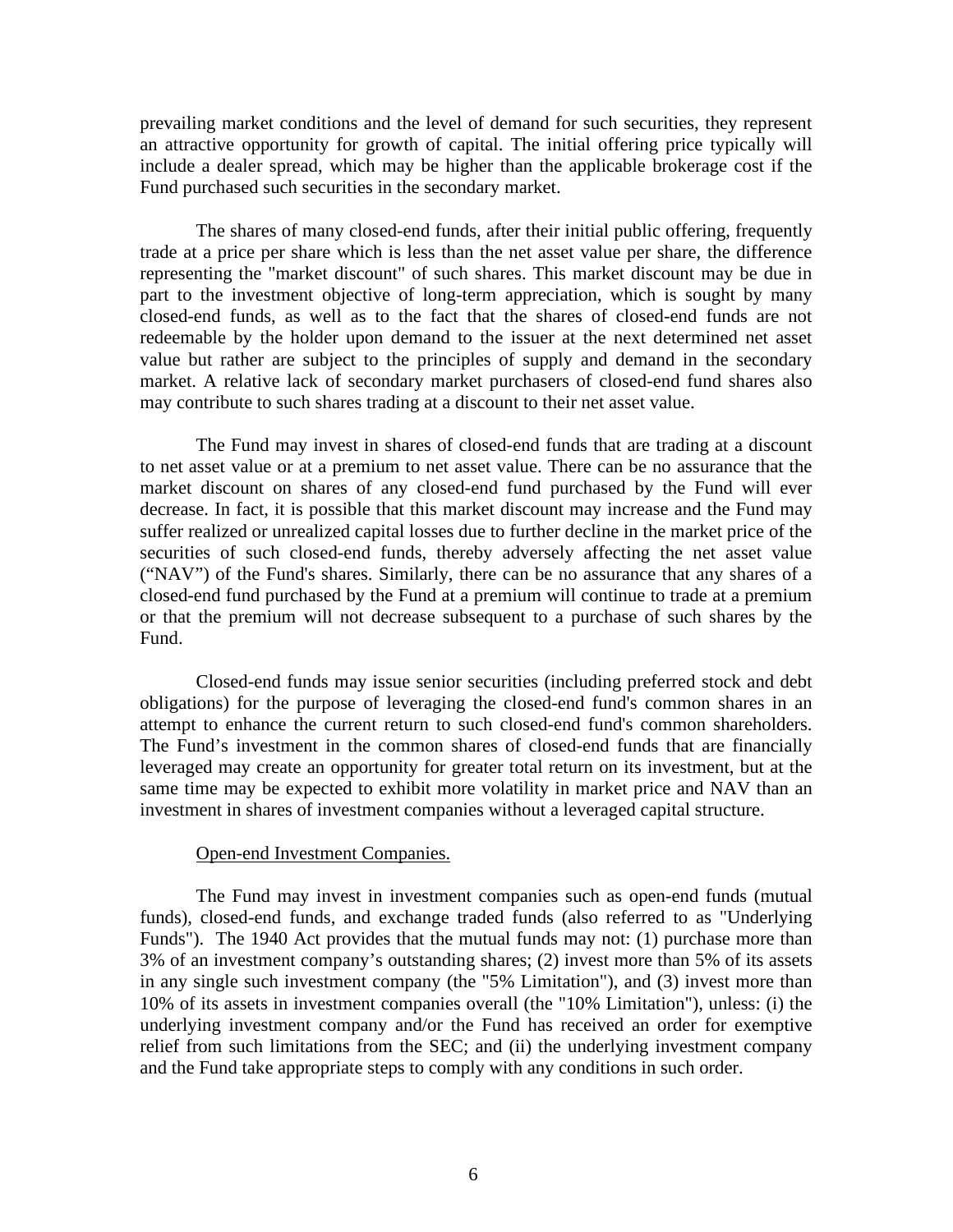prevailing market conditions and the level of demand for such securities, they represent an attractive opportunity for growth of capital. The initial offering price typically will include a dealer spread, which may be higher than the applicable brokerage cost if the Fund purchased such securities in the secondary market.

The shares of many closed-end funds, after their initial public offering, frequently trade at a price per share which is less than the net asset value per share, the difference representing the "market discount" of such shares. This market discount may be due in part to the investment objective of long-term appreciation, which is sought by many closed-end funds, as well as to the fact that the shares of closed-end funds are not redeemable by the holder upon demand to the issuer at the next determined net asset value but rather are subject to the principles of supply and demand in the secondary market. A relative lack of secondary market purchasers of closed-end fund shares also may contribute to such shares trading at a discount to their net asset value.

The Fund may invest in shares of closed-end funds that are trading at a discount to net asset value or at a premium to net asset value. There can be no assurance that the market discount on shares of any closed-end fund purchased by the Fund will ever decrease. In fact, it is possible that this market discount may increase and the Fund may suffer realized or unrealized capital losses due to further decline in the market price of the securities of such closed-end funds, thereby adversely affecting the net asset value ("NAV") of the Fund's shares. Similarly, there can be no assurance that any shares of a closed-end fund purchased by the Fund at a premium will continue to trade at a premium or that the premium will not decrease subsequent to a purchase of such shares by the Fund.

Closed-end funds may issue senior securities (including preferred stock and debt obligations) for the purpose of leveraging the closed-end fund's common shares in an attempt to enhance the current return to such closed-end fund's common shareholders. The Fund's investment in the common shares of closed-end funds that are financially leveraged may create an opportunity for greater total return on its investment, but at the same time may be expected to exhibit more volatility in market price and NAV than an investment in shares of investment companies without a leveraged capital structure.

Open-end Investment Companies.

The Fund may invest in investment companies such as open-end funds (mutual funds), closed-end funds, and exchange traded funds (also referred to as "Underlying Funds"). The 1940 Act provides that the mutual funds may not: (1) purchase more than 3% of an investment company's outstanding shares; (2) invest more than 5% of its assets in any single such investment company (the "5% Limitation"), and (3) invest more than 10% of its assets in investment companies overall (the "10% Limitation"), unless: (i) the underlying investment company and/or the Fund has received an order for exemptive relief from such limitations from the SEC; and (ii) the underlying investment company and the Fund take appropriate steps to comply with any conditions in such order.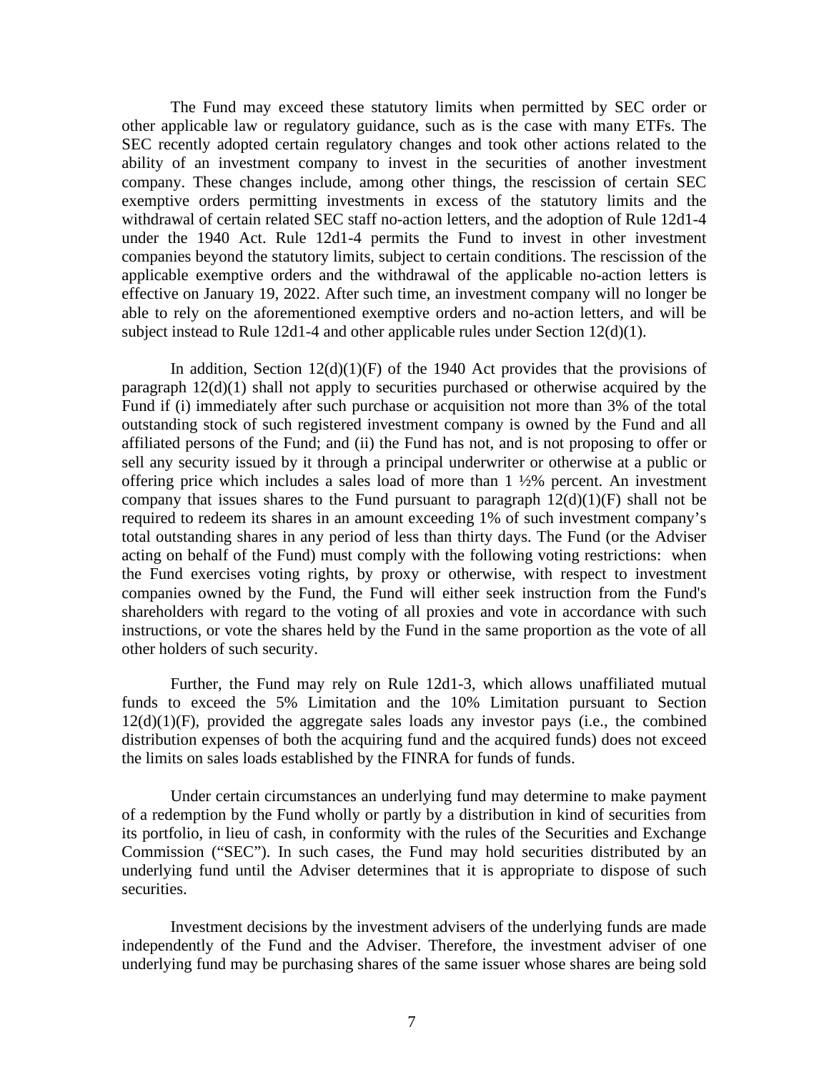The Fund may exceed these statutory limits when permitted by SEC order or other applicable law or regulatory guidance, such as is the case with many ETFs. The SEC recently adopted certain regulatory changes and took other actions related to the ability of an investment company to invest in the securities of another investment company. These changes include, among other things, the rescission of certain SEC exemptive orders permitting investments in excess of the statutory limits and the withdrawal of certain related SEC staff no-action letters, and the adoption of Rule 12d1-4 under the 1940 Act. Rule 12d1-4 permits the Fund to invest in other investment companies beyond the statutory limits, subject to certain conditions. The rescission of the applicable exemptive orders and the withdrawal of the applicable no-action letters is effective on January 19, 2022. After such time, an investment company will no longer be able to rely on the aforementioned exemptive orders and no-action letters, and will be subject instead to Rule 12d1-4 and other applicable rules under Section 12(d)(1).

In addition, Section 12(d)(1)(F) of the 1940 Act provides that the provisions of paragraph 12(d)(1) shall not apply to securities purchased or otherwise acquired by the Fund if (i) immediately after such purchase or acquisition not more than 3% of the total outstanding stock of such registered investment company is owned by the Fund and all affiliated persons of the Fund; and (ii) the Fund has not, and is not proposing to offer or sell any security issued by it through a principal underwriter or otherwise at a public or offering price which includes a sales load of more than 1 ½% percent. An investment company that issues shares to the Fund pursuant to paragraph 12(d)(1)(F) shall not be required to redeem its shares in an amount exceeding 1% of such investment company's total outstanding shares in any period of less than thirty days. The Fund (or the Adviser acting on behalf of the Fund) must comply with the following voting restrictions: when the Fund exercises voting rights, by proxy or otherwise, with respect to investment companies owned by the Fund, the Fund will either seek instruction from the Fund's shareholders with regard to the voting of all proxies and vote in accordance with such instructions, or vote the shares held by the Fund in the same proportion as the vote of all other holders of such security.

Further, the Fund may rely on Rule 12d1-3, which allows unaffiliated mutual funds to exceed the 5% Limitation and the 10% Limitation pursuant to Section 12(d)(1)(F), provided the aggregate sales loads any investor pays (i.e., the combined distribution expenses of both the acquiring fund and the acquired funds) does not exceed the limits on sales loads established by the FINRA for funds of funds.

Under certain circumstances an underlying fund may determine to make payment of a redemption by the Fund wholly or partly by a distribution in kind of securities from its portfolio, in lieu of cash, in conformity with the rules of the Securities and Exchange Commission ("SEC"). In such cases, the Fund may hold securities distributed by an underlying fund until the Adviser determines that it is appropriate to dispose of such securities.

Investment decisions by the investment advisers of the underlying funds are made independently of the Fund and the Adviser. Therefore, the investment adviser of one underlying fund may be purchasing shares of the same issuer whose shares are being sold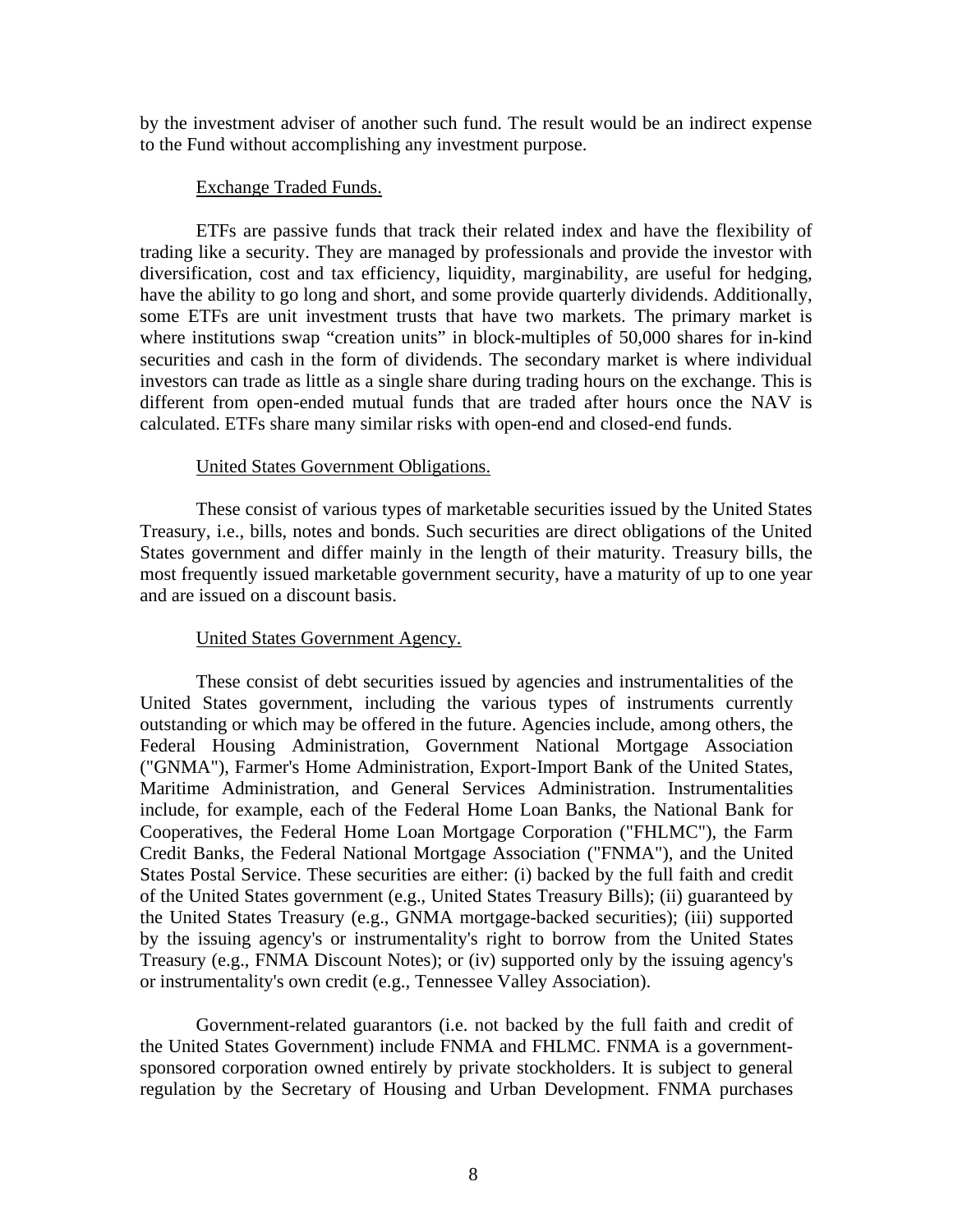by the investment adviser of another such fund. The result would be an indirect expense to the Fund without accomplishing any investment purpose.

Exchange Traded Funds.

ETFs are passive funds that track their related index and have the flexibility of trading like a security. They are managed by professionals and provide the investor with diversification, cost and tax efficiency, liquidity, marginability, are useful for hedging, have the ability to go long and short, and some provide quarterly dividends. Additionally, some ETFs are unit investment trusts that have two markets. The primary market is where institutions swap "creation units" in block-multiples of 50,000 shares for in-kind securities and cash in the form of dividends. The secondary market is where individual investors can trade as little as a single share during trading hours on the exchange. This is different from open-ended mutual funds that are traded after hours once the NAV is calculated. ETFs share many similar risks with open-end and closed-end funds.

United States Government Obligations.

These consist of various types of marketable securities issued by the United States Treasury, i.e., bills, notes and bonds. Such securities are direct obligations of the United States government and differ mainly in the length of their maturity. Treasury bills, the most frequently issued marketable government security, have a maturity of up to one year and are issued on a discount basis.

United States Government Agency.

These consist of debt securities issued by agencies and instrumentalities of the United States government, including the various types of instruments currently outstanding or which may be offered in the future. Agencies include, among others, the Federal Housing Administration, Government National Mortgage Association ("GNMA"), Farmer's Home Administration, Export-Import Bank of the United States, Maritime Administration, and General Services Administration. Instrumentalities include, for example, each of the Federal Home Loan Banks, the National Bank for Cooperatives, the Federal Home Loan Mortgage Corporation ("FHLMC"), the Farm Credit Banks, the Federal National Mortgage Association ("FNMA"), and the United States Postal Service. These securities are either: (i) backed by the full faith and credit of the United States government (e.g., United States Treasury Bills); (ii) guaranteed by the United States Treasury (e.g., GNMA mortgage-backed securities); (iii) supported by the issuing agency's or instrumentality's right to borrow from the United States Treasury (e.g., FNMA Discount Notes); or (iv) supported only by the issuing agency's or instrumentality's own credit (e.g., Tennessee Valley Association).

Government-related guarantors (i.e. not backed by the full faith and credit of the United States Government) include FNMA and FHLMC. FNMA is a government-sponsored corporation owned entirely by private stockholders. It is subject to general regulation by the Secretary of Housing and Urban Development. FNMA purchases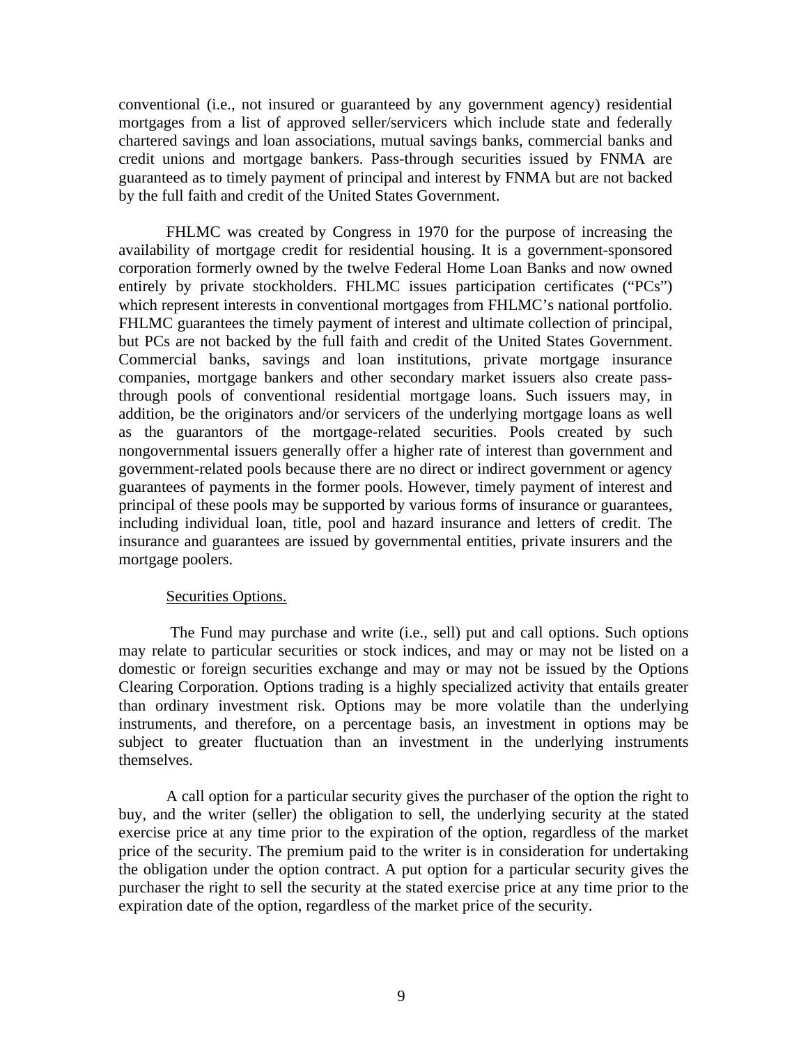conventional (i.e., not insured or guaranteed by any government agency) residential mortgages from a list of approved seller/servicers which include state and federally chartered savings and loan associations, mutual savings banks, commercial banks and credit unions and mortgage bankers. Pass-through securities issued by FNMA are guaranteed as to timely payment of principal and interest by FNMA but are not backed by the full faith and credit of the United States Government.

FHLMC was created by Congress in 1970 for the purpose of increasing the availability of mortgage credit for residential housing. It is a government-sponsored corporation formerly owned by the twelve Federal Home Loan Banks and now owned entirely by private stockholders. FHLMC issues participation certificates ("PCs") which represent interests in conventional mortgages from FHLMC's national portfolio. FHLMC guarantees the timely payment of interest and ultimate collection of principal, but PCs are not backed by the full faith and credit of the United States Government. Commercial banks, savings and loan institutions, private mortgage insurance companies, mortgage bankers and other secondary market issuers also create pass-through pools of conventional residential mortgage loans. Such issuers may, in addition, be the originators and/or servicers of the underlying mortgage loans as well as the guarantors of the mortgage-related securities. Pools created by such nongovernmental issuers generally offer a higher rate of interest than government and government-related pools because there are no direct or indirect government or agency guarantees of payments in the former pools. However, timely payment of interest and principal of these pools may be supported by various forms of insurance or guarantees, including individual loan, title, pool and hazard insurance and letters of credit. The insurance and guarantees are issued by governmental entities, private insurers and the mortgage poolers.

Securities Options.

The Fund may purchase and write (i.e., sell) put and call options. Such options may relate to particular securities or stock indices, and may or may not be listed on a domestic or foreign securities exchange and may or may not be issued by the Options Clearing Corporation. Options trading is a highly specialized activity that entails greater than ordinary investment risk. Options may be more volatile than the underlying instruments, and therefore, on a percentage basis, an investment in options may be subject to greater fluctuation than an investment in the underlying instruments themselves.

A call option for a particular security gives the purchaser of the option the right to buy, and the writer (seller) the obligation to sell, the underlying security at the stated exercise price at any time prior to the expiration of the option, regardless of the market price of the security. The premium paid to the writer is in consideration for undertaking the obligation under the option contract. A put option for a particular security gives the purchaser the right to sell the security at the stated exercise price at any time prior to the expiration date of the option, regardless of the market price of the security.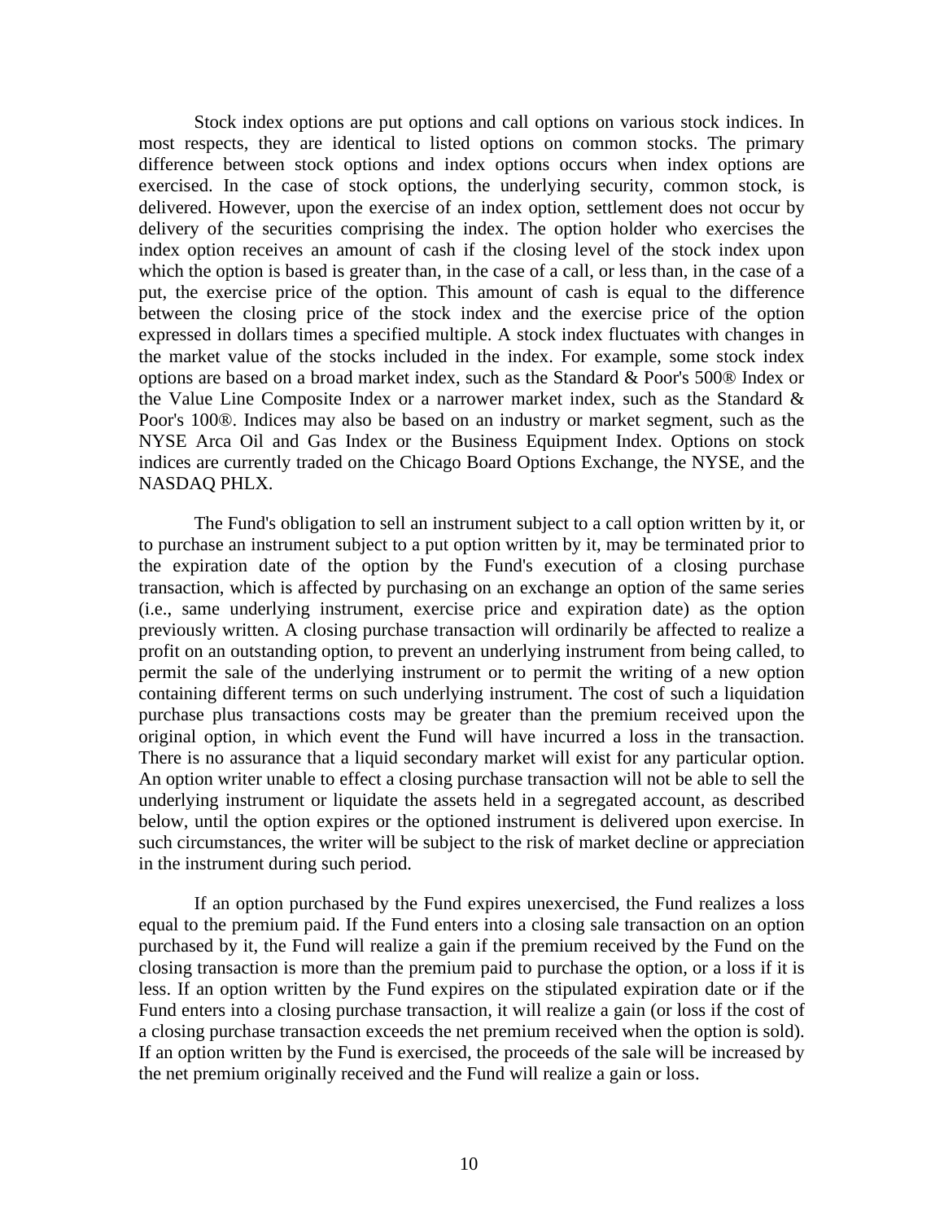Stock index options are put options and call options on various stock indices. In most respects, they are identical to listed options on common stocks. The primary difference between stock options and index options occurs when index options are exercised. In the case of stock options, the underlying security, common stock, is delivered. However, upon the exercise of an index option, settlement does not occur by delivery of the securities comprising the index. The option holder who exercises the index option receives an amount of cash if the closing level of the stock index upon which the option is based is greater than, in the case of a call, or less than, in the case of a put, the exercise price of the option. This amount of cash is equal to the difference between the closing price of the stock index and the exercise price of the option expressed in dollars times a specified multiple. A stock index fluctuates with changes in the market value of the stocks included in the index. For example, some stock index options are based on a broad market index, such as the Standard & Poor's 500® Index or the Value Line Composite Index or a narrower market index, such as the Standard & Poor's 100®. Indices may also be based on an industry or market segment, such as the NYSE Arca Oil and Gas Index or the Business Equipment Index. Options on stock indices are currently traded on the Chicago Board Options Exchange, the NYSE, and the NASDAQ PHLX.

The Fund's obligation to sell an instrument subject to a call option written by it, or to purchase an instrument subject to a put option written by it, may be terminated prior to the expiration date of the option by the Fund's execution of a closing purchase transaction, which is affected by purchasing on an exchange an option of the same series (i.e., same underlying instrument, exercise price and expiration date) as the option previously written. A closing purchase transaction will ordinarily be affected to realize a profit on an outstanding option, to prevent an underlying instrument from being called, to permit the sale of the underlying instrument or to permit the writing of a new option containing different terms on such underlying instrument. The cost of such a liquidation purchase plus transactions costs may be greater than the premium received upon the original option, in which event the Fund will have incurred a loss in the transaction. There is no assurance that a liquid secondary market will exist for any particular option. An option writer unable to effect a closing purchase transaction will not be able to sell the underlying instrument or liquidate the assets held in a segregated account, as described below, until the option expires or the optioned instrument is delivered upon exercise. In such circumstances, the writer will be subject to the risk of market decline or appreciation in the instrument during such period.

If an option purchased by the Fund expires unexercised, the Fund realizes a loss equal to the premium paid. If the Fund enters into a closing sale transaction on an option purchased by it, the Fund will realize a gain if the premium received by the Fund on the closing transaction is more than the premium paid to purchase the option, or a loss if it is less. If an option written by the Fund expires on the stipulated expiration date or if the Fund enters into a closing purchase transaction, it will realize a gain (or loss if the cost of a closing purchase transaction exceeds the net premium received when the option is sold). If an option written by the Fund is exercised, the proceeds of the sale will be increased by the net premium originally received and the Fund will realize a gain or loss.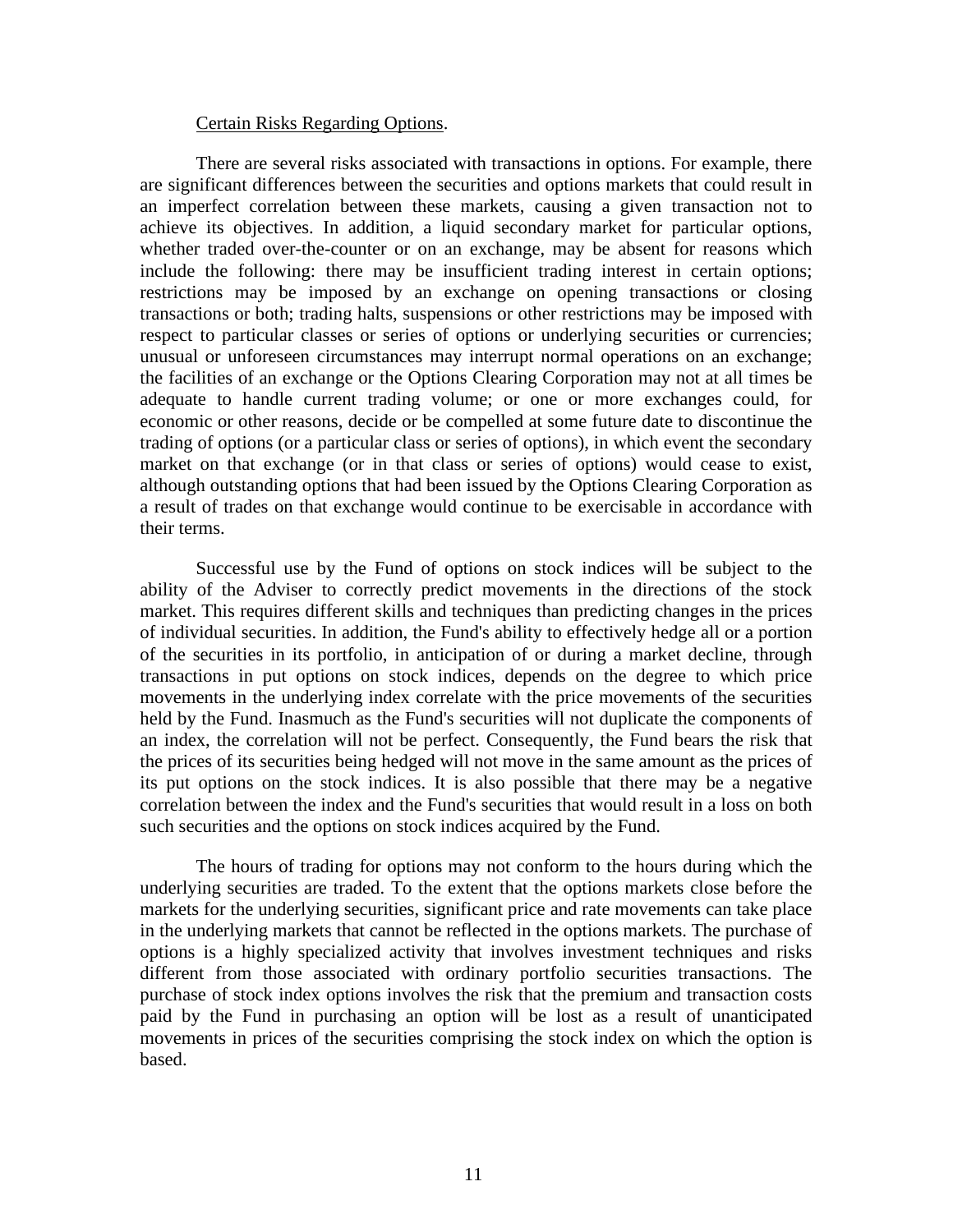Certain Risks Regarding Options.

There are several risks associated with transactions in options. For example, there are significant differences between the securities and options markets that could result in an imperfect correlation between these markets, causing a given transaction not to achieve its objectives. In addition, a liquid secondary market for particular options, whether traded over-the-counter or on an exchange, may be absent for reasons which include the following: there may be insufficient trading interest in certain options; restrictions may be imposed by an exchange on opening transactions or closing transactions or both; trading halts, suspensions or other restrictions may be imposed with respect to particular classes or series of options or underlying securities or currencies; unusual or unforeseen circumstances may interrupt normal operations on an exchange; the facilities of an exchange or the Options Clearing Corporation may not at all times be adequate to handle current trading volume; or one or more exchanges could, for economic or other reasons, decide or be compelled at some future date to discontinue the trading of options (or a particular class or series of options), in which event the secondary market on that exchange (or in that class or series of options) would cease to exist, although outstanding options that had been issued by the Options Clearing Corporation as a result of trades on that exchange would continue to be exercisable in accordance with their terms.

Successful use by the Fund of options on stock indices will be subject to the ability of the Adviser to correctly predict movements in the directions of the stock market. This requires different skills and techniques than predicting changes in the prices of individual securities. In addition, the Fund's ability to effectively hedge all or a portion of the securities in its portfolio, in anticipation of or during a market decline, through transactions in put options on stock indices, depends on the degree to which price movements in the underlying index correlate with the price movements of the securities held by the Fund. Inasmuch as the Fund's securities will not duplicate the components of an index, the correlation will not be perfect. Consequently, the Fund bears the risk that the prices of its securities being hedged will not move in the same amount as the prices of its put options on the stock indices. It is also possible that there may be a negative correlation between the index and the Fund's securities that would result in a loss on both such securities and the options on stock indices acquired by the Fund.

The hours of trading for options may not conform to the hours during which the underlying securities are traded. To the extent that the options markets close before the markets for the underlying securities, significant price and rate movements can take place in the underlying markets that cannot be reflected in the options markets. The purchase of options is a highly specialized activity that involves investment techniques and risks different from those associated with ordinary portfolio securities transactions. The purchase of stock index options involves the risk that the premium and transaction costs paid by the Fund in purchasing an option will be lost as a result of unanticipated movements in prices of the securities comprising the stock index on which the option is based.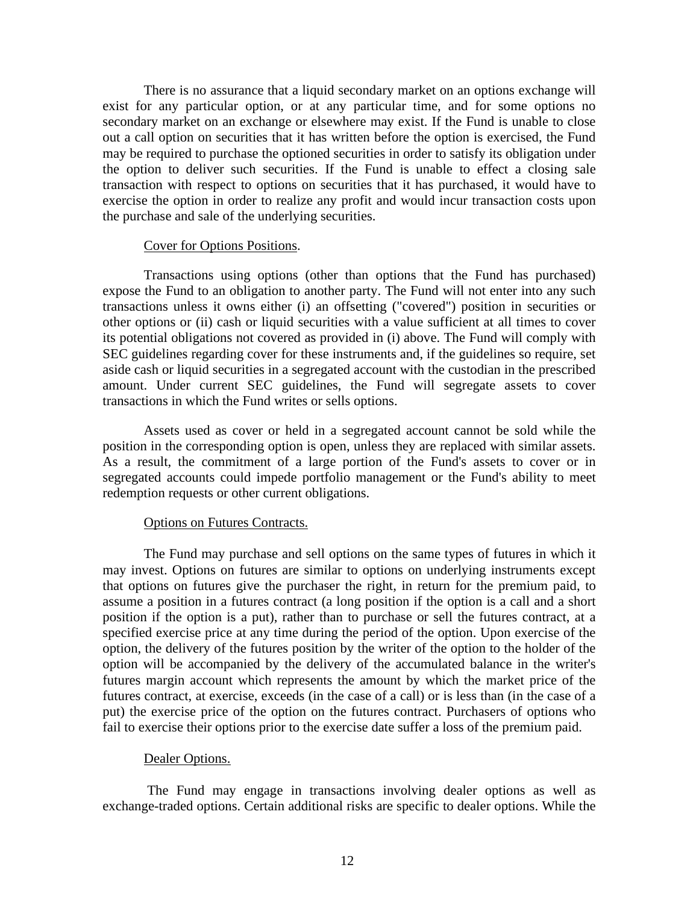There is no assurance that a liquid secondary market on an options exchange will exist for any particular option, or at any particular time, and for some options no secondary market on an exchange or elsewhere may exist. If the Fund is unable to close out a call option on securities that it has written before the option is exercised, the Fund may be required to purchase the optioned securities in order to satisfy its obligation under the option to deliver such securities. If the Fund is unable to effect a closing sale transaction with respect to options on securities that it has purchased, it would have to exercise the option in order to realize any profit and would incur transaction costs upon the purchase and sale of the underlying securities.

Cover for Options Positions.

Transactions using options (other than options that the Fund has purchased) expose the Fund to an obligation to another party. The Fund will not enter into any such transactions unless it owns either (i) an offsetting ("covered") position in securities or other options or (ii) cash or liquid securities with a value sufficient at all times to cover its potential obligations not covered as provided in (i) above. The Fund will comply with SEC guidelines regarding cover for these instruments and, if the guidelines so require, set aside cash or liquid securities in a segregated account with the custodian in the prescribed amount. Under current SEC guidelines, the Fund will segregate assets to cover transactions in which the Fund writes or sells options.

Assets used as cover or held in a segregated account cannot be sold while the position in the corresponding option is open, unless they are replaced with similar assets. As a result, the commitment of a large portion of the Fund's assets to cover or in segregated accounts could impede portfolio management or the Fund's ability to meet redemption requests or other current obligations.

Options on Futures Contracts.

The Fund may purchase and sell options on the same types of futures in which it may invest. Options on futures are similar to options on underlying instruments except that options on futures give the purchaser the right, in return for the premium paid, to assume a position in a futures contract (a long position if the option is a call and a short position if the option is a put), rather than to purchase or sell the futures contract, at a specified exercise price at any time during the period of the option. Upon exercise of the option, the delivery of the futures position by the writer of the option to the holder of the option will be accompanied by the delivery of the accumulated balance in the writer's futures margin account which represents the amount by which the market price of the futures contract, at exercise, exceeds (in the case of a call) or is less than (in the case of a put) the exercise price of the option on the futures contract. Purchasers of options who fail to exercise their options prior to the exercise date suffer a loss of the premium paid.

Dealer Options.

The Fund may engage in transactions involving dealer options as well as exchange-traded options. Certain additional risks are specific to dealer options. While the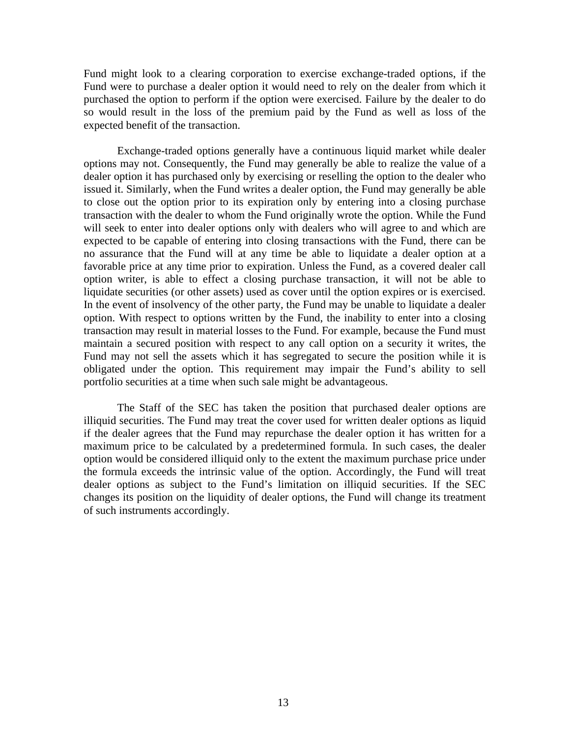Fund might look to a clearing corporation to exercise exchange-traded options, if the Fund were to purchase a dealer option it would need to rely on the dealer from which it purchased the option to perform if the option were exercised. Failure by the dealer to do so would result in the loss of the premium paid by the Fund as well as loss of the expected benefit of the transaction.

Exchange-traded options generally have a continuous liquid market while dealer options may not. Consequently, the Fund may generally be able to realize the value of a dealer option it has purchased only by exercising or reselling the option to the dealer who issued it. Similarly, when the Fund writes a dealer option, the Fund may generally be able to close out the option prior to its expiration only by entering into a closing purchase transaction with the dealer to whom the Fund originally wrote the option. While the Fund will seek to enter into dealer options only with dealers who will agree to and which are expected to be capable of entering into closing transactions with the Fund, there can be no assurance that the Fund will at any time be able to liquidate a dealer option at a favorable price at any time prior to expiration. Unless the Fund, as a covered dealer call option writer, is able to effect a closing purchase transaction, it will not be able to liquidate securities (or other assets) used as cover until the option expires or is exercised. In the event of insolvency of the other party, the Fund may be unable to liquidate a dealer option. With respect to options written by the Fund, the inability to enter into a closing transaction may result in material losses to the Fund. For example, because the Fund must maintain a secured position with respect to any call option on a security it writes, the Fund may not sell the assets which it has segregated to secure the position while it is obligated under the option. This requirement may impair the Fund's ability to sell portfolio securities at a time when such sale might be advantageous.

The Staff of the SEC has taken the position that purchased dealer options are illiquid securities. The Fund may treat the cover used for written dealer options as liquid if the dealer agrees that the Fund may repurchase the dealer option it has written for a maximum price to be calculated by a predetermined formula. In such cases, the dealer option would be considered illiquid only to the extent the maximum purchase price under the formula exceeds the intrinsic value of the option. Accordingly, the Fund will treat dealer options as subject to the Fund's limitation on illiquid securities. If the SEC changes its position on the liquidity of dealer options, the Fund will change its treatment of such instruments accordingly.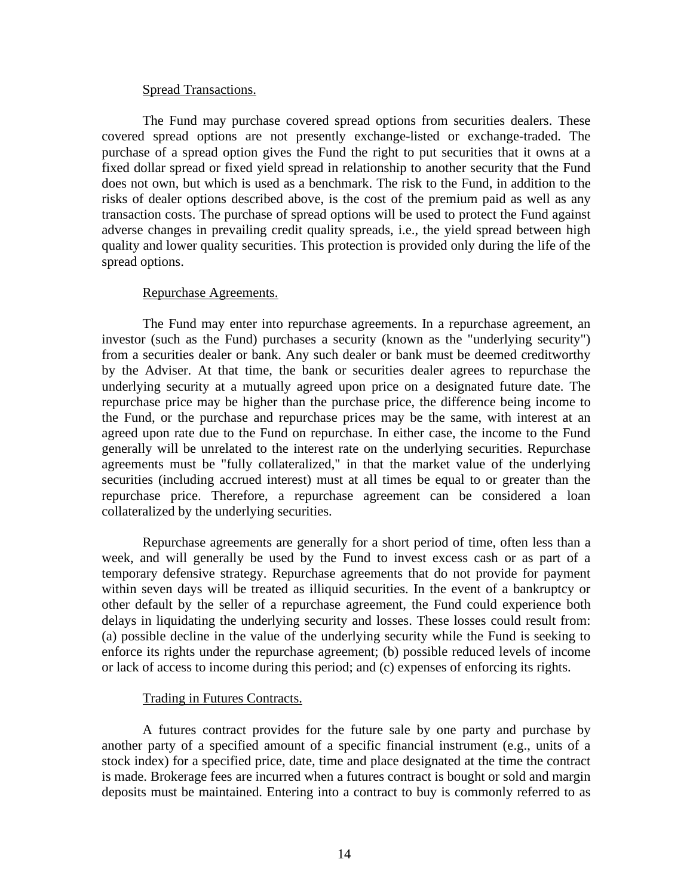Spread Transactions.

The Fund may purchase covered spread options from securities dealers. These covered spread options are not presently exchange-listed or exchange-traded. The purchase of a spread option gives the Fund the right to put securities that it owns at a fixed dollar spread or fixed yield spread in relationship to another security that the Fund does not own, but which is used as a benchmark. The risk to the Fund, in addition to the risks of dealer options described above, is the cost of the premium paid as well as any transaction costs. The purchase of spread options will be used to protect the Fund against adverse changes in prevailing credit quality spreads, i.e., the yield spread between high quality and lower quality securities. This protection is provided only during the life of the spread options.

Repurchase Agreements.

The Fund may enter into repurchase agreements. In a repurchase agreement, an investor (such as the Fund) purchases a security (known as the "underlying security") from a securities dealer or bank. Any such dealer or bank must be deemed creditworthy by the Adviser. At that time, the bank or securities dealer agrees to repurchase the underlying security at a mutually agreed upon price on a designated future date. The repurchase price may be higher than the purchase price, the difference being income to the Fund, or the purchase and repurchase prices may be the same, with interest at an agreed upon rate due to the Fund on repurchase. In either case, the income to the Fund generally will be unrelated to the interest rate on the underlying securities. Repurchase agreements must be "fully collateralized," in that the market value of the underlying securities (including accrued interest) must at all times be equal to or greater than the repurchase price. Therefore, a repurchase agreement can be considered a loan collateralized by the underlying securities.

Repurchase agreements are generally for a short period of time, often less than a week, and will generally be used by the Fund to invest excess cash or as part of a temporary defensive strategy. Repurchase agreements that do not provide for payment within seven days will be treated as illiquid securities. In the event of a bankruptcy or other default by the seller of a repurchase agreement, the Fund could experience both delays in liquidating the underlying security and losses. These losses could result from: (a) possible decline in the value of the underlying security while the Fund is seeking to enforce its rights under the repurchase agreement; (b) possible reduced levels of income or lack of access to income during this period; and (c) expenses of enforcing its rights.

Trading in Futures Contracts.

A futures contract provides for the future sale by one party and purchase by another party of a specified amount of a specific financial instrument (e.g., units of a stock index) for a specified price, date, time and place designated at the time the contract is made. Brokerage fees are incurred when a futures contract is bought or sold and margin deposits must be maintained. Entering into a contract to buy is commonly referred to as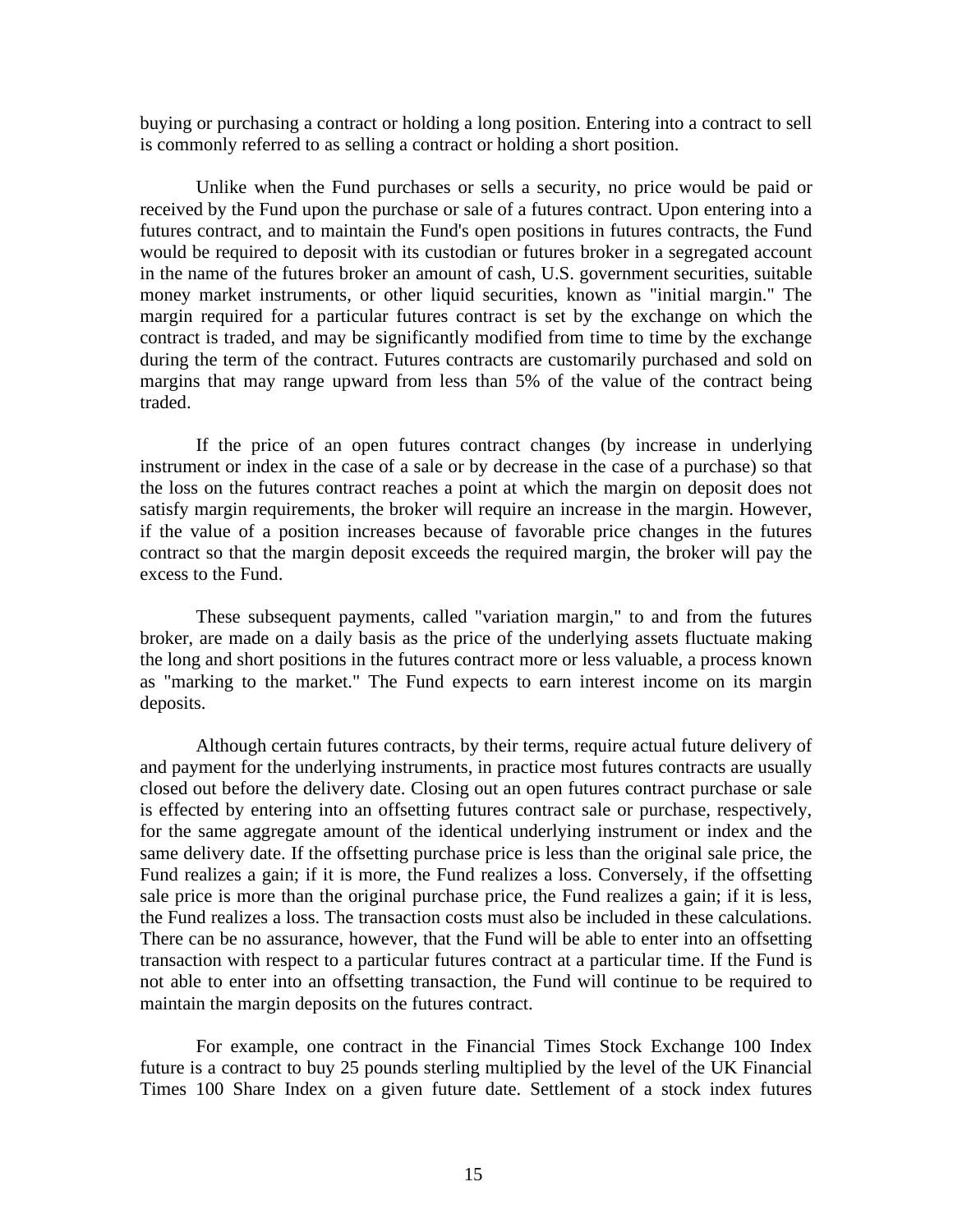buying or purchasing a contract or holding a long position. Entering into a contract to sell is commonly referred to as selling a contract or holding a short position.

Unlike when the Fund purchases or sells a security, no price would be paid or received by the Fund upon the purchase or sale of a futures contract. Upon entering into a futures contract, and to maintain the Fund's open positions in futures contracts, the Fund would be required to deposit with its custodian or futures broker in a segregated account in the name of the futures broker an amount of cash, U.S. government securities, suitable money market instruments, or other liquid securities, known as "initial margin." The margin required for a particular futures contract is set by the exchange on which the contract is traded, and may be significantly modified from time to time by the exchange during the term of the contract. Futures contracts are customarily purchased and sold on margins that may range upward from less than 5% of the value of the contract being traded.

If the price of an open futures contract changes (by increase in underlying instrument or index in the case of a sale or by decrease in the case of a purchase) so that the loss on the futures contract reaches a point at which the margin on deposit does not satisfy margin requirements, the broker will require an increase in the margin. However, if the value of a position increases because of favorable price changes in the futures contract so that the margin deposit exceeds the required margin, the broker will pay the excess to the Fund.

These subsequent payments, called "variation margin," to and from the futures broker, are made on a daily basis as the price of the underlying assets fluctuate making the long and short positions in the futures contract more or less valuable, a process known as "marking to the market." The Fund expects to earn interest income on its margin deposits.

Although certain futures contracts, by their terms, require actual future delivery of and payment for the underlying instruments, in practice most futures contracts are usually closed out before the delivery date. Closing out an open futures contract purchase or sale is effected by entering into an offsetting futures contract sale or purchase, respectively, for the same aggregate amount of the identical underlying instrument or index and the same delivery date. If the offsetting purchase price is less than the original sale price, the Fund realizes a gain; if it is more, the Fund realizes a loss. Conversely, if the offsetting sale price is more than the original purchase price, the Fund realizes a gain; if it is less, the Fund realizes a loss. The transaction costs must also be included in these calculations. There can be no assurance, however, that the Fund will be able to enter into an offsetting transaction with respect to a particular futures contract at a particular time. If the Fund is not able to enter into an offsetting transaction, the Fund will continue to be required to maintain the margin deposits on the futures contract.

For example, one contract in the Financial Times Stock Exchange 100 Index future is a contract to buy 25 pounds sterling multiplied by the level of the UK Financial Times 100 Share Index on a given future date. Settlement of a stock index futures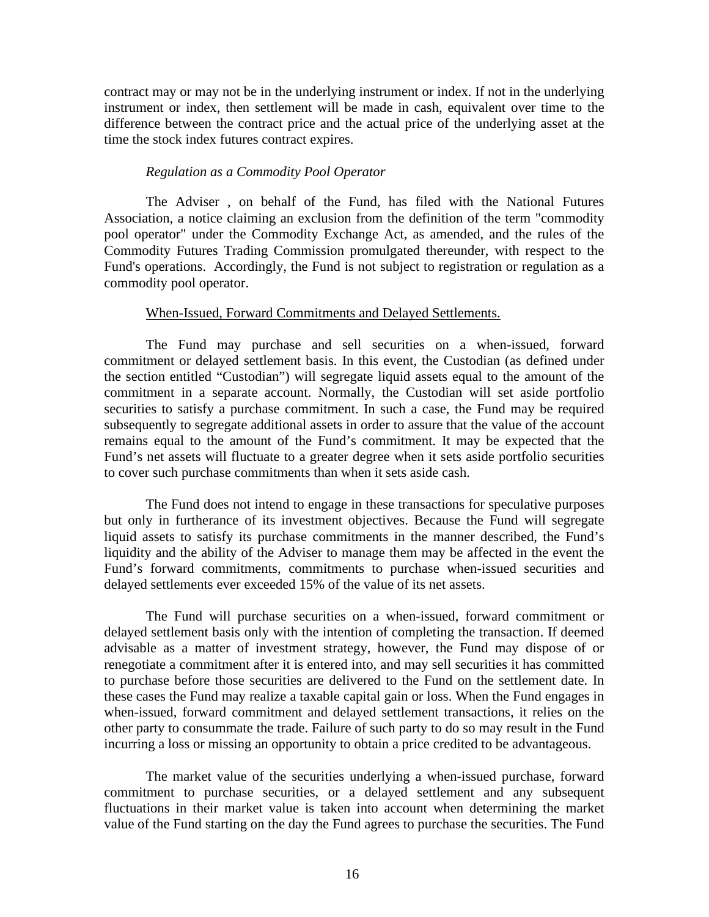contract may or may not be in the underlying instrument or index. If not in the underlying instrument or index, then settlement will be made in cash, equivalent over time to the difference between the contract price and the actual price of the underlying asset at the time the stock index futures contract expires.

*Regulation as a Commodity Pool Operator*

The Adviser , on behalf of the Fund, has filed with the National Futures Association, a notice claiming an exclusion from the definition of the term "commodity pool operator" under the Commodity Exchange Act, as amended, and the rules of the Commodity Futures Trading Commission promulgated thereunder, with respect to the Fund's operations. Accordingly, the Fund is not subject to registration or regulation as a commodity pool operator.

When-Issued, Forward Commitments and Delayed Settlements.

The Fund may purchase and sell securities on a when-issued, forward commitment or delayed settlement basis. In this event, the Custodian (as defined under the section entitled "Custodian") will segregate liquid assets equal to the amount of the commitment in a separate account. Normally, the Custodian will set aside portfolio securities to satisfy a purchase commitment. In such a case, the Fund may be required subsequently to segregate additional assets in order to assure that the value of the account remains equal to the amount of the Fund's commitment. It may be expected that the Fund's net assets will fluctuate to a greater degree when it sets aside portfolio securities to cover such purchase commitments than when it sets aside cash.

The Fund does not intend to engage in these transactions for speculative purposes but only in furtherance of its investment objectives. Because the Fund will segregate liquid assets to satisfy its purchase commitments in the manner described, the Fund's liquidity and the ability of the Adviser to manage them may be affected in the event the Fund's forward commitments, commitments to purchase when-issued securities and delayed settlements ever exceeded 15% of the value of its net assets.

The Fund will purchase securities on a when-issued, forward commitment or delayed settlement basis only with the intention of completing the transaction. If deemed advisable as a matter of investment strategy, however, the Fund may dispose of or renegotiate a commitment after it is entered into, and may sell securities it has committed to purchase before those securities are delivered to the Fund on the settlement date. In these cases the Fund may realize a taxable capital gain or loss. When the Fund engages in when-issued, forward commitment and delayed settlement transactions, it relies on the other party to consummate the trade. Failure of such party to do so may result in the Fund incurring a loss or missing an opportunity to obtain a price credited to be advantageous.

The market value of the securities underlying a when-issued purchase, forward commitment to purchase securities, or a delayed settlement and any subsequent fluctuations in their market value is taken into account when determining the market value of the Fund starting on the day the Fund agrees to purchase the securities. The Fund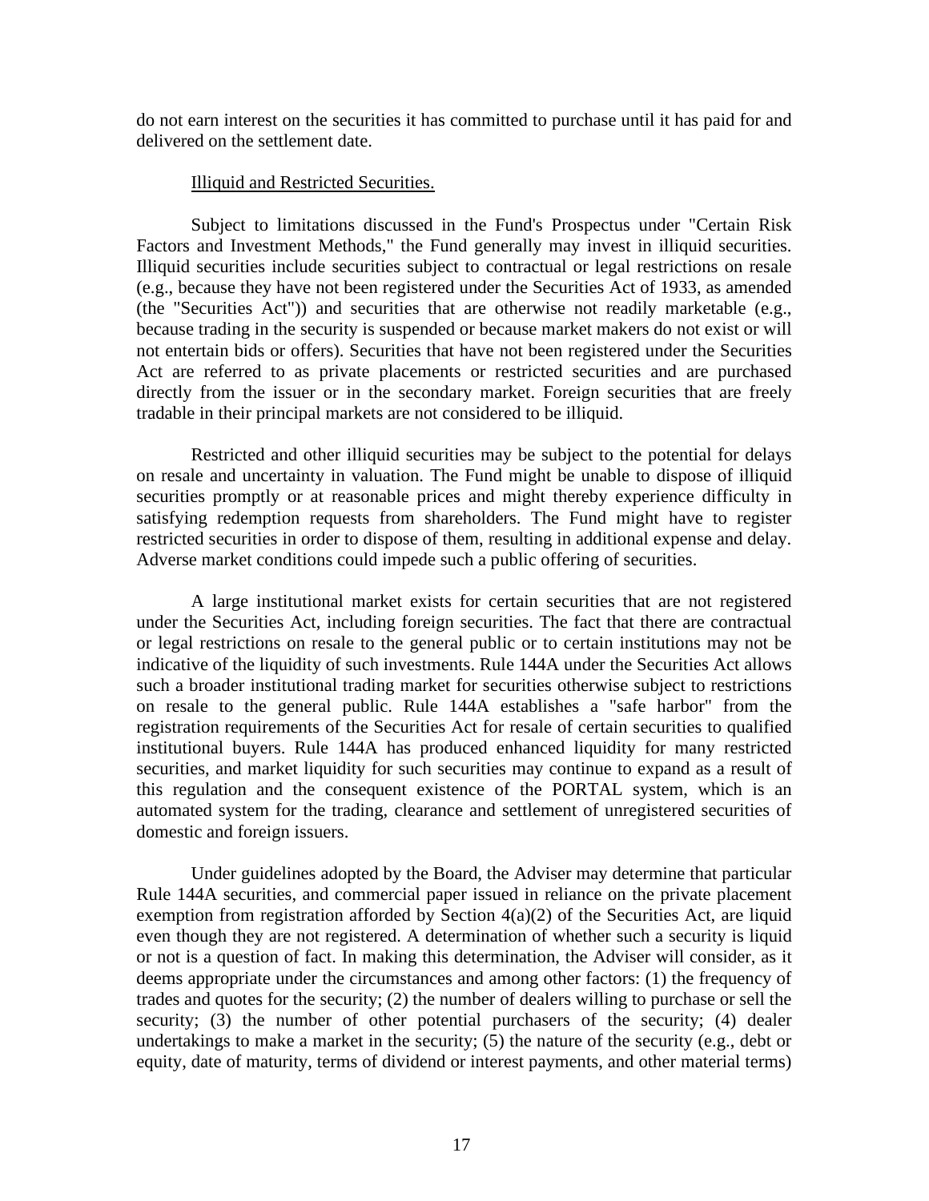do not earn interest on the securities it has committed to purchase until it has paid for and delivered on the settlement date.

Illiquid and Restricted Securities.

Subject to limitations discussed in the Fund's Prospectus under "Certain Risk Factors and Investment Methods," the Fund generally may invest in illiquid securities. Illiquid securities include securities subject to contractual or legal restrictions on resale (e.g., because they have not been registered under the Securities Act of 1933, as amended (the "Securities Act")) and securities that are otherwise not readily marketable (e.g., because trading in the security is suspended or because market makers do not exist or will not entertain bids or offers). Securities that have not been registered under the Securities Act are referred to as private placements or restricted securities and are purchased directly from the issuer or in the secondary market. Foreign securities that are freely tradable in their principal markets are not considered to be illiquid.

Restricted and other illiquid securities may be subject to the potential for delays on resale and uncertainty in valuation. The Fund might be unable to dispose of illiquid securities promptly or at reasonable prices and might thereby experience difficulty in satisfying redemption requests from shareholders. The Fund might have to register restricted securities in order to dispose of them, resulting in additional expense and delay. Adverse market conditions could impede such a public offering of securities.

A large institutional market exists for certain securities that are not registered under the Securities Act, including foreign securities. The fact that there are contractual or legal restrictions on resale to the general public or to certain institutions may not be indicative of the liquidity of such investments. Rule 144A under the Securities Act allows such a broader institutional trading market for securities otherwise subject to restrictions on resale to the general public. Rule 144A establishes a "safe harbor" from the registration requirements of the Securities Act for resale of certain securities to qualified institutional buyers. Rule 144A has produced enhanced liquidity for many restricted securities, and market liquidity for such securities may continue to expand as a result of this regulation and the consequent existence of the PORTAL system, which is an automated system for the trading, clearance and settlement of unregistered securities of domestic and foreign issuers.

Under guidelines adopted by the Board, the Adviser may determine that particular Rule 144A securities, and commercial paper issued in reliance on the private placement exemption from registration afforded by Section 4(a)(2) of the Securities Act, are liquid even though they are not registered. A determination of whether such a security is liquid or not is a question of fact. In making this determination, the Adviser will consider, as it deems appropriate under the circumstances and among other factors: (1) the frequency of trades and quotes for the security; (2) the number of dealers willing to purchase or sell the security; (3) the number of other potential purchasers of the security; (4) dealer undertakings to make a market in the security; (5) the nature of the security (e.g., debt or equity, date of maturity, terms of dividend or interest payments, and other material terms)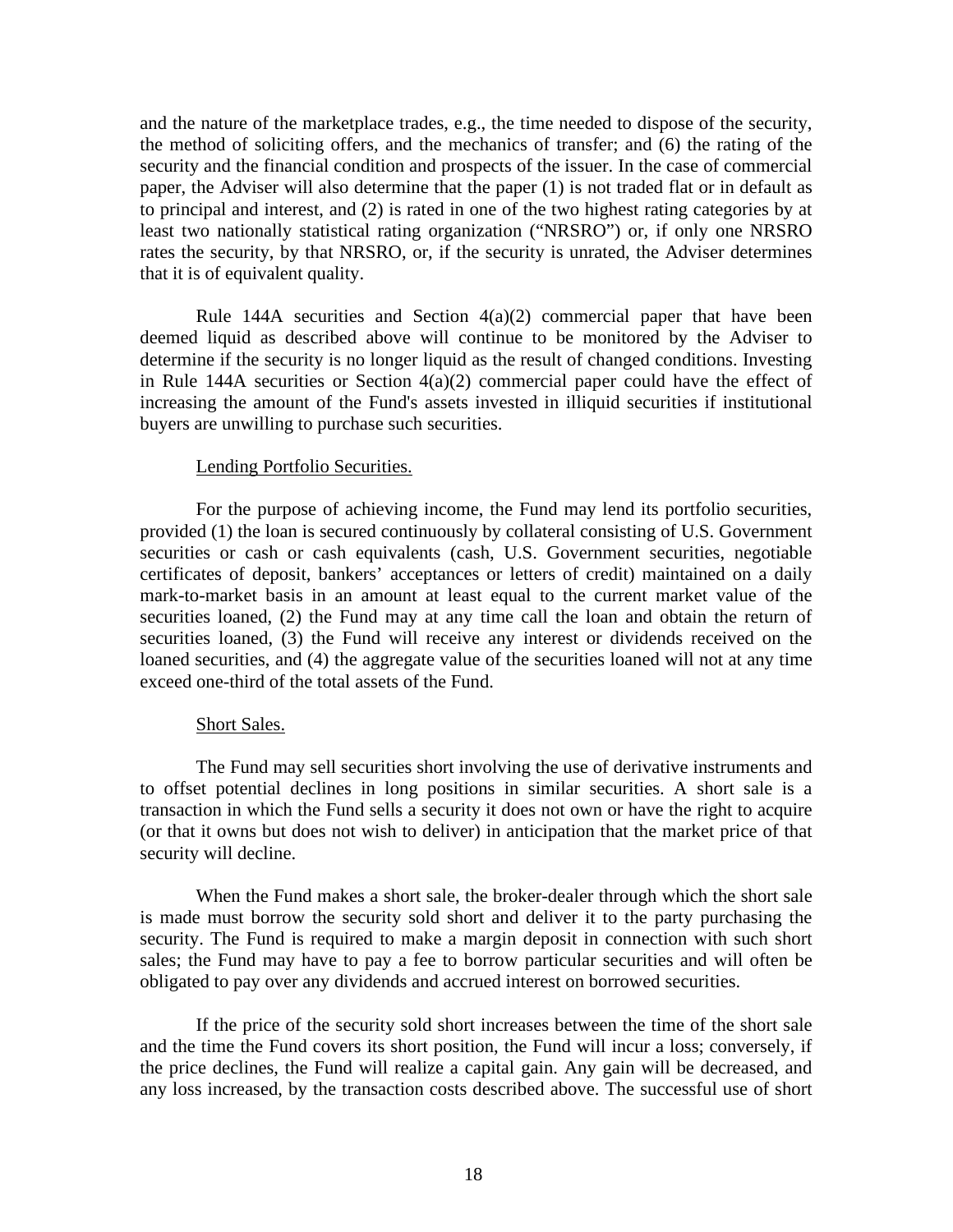and the nature of the marketplace trades, e.g., the time needed to dispose of the security, the method of soliciting offers, and the mechanics of transfer; and (6) the rating of the security and the financial condition and prospects of the issuer. In the case of commercial paper, the Adviser will also determine that the paper (1) is not traded flat or in default as to principal and interest, and (2) is rated in one of the two highest rating categories by at least two nationally statistical rating organization ("NRSRO") or, if only one NRSRO rates the security, by that NRSRO, or, if the security is unrated, the Adviser determines that it is of equivalent quality.

Rule 144A securities and Section 4(a)(2) commercial paper that have been deemed liquid as described above will continue to be monitored by the Adviser to determine if the security is no longer liquid as the result of changed conditions. Investing in Rule 144A securities or Section 4(a)(2) commercial paper could have the effect of increasing the amount of the Fund's assets invested in illiquid securities if institutional buyers are unwilling to purchase such securities.

Lending Portfolio Securities.

For the purpose of achieving income, the Fund may lend its portfolio securities, provided (1) the loan is secured continuously by collateral consisting of U.S. Government securities or cash or cash equivalents (cash, U.S. Government securities, negotiable certificates of deposit, bankers' acceptances or letters of credit) maintained on a daily mark-to-market basis in an amount at least equal to the current market value of the securities loaned, (2) the Fund may at any time call the loan and obtain the return of securities loaned, (3) the Fund will receive any interest or dividends received on the loaned securities, and (4) the aggregate value of the securities loaned will not at any time exceed one-third of the total assets of the Fund.

Short Sales.

The Fund may sell securities short involving the use of derivative instruments and to offset potential declines in long positions in similar securities. A short sale is a transaction in which the Fund sells a security it does not own or have the right to acquire (or that it owns but does not wish to deliver) in anticipation that the market price of that security will decline.

When the Fund makes a short sale, the broker-dealer through which the short sale is made must borrow the security sold short and deliver it to the party purchasing the security. The Fund is required to make a margin deposit in connection with such short sales; the Fund may have to pay a fee to borrow particular securities and will often be obligated to pay over any dividends and accrued interest on borrowed securities.

If the price of the security sold short increases between the time of the short sale and the time the Fund covers its short position, the Fund will incur a loss; conversely, if the price declines, the Fund will realize a capital gain. Any gain will be decreased, and any loss increased, by the transaction costs described above. The successful use of short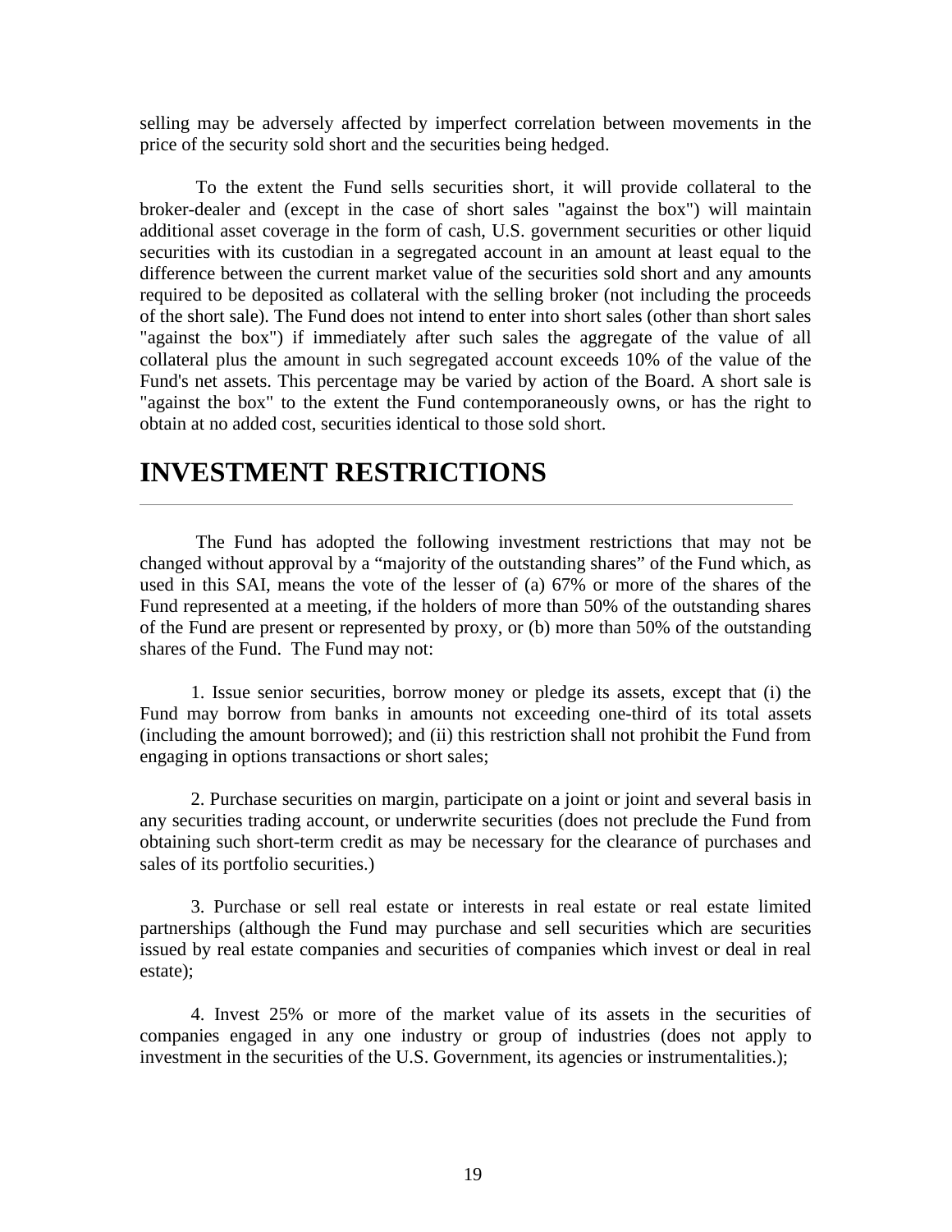selling may be adversely affected by imperfect correlation between movements in the price of the security sold short and the securities being hedged.

To the extent the Fund sells securities short, it will provide collateral to the broker-dealer and (except in the case of short sales "against the box") will maintain additional asset coverage in the form of cash, U.S. government securities or other liquid securities with its custodian in a segregated account in an amount at least equal to the difference between the current market value of the securities sold short and any amounts required to be deposited as collateral with the selling broker (not including the proceeds of the short sale). The Fund does not intend to enter into short sales (other than short sales "against the box") if immediately after such sales the aggregate of the value of all collateral plus the amount in such segregated account exceeds 10% of the value of the Fund's net assets. This percentage may be varied by action of the Board. A short sale is "against the box" to the extent the Fund contemporaneously owns, or has the right to obtain at no added cost, securities identical to those sold short.

# INVESTMENT RESTRICTIONS

The Fund has adopted the following investment restrictions that may not be changed without approval by a "majority of the outstanding shares" of the Fund which, as used in this SAI, means the vote of the lesser of (a) 67% or more of the shares of the Fund represented at a meeting, if the holders of more than 50% of the outstanding shares of the Fund are present or represented by proxy, or (b) more than 50% of the outstanding shares of the Fund. The Fund may not:

1. Issue senior securities, borrow money or pledge its assets, except that (i) the Fund may borrow from banks in amounts not exceeding one-third of its total assets (including the amount borrowed); and (ii) this restriction shall not prohibit the Fund from engaging in options transactions or short sales;

2. Purchase securities on margin, participate on a joint or joint and several basis in any securities trading account, or underwrite securities (does not preclude the Fund from obtaining such short-term credit as may be necessary for the clearance of purchases and sales of its portfolio securities.)

3. Purchase or sell real estate or interests in real estate or real estate limited partnerships (although the Fund may purchase and sell securities which are securities issued by real estate companies and securities of companies which invest or deal in real estate);

4. Invest 25% or more of the market value of its assets in the securities of companies engaged in any one industry or group of industries (does not apply to investment in the securities of the U.S. Government, its agencies or instrumentalities.);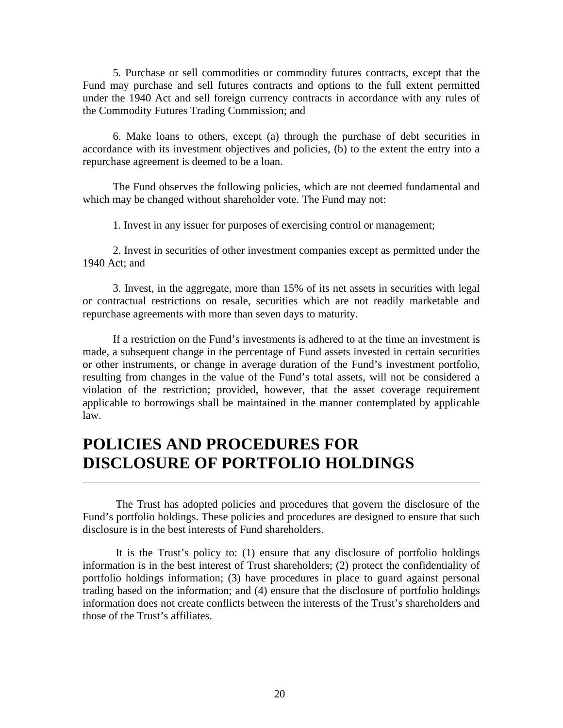5. Purchase or sell commodities or commodity futures contracts, except that the Fund may purchase and sell futures contracts and options to the full extent permitted under the 1940 Act and sell foreign currency contracts in accordance with any rules of the Commodity Futures Trading Commission; and

6. Make loans to others, except (a) through the purchase of debt securities in accordance with its investment objectives and policies, (b) to the extent the entry into a repurchase agreement is deemed to be a loan.

The Fund observes the following policies, which are not deemed fundamental and which may be changed without shareholder vote. The Fund may not:

1. Invest in any issuer for purposes of exercising control or management;

2. Invest in securities of other investment companies except as permitted under the 1940 Act; and

3. Invest, in the aggregate, more than 15% of its net assets in securities with legal or contractual restrictions on resale, securities which are not readily marketable and repurchase agreements with more than seven days to maturity.

If a restriction on the Fund's investments is adhered to at the time an investment is made, a subsequent change in the percentage of Fund assets invested in certain securities or other instruments, or change in average duration of the Fund's investment portfolio, resulting from changes in the value of the Fund's total assets, will not be considered a violation of the restriction; provided, however, that the asset coverage requirement applicable to borrowings shall be maintained in the manner contemplated by applicable law.

# POLICIES AND PROCEDURES FOR DISCLOSURE OF PORTFOLIO HOLDINGS

The Trust has adopted policies and procedures that govern the disclosure of the Fund's portfolio holdings. These policies and procedures are designed to ensure that such disclosure is in the best interests of Fund shareholders.

It is the Trust's policy to: (1) ensure that any disclosure of portfolio holdings information is in the best interest of Trust shareholders; (2) protect the confidentiality of portfolio holdings information; (3) have procedures in place to guard against personal trading based on the information; and (4) ensure that the disclosure of portfolio holdings information does not create conflicts between the interests of the Trust's shareholders and those of the Trust's affiliates.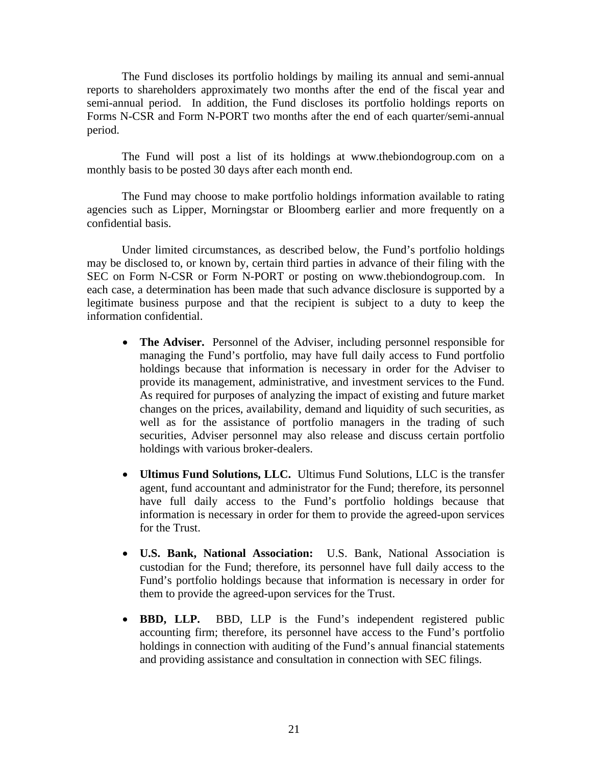The Fund discloses its portfolio holdings by mailing its annual and semi-annual reports to shareholders approximately two months after the end of the fiscal year and semi-annual period. In addition, the Fund discloses its portfolio holdings reports on Forms N-CSR and Form N-PORT two months after the end of each quarter/semi-annual period.

The Fund will post a list of its holdings at www.thebiondogroup.com on a monthly basis to be posted 30 days after each month end.

The Fund may choose to make portfolio holdings information available to rating agencies such as Lipper, Morningstar or Bloomberg earlier and more frequently on a confidential basis.

Under limited circumstances, as described below, the Fund's portfolio holdings may be disclosed to, or known by, certain third parties in advance of their filing with the SEC on Form N-CSR or Form N-PORT or posting on www.thebiondogroup.com. In each case, a determination has been made that such advance disclosure is supported by a legitimate business purpose and that the recipient is subject to a duty to keep the information confidential.

- **The Adviser.** Personnel of the Adviser, including personnel responsible for managing the Fund's portfolio, may have full daily access to Fund portfolio holdings because that information is necessary in order for the Adviser to provide its management, administrative, and investment services to the Fund. As required for purposes of analyzing the impact of existing and future market changes on the prices, availability, demand and liquidity of such securities, as well as for the assistance of portfolio managers in the trading of such securities, Adviser personnel may also release and discuss certain portfolio holdings with various broker-dealers.

- **Ultimus Fund Solutions, LLC.** Ultimus Fund Solutions, LLC is the transfer agent, fund accountant and administrator for the Fund; therefore, its personnel have full daily access to the Fund's portfolio holdings because that information is necessary in order for them to provide the agreed-upon services for the Trust.

- **U.S. Bank, National Association:** U.S. Bank, National Association is custodian for the Fund; therefore, its personnel have full daily access to the Fund's portfolio holdings because that information is necessary in order for them to provide the agreed-upon services for the Trust.

- **BBD, LLP.** BBD, LLP is the Fund's independent registered public accounting firm; therefore, its personnel have access to the Fund's portfolio holdings in connection with auditing of the Fund's annual financial statements and providing assistance and consultation in connection with SEC filings.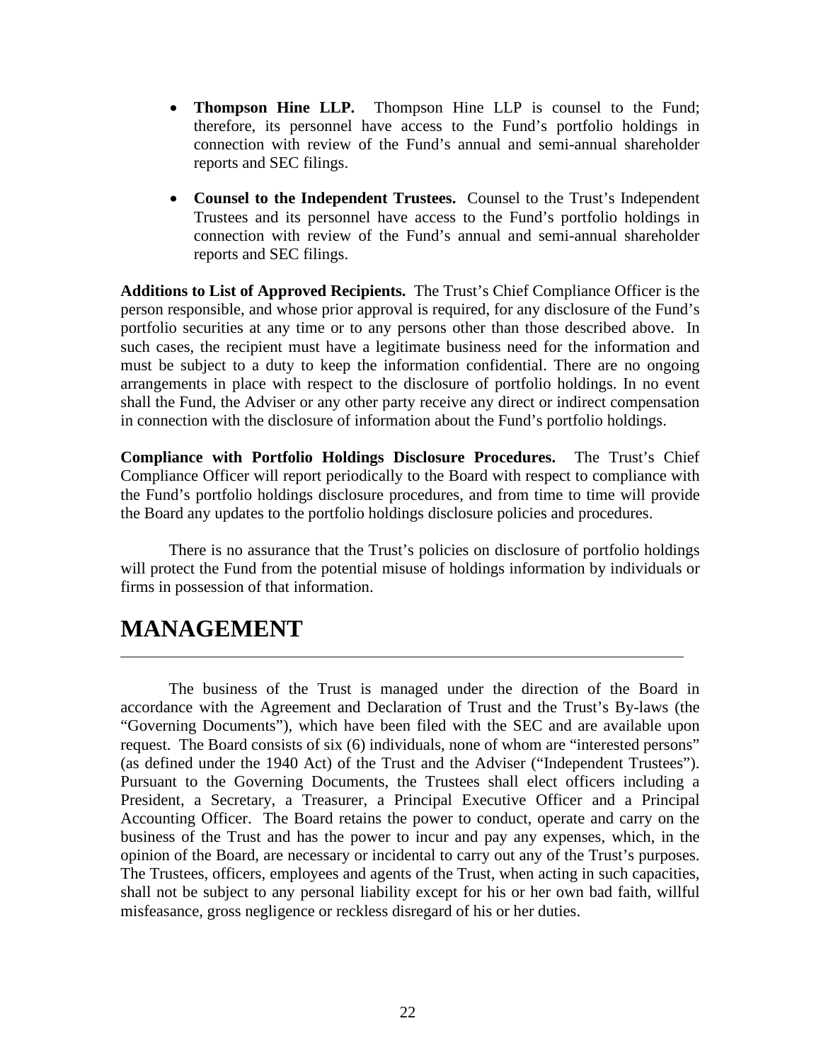- **Thompson Hine LLP.** Thompson Hine LLP is counsel to the Fund; therefore, its personnel have access to the Fund's portfolio holdings in connection with review of the Fund's annual and semi-annual shareholder reports and SEC filings.

- **Counsel to the Independent Trustees.** Counsel to the Trust's Independent Trustees and its personnel have access to the Fund's portfolio holdings in connection with review of the Fund's annual and semi-annual shareholder reports and SEC filings.

**Additions to List of Approved Recipients.** The Trust's Chief Compliance Officer is the person responsible, and whose prior approval is required, for any disclosure of the Fund's portfolio securities at any time or to any persons other than those described above. In such cases, the recipient must have a legitimate business need for the information and must be subject to a duty to keep the information confidential. There are no ongoing arrangements in place with respect to the disclosure of portfolio holdings. In no event shall the Fund, the Adviser or any other party receive any direct or indirect compensation in connection with the disclosure of information about the Fund's portfolio holdings.

**Compliance with Portfolio Holdings Disclosure Procedures.** The Trust's Chief Compliance Officer will report periodically to the Board with respect to compliance with the Fund's portfolio holdings disclosure procedures, and from time to time will provide the Board any updates to the portfolio holdings disclosure policies and procedures.

There is no assurance that the Trust's policies on disclosure of portfolio holdings will protect the Fund from the potential misuse of holdings information by individuals or firms in possession of that information.

# MANAGEMENT

The business of the Trust is managed under the direction of the Board in accordance with the Agreement and Declaration of Trust and the Trust's By-laws (the "Governing Documents"), which have been filed with the SEC and are available upon request. The Board consists of six (6) individuals, none of whom are "interested persons" (as defined under the 1940 Act) of the Trust and the Adviser ("Independent Trustees"). Pursuant to the Governing Documents, the Trustees shall elect officers including a President, a Secretary, a Treasurer, a Principal Executive Officer and a Principal Accounting Officer. The Board retains the power to conduct, operate and carry on the business of the Trust and has the power to incur and pay any expenses, which, in the opinion of the Board, are necessary or incidental to carry out any of the Trust's purposes. The Trustees, officers, employees and agents of the Trust, when acting in such capacities, shall not be subject to any personal liability except for his or her own bad faith, willful misfeasance, gross negligence or reckless disregard of his or her duties.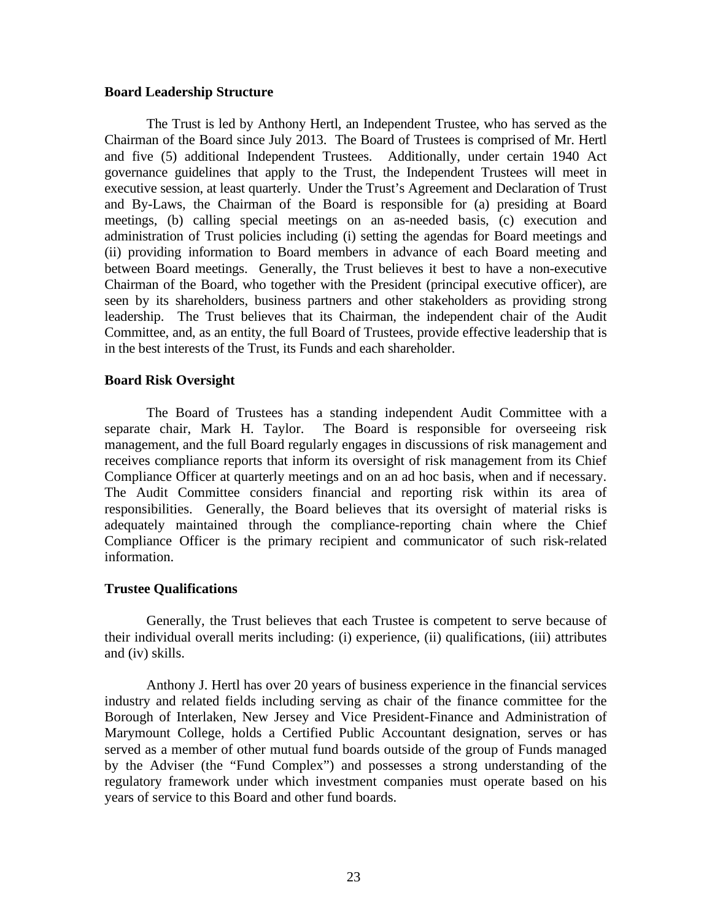**Board Leadership Structure**

The Trust is led by Anthony Hertl, an Independent Trustee, who has served as the Chairman of the Board since July 2013. The Board of Trustees is comprised of Mr. Hertl and five (5) additional Independent Trustees. Additionally, under certain 1940 Act governance guidelines that apply to the Trust, the Independent Trustees will meet in executive session, at least quarterly. Under the Trust's Agreement and Declaration of Trust and By-Laws, the Chairman of the Board is responsible for (a) presiding at Board meetings, (b) calling special meetings on an as-needed basis, (c) execution and administration of Trust policies including (i) setting the agendas for Board meetings and (ii) providing information to Board members in advance of each Board meeting and between Board meetings. Generally, the Trust believes it best to have a non-executive Chairman of the Board, who together with the President (principal executive officer), are seen by its shareholders, business partners and other stakeholders as providing strong leadership. The Trust believes that its Chairman, the independent chair of the Audit Committee, and, as an entity, the full Board of Trustees, provide effective leadership that is in the best interests of the Trust, its Funds and each shareholder.

**Board Risk Oversight**

The Board of Trustees has a standing independent Audit Committee with a separate chair, Mark H. Taylor. The Board is responsible for overseeing risk management, and the full Board regularly engages in discussions of risk management and receives compliance reports that inform its oversight of risk management from its Chief Compliance Officer at quarterly meetings and on an ad hoc basis, when and if necessary. The Audit Committee considers financial and reporting risk within its area of responsibilities. Generally, the Board believes that its oversight of material risks is adequately maintained through the compliance-reporting chain where the Chief Compliance Officer is the primary recipient and communicator of such risk-related information.

**Trustee Qualifications**

Generally, the Trust believes that each Trustee is competent to serve because of their individual overall merits including: (i) experience, (ii) qualifications, (iii) attributes and (iv) skills.

Anthony J. Hertl has over 20 years of business experience in the financial services industry and related fields including serving as chair of the finance committee for the Borough of Interlaken, New Jersey and Vice President-Finance and Administration of Marymount College, holds a Certified Public Accountant designation, serves or has served as a member of other mutual fund boards outside of the group of Funds managed by the Adviser (the "Fund Complex") and possesses a strong understanding of the regulatory framework under which investment companies must operate based on his years of service to this Board and other fund boards.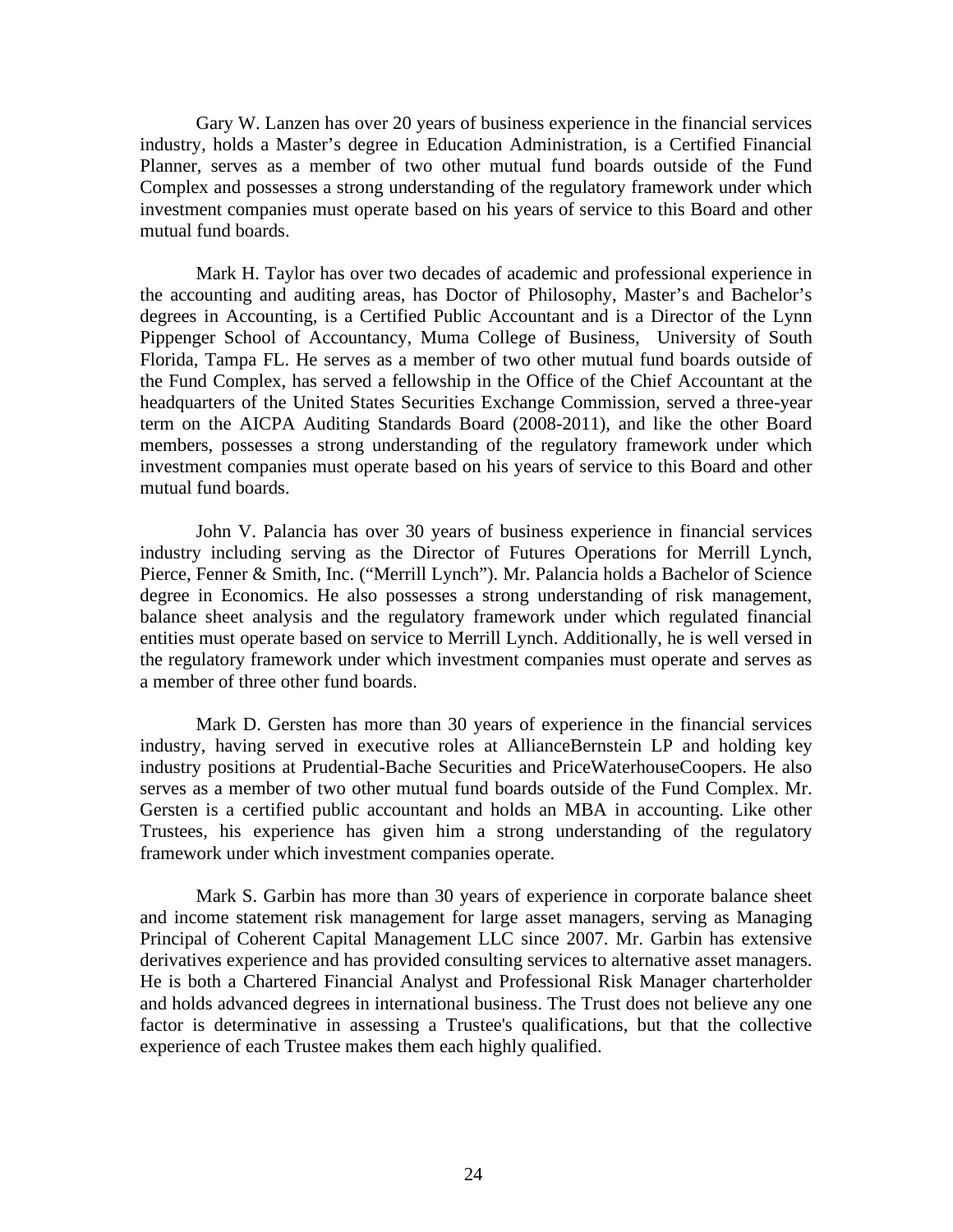Gary W. Lanzen has over 20 years of business experience in the financial services industry, holds a Master's degree in Education Administration, is a Certified Financial Planner, serves as a member of two other mutual fund boards outside of the Fund Complex and possesses a strong understanding of the regulatory framework under which investment companies must operate based on his years of service to this Board and other mutual fund boards.

Mark H. Taylor has over two decades of academic and professional experience in the accounting and auditing areas, has Doctor of Philosophy, Master's and Bachelor's degrees in Accounting, is a Certified Public Accountant and is a Director of the Lynn Pippenger School of Accountancy, Muma College of Business, University of South Florida, Tampa FL. He serves as a member of two other mutual fund boards outside of the Fund Complex, has served a fellowship in the Office of the Chief Accountant at the headquarters of the United States Securities Exchange Commission, served a three-year term on the AICPA Auditing Standards Board (2008-2011), and like the other Board members, possesses a strong understanding of the regulatory framework under which investment companies must operate based on his years of service to this Board and other mutual fund boards.

John V. Palancia has over 30 years of business experience in financial services industry including serving as the Director of Futures Operations for Merrill Lynch, Pierce, Fenner & Smith, Inc. ("Merrill Lynch"). Mr. Palancia holds a Bachelor of Science degree in Economics. He also possesses a strong understanding of risk management, balance sheet analysis and the regulatory framework under which regulated financial entities must operate based on service to Merrill Lynch. Additionally, he is well versed in the regulatory framework under which investment companies must operate and serves as a member of three other fund boards.

Mark D. Gersten has more than 30 years of experience in the financial services industry, having served in executive roles at AllianceBernstein LP and holding key industry positions at Prudential-Bache Securities and PriceWaterhouseCoopers. He also serves as a member of two other mutual fund boards outside of the Fund Complex. Mr. Gersten is a certified public accountant and holds an MBA in accounting. Like other Trustees, his experience has given him a strong understanding of the regulatory framework under which investment companies operate.

Mark S. Garbin has more than 30 years of experience in corporate balance sheet and income statement risk management for large asset managers, serving as Managing Principal of Coherent Capital Management LLC since 2007. Mr. Garbin has extensive derivatives experience and has provided consulting services to alternative asset managers. He is both a Chartered Financial Analyst and Professional Risk Manager charterholder and holds advanced degrees in international business. The Trust does not believe any one factor is determinative in assessing a Trustee's qualifications, but that the collective experience of each Trustee makes them each highly qualified.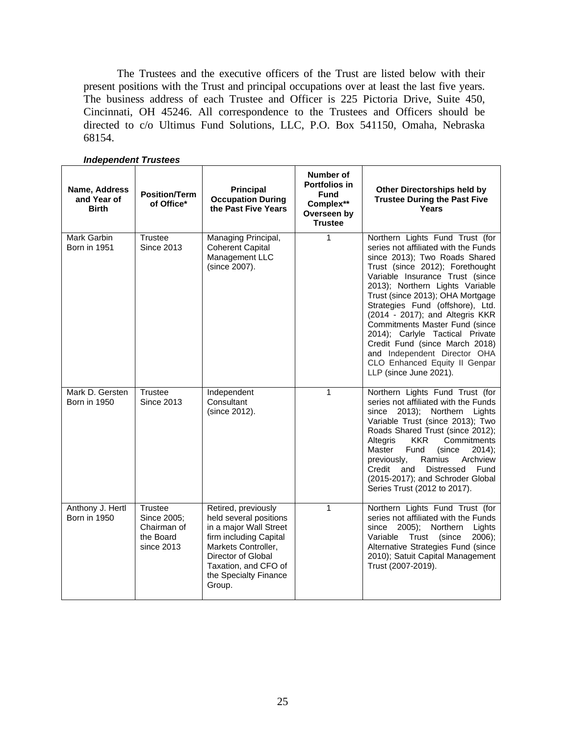The Trustees and the executive officers of the Trust are listed below with their present positions with the Trust and principal occupations over at least the last five years. The business address of each Trustee and Officer is 225 Pictoria Drive, Suite 450, Cincinnati, OH 45246. All correspondence to the Trustees and Officers should be directed to c/o Ultimus Fund Solutions, LLC, P.O. Box 541150, Omaha, Nebraska 68154.

***Independent Trustees***

| Name, Address and Year of Birth | Position/Term of Office* | Principal Occupation During the Past Five Years | Number of Portfolios in Fund Complex** Overseen by Trustee | Other Directorships held by Trustee During the Past Five Years |
|---|---|---|---|---|
| Mark Garbin<br>Born in 1951 | Trustee<br>Since 2013 | Managing Principal, Coherent Capital Management LLC (since 2007). | 1 | Northern Lights Fund Trust (for series not affiliated with the Funds since 2013); Two Roads Shared Trust (since 2012); Forethought Variable Insurance Trust (since 2013); Northern Lights Variable Trust (since 2013); OHA Mortgage Strategies Fund (offshore), Ltd. (2014 - 2017); and Altegris KKR Commitments Master Fund (since 2014); Carlyle Tactical Private Credit Fund (since March 2018) and Independent Director OHA CLO Enhanced Equity II Genpar LLP (since June 2021). |
| Mark D. Gersten<br>Born in 1950 | Trustee<br>Since 2013 | Independent Consultant (since 2012). | 1 | Northern Lights Fund Trust (for series not affiliated with the Funds since 2013); Northern Lights Variable Trust (since 2013); Two Roads Shared Trust (since 2012); Altegris KKR Commitments Master Fund (since 2014); previously, Ramius Archview Credit and Distressed Fund (2015-2017); and Schroder Global Series Trust (2012 to 2017). |
| Anthony J. Hertl<br>Born in 1950 | Trustee<br>Since 2005; Chairman of the Board since 2013 | Retired, previously held several positions in a major Wall Street firm including Capital Markets Controller, Director of Global Taxation, and CFO of the Specialty Finance Group. | 1 | Northern Lights Fund Trust (for series not affiliated with the Funds since 2005); Northern Lights Variable Trust (since 2006); Alternative Strategies Fund (since 2010); Satuit Capital Management Trust (2007-2019). |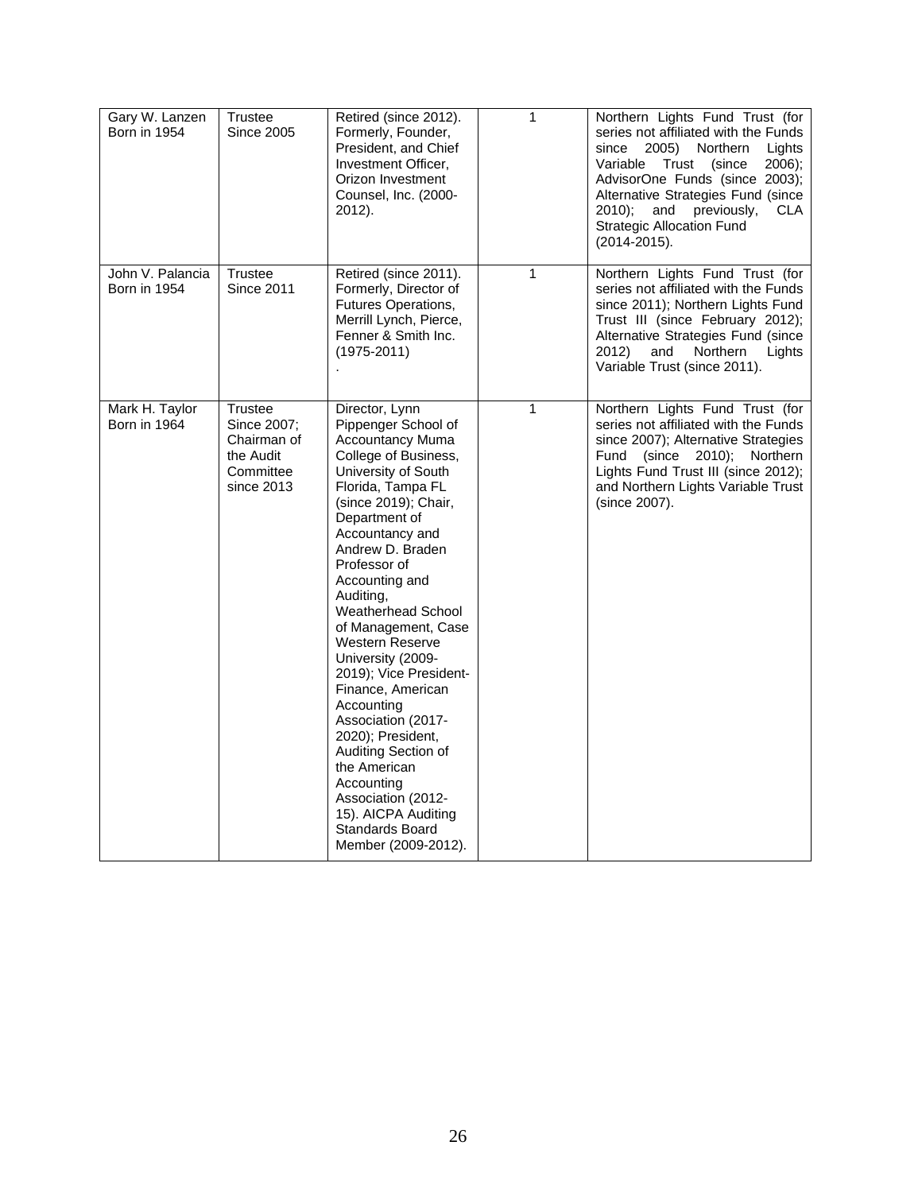| | | | | |
|---|---|---|---|---|
| Gary W. Lanzen Born in 1954 | Trustee Since 2005 | Retired (since 2012). Formerly, Founder, President, and Chief Investment Officer, Orizon Investment Counsel, Inc. (2000-2012). | 1 | Northern Lights Fund Trust (for series not affiliated with the Funds since 2005) Northern Lights Variable Trust (since 2006); AdvisorOne Funds (since 2003); Alternative Strategies Fund (since 2010); and previously, CLA Strategic Allocation Fund (2014-2015). |
| John V. Palancia Born in 1954 | Trustee Since 2011 | Retired (since 2011). Formerly, Director of Futures Operations, Merrill Lynch, Pierce, Fenner & Smith Inc. (1975-2011) . | 1 | Northern Lights Fund Trust (for series not affiliated with the Funds since 2011); Northern Lights Fund Trust III (since February 2012); Alternative Strategies Fund (since 2012) and Northern Lights Variable Trust (since 2011). |
| Mark H. Taylor Born in 1964 | Trustee Since 2007; Chairman of the Audit Committee since 2013 | Director, Lynn Pippenger School of Accountancy Muma College of Business, University of South Florida, Tampa FL (since 2019); Chair, Department of Accountancy and Andrew D. Braden Professor of Accounting and Auditing, Weatherhead School of Management, Case Western Reserve University (2009-2019); Vice President-Finance, American Accounting Association (2017-2020); President, Auditing Section of the American Accounting Association (2012-15). AICPA Auditing Standards Board Member (2009-2012). | 1 | Northern Lights Fund Trust (for series not affiliated with the Funds since 2007); Alternative Strategies Fund (since 2010); Northern Lights Fund Trust III (since 2012); and Northern Lights Variable Trust (since 2007). |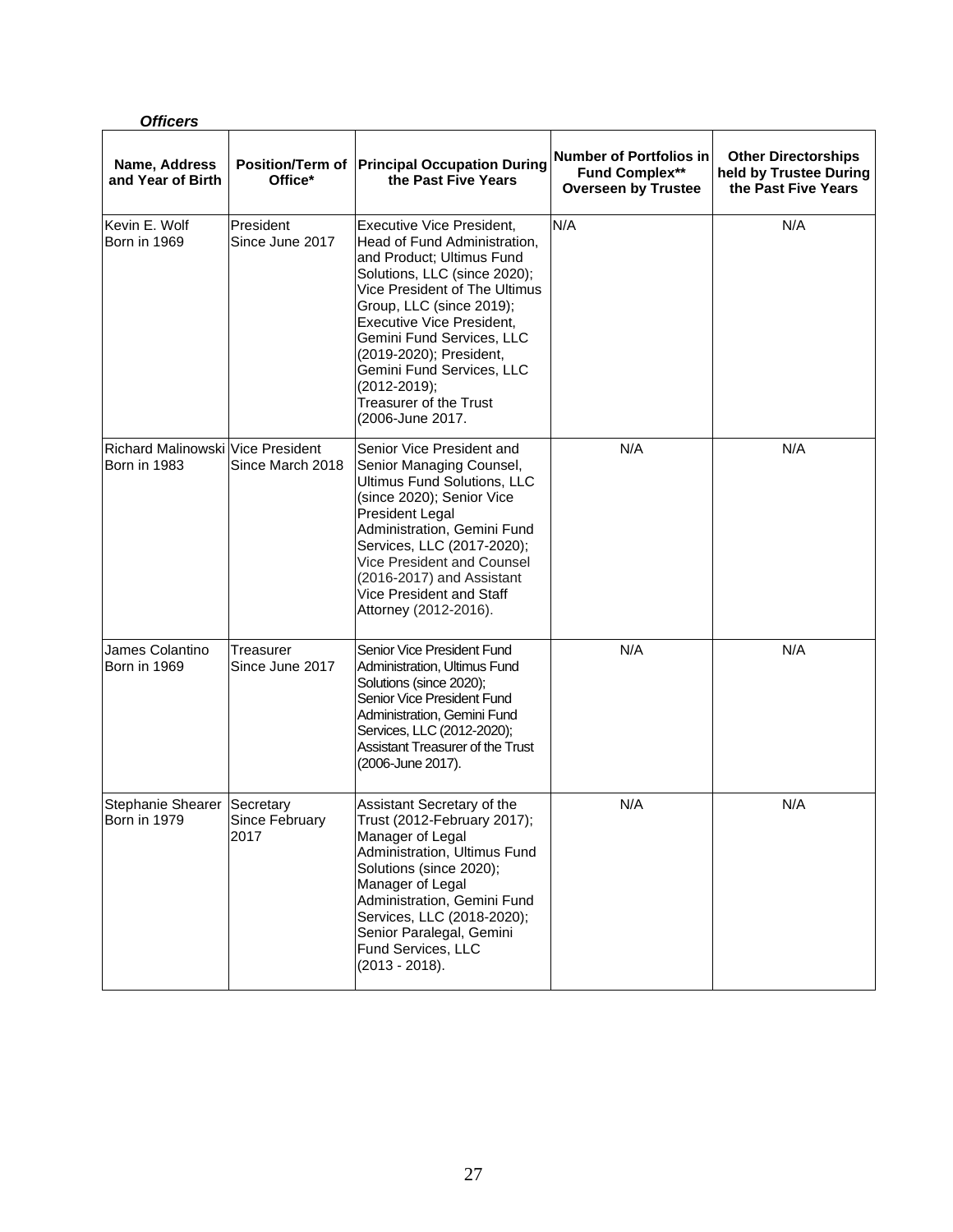***Officers***

| Name, Address and Year of Birth | Position/Term of Office* | Principal Occupation During the Past Five Years | Number of Portfolios in Fund Complex** Overseen by Trustee | Other Directorships held by Trustee During the Past Five Years |
|---|---|---|---|---|
| Kevin E. Wolf Born in 1969 | President Since June 2017 | Executive Vice President, Head of Fund Administration, and Product; Ultimus Fund Solutions, LLC (since 2020); Vice President of The Ultimus Group, LLC (since 2019); Executive Vice President, Gemini Fund Services, LLC (2019-2020); President, Gemini Fund Services, LLC (2012-2019); Treasurer of the Trust (2006-June 2017. | N/A | N/A |
| Richard Malinowski Born in 1983 | Vice President Since March 2018 | Senior Vice President and Senior Managing Counsel, Ultimus Fund Solutions, LLC (since 2020); Senior Vice President Legal Administration, Gemini Fund Services, LLC (2017-2020); Vice President and Counsel (2016-2017) and Assistant Vice President and Staff Attorney (2012-2016). | N/A | N/A |
| James Colantino Born in 1969 | Treasurer Since June 2017 | Senior Vice President Fund Administration, Ultimus Fund Solutions (since 2020); Senior Vice President Fund Administration, Gemini Fund Services, LLC (2012-2020); Assistant Treasurer of the Trust (2006-June 2017). | N/A | N/A |
| Stephanie Shearer Born in 1979 | Secretary Since February 2017 | Assistant Secretary of the Trust (2012-February 2017); Manager of Legal Administration, Ultimus Fund Solutions (since 2020); Manager of Legal Administration, Gemini Fund Services, LLC (2018-2020); Senior Paralegal, Gemini Fund Services, LLC (2013 - 2018). | N/A | N/A |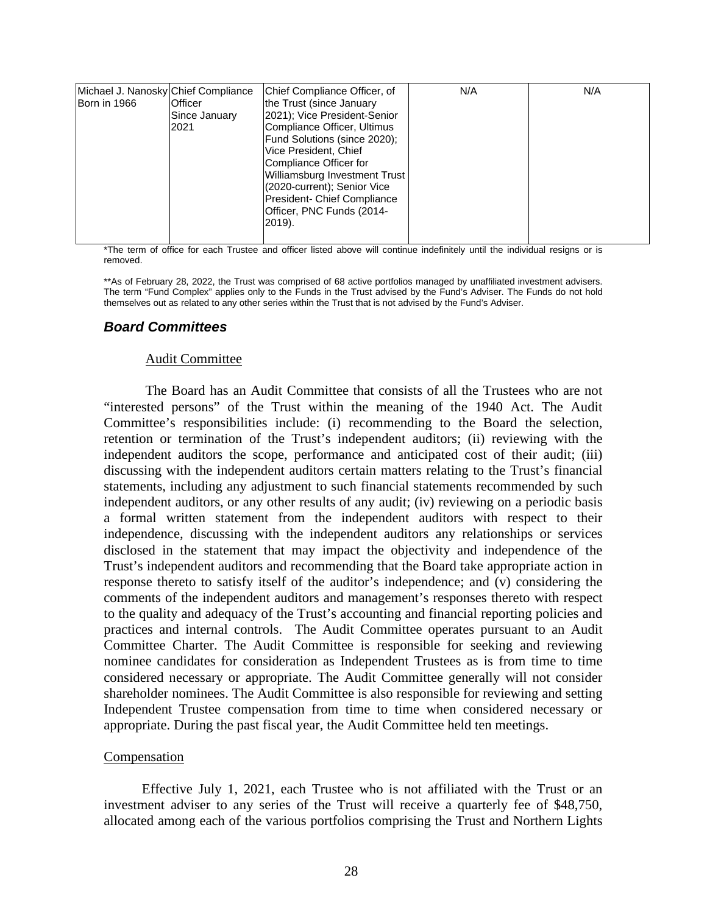| Michael J. Nanosky<br>Born in 1966 | Chief Compliance Officer<br>Since January 2021 | Chief Compliance Officer, of the Trust (since January 2021); Vice President-Senior Compliance Officer, Ultimus Fund Solutions (since 2020); Vice President, Chief Compliance Officer for Williamsburg Investment Trust (2020-current); Senior Vice President- Chief Compliance Officer, PNC Funds (2014-2019). | N/A | N/A |
|---|---|---|---|---|

*The term of office for each Trustee and officer listed above will continue indefinitely until the individual resigns or is removed.

**As of February 28, 2022, the Trust was comprised of 68 active portfolios managed by unaffiliated investment advisers. The term "Fund Complex" applies only to the Funds in the Trust advised by the Fund's Adviser. The Funds do not hold themselves out as related to any other series within the Trust that is not advised by the Fund's Adviser.

## *Board Committees*

Audit Committee

The Board has an Audit Committee that consists of all the Trustees who are not "interested persons" of the Trust within the meaning of the 1940 Act. The Audit Committee's responsibilities include: (i) recommending to the Board the selection, retention or termination of the Trust's independent auditors; (ii) reviewing with the independent auditors the scope, performance and anticipated cost of their audit; (iii) discussing with the independent auditors certain matters relating to the Trust's financial statements, including any adjustment to such financial statements recommended by such independent auditors, or any other results of any audit; (iv) reviewing on a periodic basis a formal written statement from the independent auditors with respect to their independence, discussing with the independent auditors any relationships or services disclosed in the statement that may impact the objectivity and independence of the Trust's independent auditors and recommending that the Board take appropriate action in response thereto to satisfy itself of the auditor's independence; and (v) considering the comments of the independent auditors and management's responses thereto with respect to the quality and adequacy of the Trust's accounting and financial reporting policies and practices and internal controls. The Audit Committee operates pursuant to an Audit Committee Charter. The Audit Committee is responsible for seeking and reviewing nominee candidates for consideration as Independent Trustees as is from time to time considered necessary or appropriate. The Audit Committee generally will not consider shareholder nominees. The Audit Committee is also responsible for reviewing and setting Independent Trustee compensation from time to time when considered necessary or appropriate. During the past fiscal year, the Audit Committee held ten meetings.

Compensation

Effective July 1, 2021, each Trustee who is not affiliated with the Trust or an investment adviser to any series of the Trust will receive a quarterly fee of $48,750, allocated among each of the various portfolios comprising the Trust and Northern Lights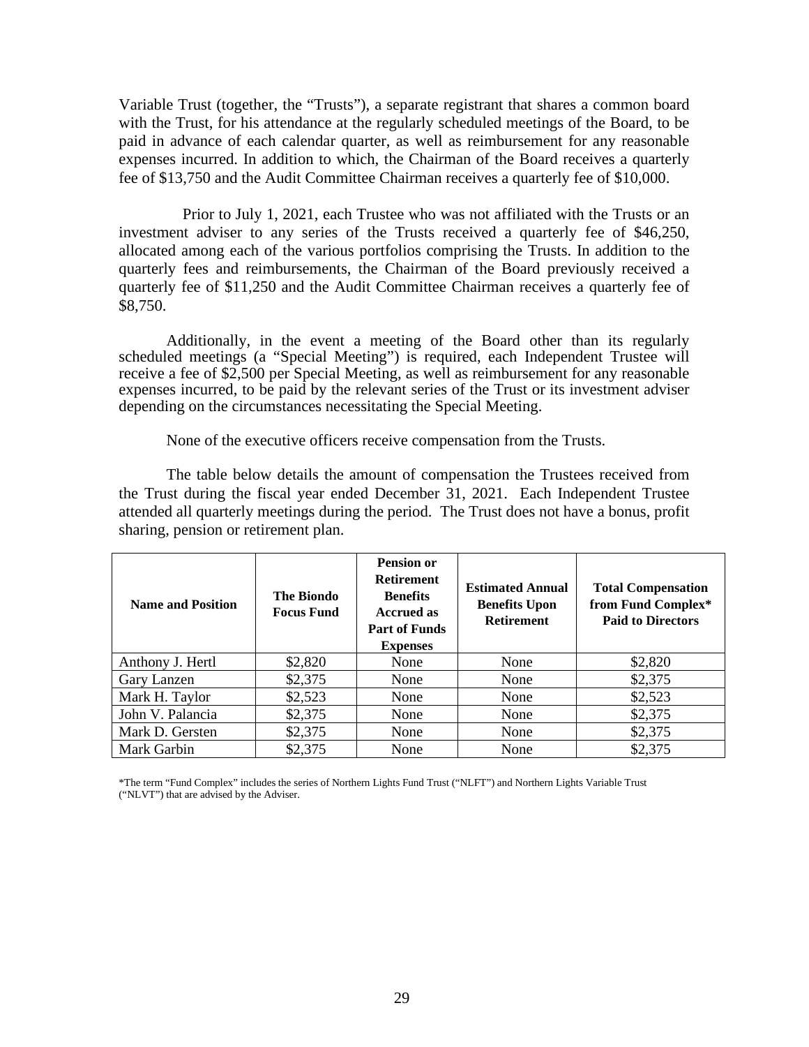Variable Trust (together, the "Trusts"), a separate registrant that shares a common board with the Trust, for his attendance at the regularly scheduled meetings of the Board, to be paid in advance of each calendar quarter, as well as reimbursement for any reasonable expenses incurred. In addition to which, the Chairman of the Board receives a quarterly fee of $13,750 and the Audit Committee Chairman receives a quarterly fee of $10,000.

Prior to July 1, 2021, each Trustee who was not affiliated with the Trusts or an investment adviser to any series of the Trusts received a quarterly fee of $46,250, allocated among each of the various portfolios comprising the Trusts. In addition to the quarterly fees and reimbursements, the Chairman of the Board previously received a quarterly fee of $11,250 and the Audit Committee Chairman receives a quarterly fee of $8,750.

Additionally, in the event a meeting of the Board other than its regularly scheduled meetings (a "Special Meeting") is required, each Independent Trustee will receive a fee of $2,500 per Special Meeting, as well as reimbursement for any reasonable expenses incurred, to be paid by the relevant series of the Trust or its investment adviser depending on the circumstances necessitating the Special Meeting.

None of the executive officers receive compensation from the Trusts.

The table below details the amount of compensation the Trustees received from the Trust during the fiscal year ended December 31, 2021. Each Independent Trustee attended all quarterly meetings during the period. The Trust does not have a bonus, profit sharing, pension or retirement plan.

| Name and Position | The Biondo Focus Fund | Pension or Retirement Benefits Accrued as Part of Funds Expenses | Estimated Annual Benefits Upon Retirement | Total Compensation from Fund Complex* Paid to Directors |
|---|---|---|---|---|
| Anthony J. Hertl | $2,820 | None | None | $2,820 |
| Gary Lanzen | $2,375 | None | None | $2,375 |
| Mark H. Taylor | $2,523 | None | None | $2,523 |
| John V. Palancia | $2,375 | None | None | $2,375 |
| Mark D. Gersten | $2,375 | None | None | $2,375 |
| Mark Garbin | $2,375 | None | None | $2,375 |

*The term "Fund Complex" includes the series of Northern Lights Fund Trust ("NLFT") and Northern Lights Variable Trust ("NLVT") that are advised by the Adviser.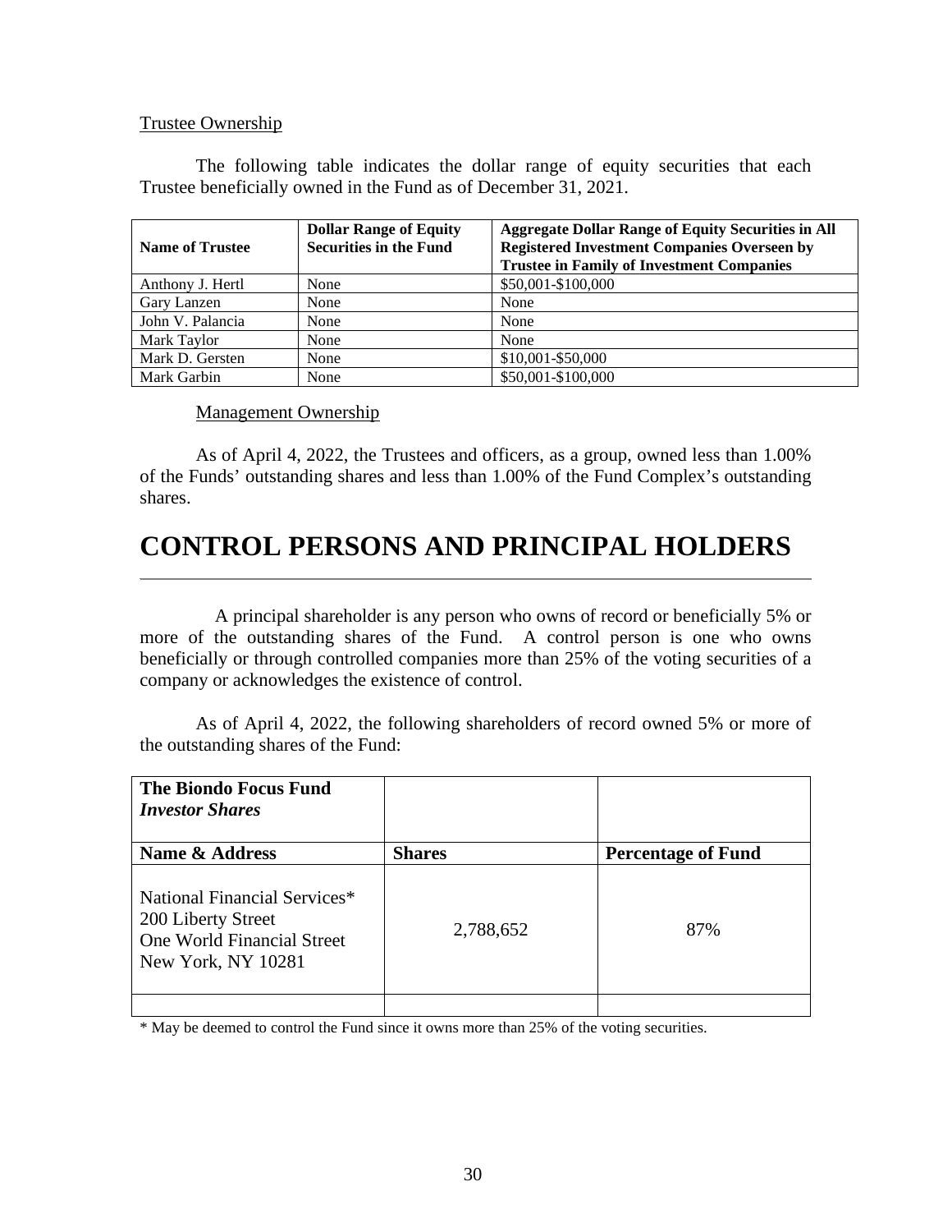Trustee Ownership

The following table indicates the dollar range of equity securities that each Trustee beneficially owned in the Fund as of December 31, 2021.

| **Name of Trustee** | **Dollar Range of Equity Securities in the Fund** | **Aggregate Dollar Range of Equity Securities in All Registered Investment Companies Overseen by Trustee in Family of Investment Companies** |
|---|---|---|
| Anthony J. Hertl | None | $50,001-$100,000 |
| Gary Lanzen | None | None |
| John V. Palancia | None | None |
| Mark Taylor | None | None |
| Mark D. Gersten | None | $10,001-$50,000 |
| Mark Garbin | None | $50,001-$100,000 |

Management Ownership

As of April 4, 2022, the Trustees and officers, as a group, owned less than 1.00% of the Funds' outstanding shares and less than 1.00% of the Fund Complex's outstanding shares.

# CONTROL PERSONS AND PRINCIPAL HOLDERS

A principal shareholder is any person who owns of record or beneficially 5% or more of the outstanding shares of the Fund. A control person is one who owns beneficially or through controlled companies more than 25% of the voting securities of a company or acknowledges the existence of control.

As of April 4, 2022, the following shareholders of record owned 5% or more of the outstanding shares of the Fund:

| **The Biondo Focus Fund** ***Investor Shares*** | | |
|---|---|---|
| **Name & Address** | **Shares** | **Percentage of Fund** |
| National Financial Services* 200 Liberty Street One World Financial Street New York, NY 10281 | 2,788,652 | 87% |
| | | |

* May be deemed to control the Fund since it owns more than 25% of the voting securities.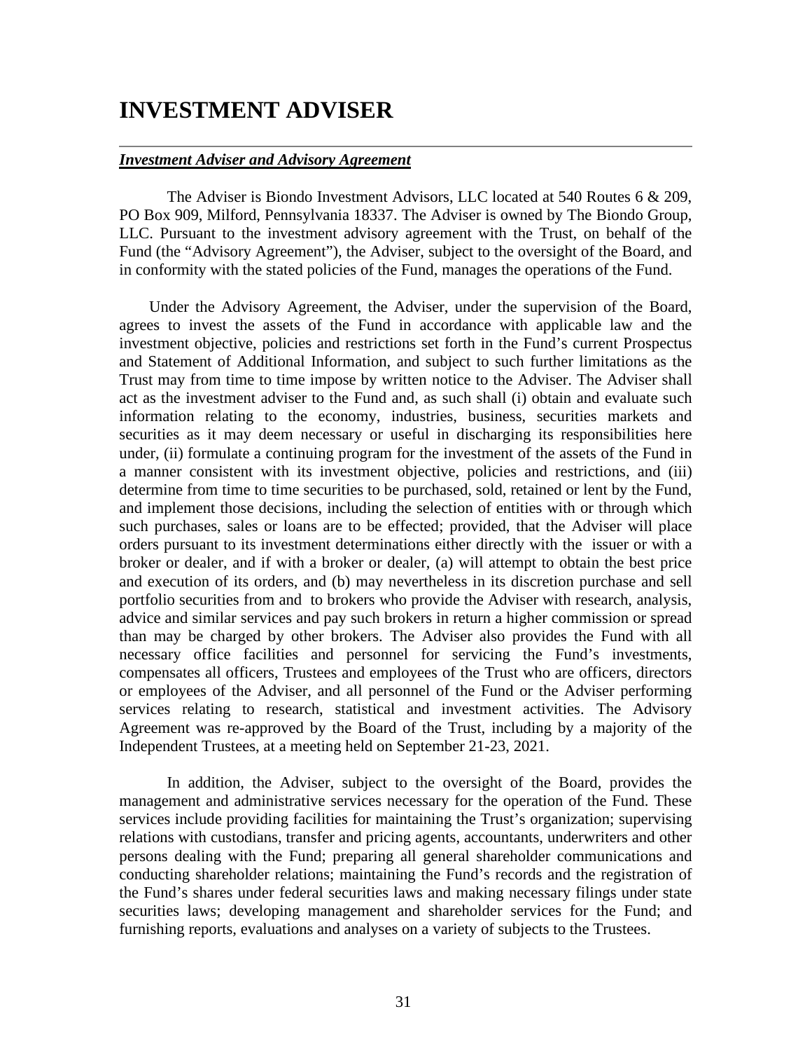# INVESTMENT ADVISER

***Investment Adviser and Advisory Agreement***

The Adviser is Biondo Investment Advisors, LLC located at 540 Routes 6 & 209, PO Box 909, Milford, Pennsylvania 18337. The Adviser is owned by The Biondo Group, LLC. Pursuant to the investment advisory agreement with the Trust, on behalf of the Fund (the "Advisory Agreement"), the Adviser, subject to the oversight of the Board, and in conformity with the stated policies of the Fund, manages the operations of the Fund.

Under the Advisory Agreement, the Adviser, under the supervision of the Board, agrees to invest the assets of the Fund in accordance with applicable law and the investment objective, policies and restrictions set forth in the Fund's current Prospectus and Statement of Additional Information, and subject to such further limitations as the Trust may from time to time impose by written notice to the Adviser. The Adviser shall act as the investment adviser to the Fund and, as such shall (i) obtain and evaluate such information relating to the economy, industries, business, securities markets and securities as it may deem necessary or useful in discharging its responsibilities here under, (ii) formulate a continuing program for the investment of the assets of the Fund in a manner consistent with its investment objective, policies and restrictions, and (iii) determine from time to time securities to be purchased, sold, retained or lent by the Fund, and implement those decisions, including the selection of entities with or through which such purchases, sales or loans are to be effected; provided, that the Adviser will place orders pursuant to its investment determinations either directly with the issuer or with a broker or dealer, and if with a broker or dealer, (a) will attempt to obtain the best price and execution of its orders, and (b) may nevertheless in its discretion purchase and sell portfolio securities from and to brokers who provide the Adviser with research, analysis, advice and similar services and pay such brokers in return a higher commission or spread than may be charged by other brokers. The Adviser also provides the Fund with all necessary office facilities and personnel for servicing the Fund's investments, compensates all officers, Trustees and employees of the Trust who are officers, directors or employees of the Adviser, and all personnel of the Fund or the Adviser performing services relating to research, statistical and investment activities. The Advisory Agreement was re-approved by the Board of the Trust, including by a majority of the Independent Trustees, at a meeting held on September 21-23, 2021.

In addition, the Adviser, subject to the oversight of the Board, provides the management and administrative services necessary for the operation of the Fund. These services include providing facilities for maintaining the Trust's organization; supervising relations with custodians, transfer and pricing agents, accountants, underwriters and other persons dealing with the Fund; preparing all general shareholder communications and conducting shareholder relations; maintaining the Fund's records and the registration of the Fund's shares under federal securities laws and making necessary filings under state securities laws; developing management and shareholder services for the Fund; and furnishing reports, evaluations and analyses on a variety of subjects to the Trustees.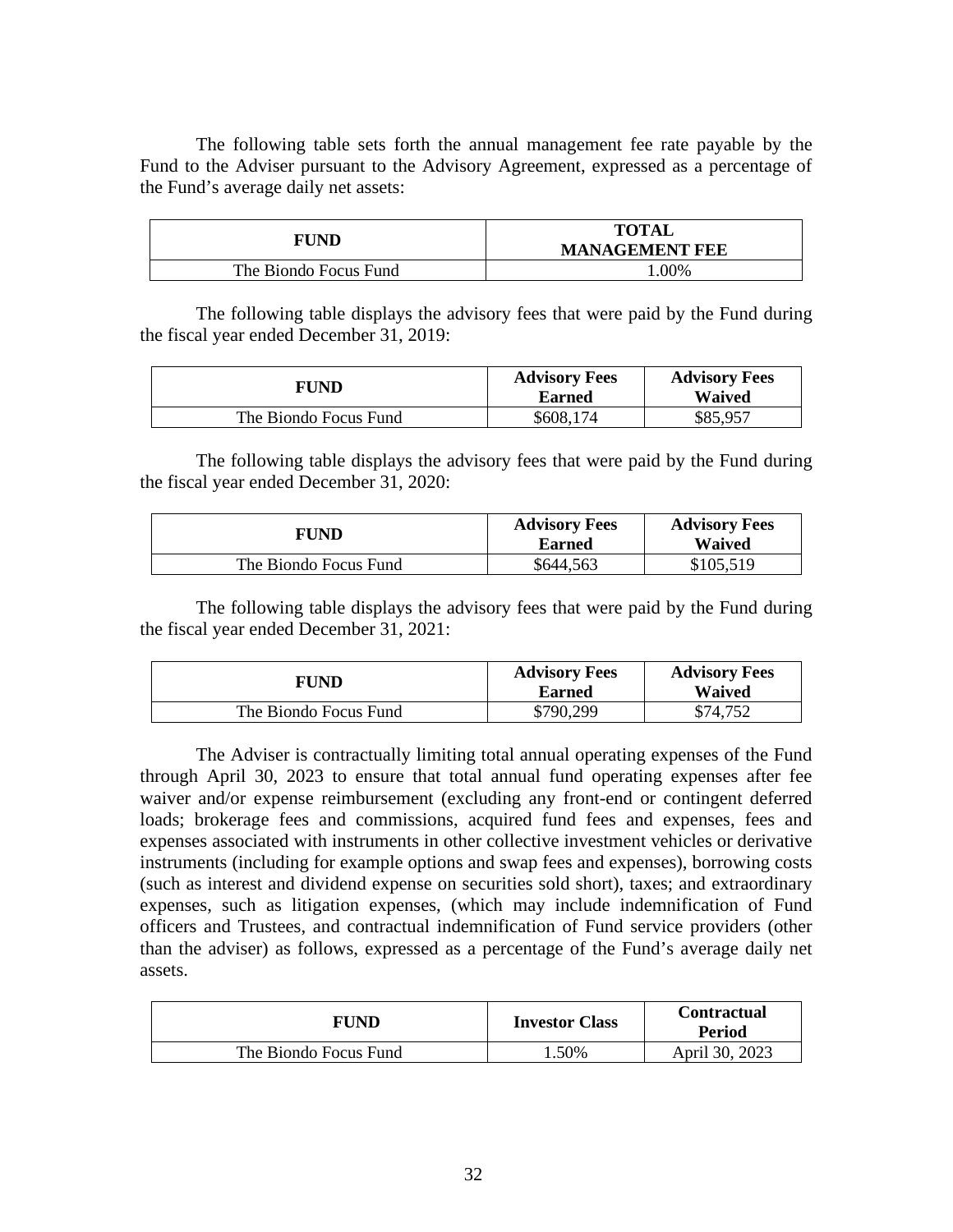The following table sets forth the annual management fee rate payable by the Fund to the Adviser pursuant to the Advisory Agreement, expressed as a percentage of the Fund's average daily net assets:

| FUND | TOTAL MANAGEMENT FEE |
|---|---|
| The Biondo Focus Fund | 1.00% |

The following table displays the advisory fees that were paid by the Fund during the fiscal year ended December 31, 2019:

| FUND | Advisory Fees Earned | Advisory Fees Waived |
|---|---|---|
| The Biondo Focus Fund | $608,174 | $85,957 |

The following table displays the advisory fees that were paid by the Fund during the fiscal year ended December 31, 2020:

| FUND | Advisory Fees Earned | Advisory Fees Waived |
|---|---|---|
| The Biondo Focus Fund | $644,563 | $105,519 |

The following table displays the advisory fees that were paid by the Fund during the fiscal year ended December 31, 2021:

| FUND | Advisory Fees Earned | Advisory Fees Waived |
|---|---|---|
| The Biondo Focus Fund | $790,299 | $74,752 |

The Adviser is contractually limiting total annual operating expenses of the Fund through April 30, 2023 to ensure that total annual fund operating expenses after fee waiver and/or expense reimbursement (excluding any front-end or contingent deferred loads; brokerage fees and commissions, acquired fund fees and expenses, fees and expenses associated with instruments in other collective investment vehicles or derivative instruments (including for example options and swap fees and expenses), borrowing costs (such as interest and dividend expense on securities sold short), taxes; and extraordinary expenses, such as litigation expenses, (which may include indemnification of Fund officers and Trustees, and contractual indemnification of Fund service providers (other than the adviser) as follows, expressed as a percentage of the Fund's average daily net assets.

| FUND | Investor Class | Contractual Period |
|---|---|---|
| The Biondo Focus Fund | 1.50% | April 30, 2023 |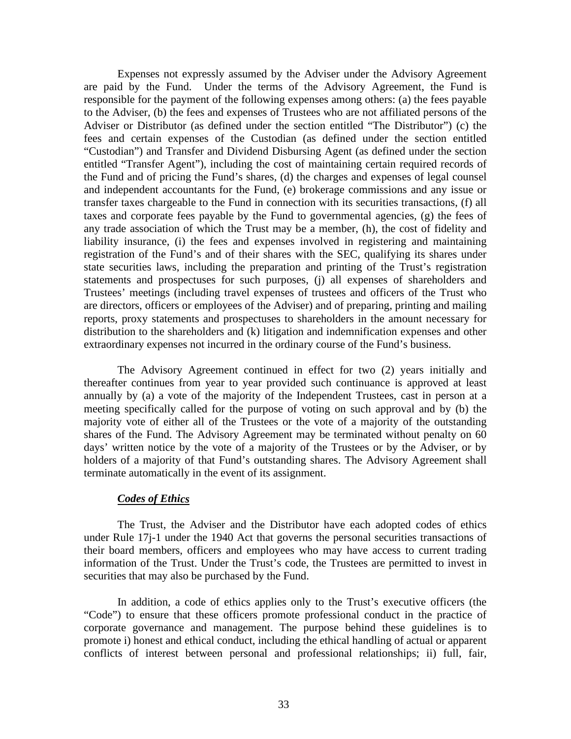Expenses not expressly assumed by the Adviser under the Advisory Agreement are paid by the Fund. Under the terms of the Advisory Agreement, the Fund is responsible for the payment of the following expenses among others: (a) the fees payable to the Adviser, (b) the fees and expenses of Trustees who are not affiliated persons of the Adviser or Distributor (as defined under the section entitled "The Distributor") (c) the fees and certain expenses of the Custodian (as defined under the section entitled "Custodian") and Transfer and Dividend Disbursing Agent (as defined under the section entitled "Transfer Agent"), including the cost of maintaining certain required records of the Fund and of pricing the Fund's shares, (d) the charges and expenses of legal counsel and independent accountants for the Fund, (e) brokerage commissions and any issue or transfer taxes chargeable to the Fund in connection with its securities transactions, (f) all taxes and corporate fees payable by the Fund to governmental agencies, (g) the fees of any trade association of which the Trust may be a member, (h), the cost of fidelity and liability insurance, (i) the fees and expenses involved in registering and maintaining registration of the Fund's and of their shares with the SEC, qualifying its shares under state securities laws, including the preparation and printing of the Trust's registration statements and prospectuses for such purposes, (j) all expenses of shareholders and Trustees' meetings (including travel expenses of trustees and officers of the Trust who are directors, officers or employees of the Adviser) and of preparing, printing and mailing reports, proxy statements and prospectuses to shareholders in the amount necessary for distribution to the shareholders and (k) litigation and indemnification expenses and other extraordinary expenses not incurred in the ordinary course of the Fund's business.

The Advisory Agreement continued in effect for two (2) years initially and thereafter continues from year to year provided such continuance is approved at least annually by (a) a vote of the majority of the Independent Trustees, cast in person at a meeting specifically called for the purpose of voting on such approval and by (b) the majority vote of either all of the Trustees or the vote of a majority of the outstanding shares of the Fund. The Advisory Agreement may be terminated without penalty on 60 days' written notice by the vote of a majority of the Trustees or by the Adviser, or by holders of a majority of that Fund's outstanding shares. The Advisory Agreement shall terminate automatically in the event of its assignment.

***Codes of Ethics***

The Trust, the Adviser and the Distributor have each adopted codes of ethics under Rule 17j-1 under the 1940 Act that governs the personal securities transactions of their board members, officers and employees who may have access to current trading information of the Trust. Under the Trust's code, the Trustees are permitted to invest in securities that may also be purchased by the Fund.

In addition, a code of ethics applies only to the Trust's executive officers (the "Code") to ensure that these officers promote professional conduct in the practice of corporate governance and management. The purpose behind these guidelines is to promote i) honest and ethical conduct, including the ethical handling of actual or apparent conflicts of interest between personal and professional relationships; ii) full, fair,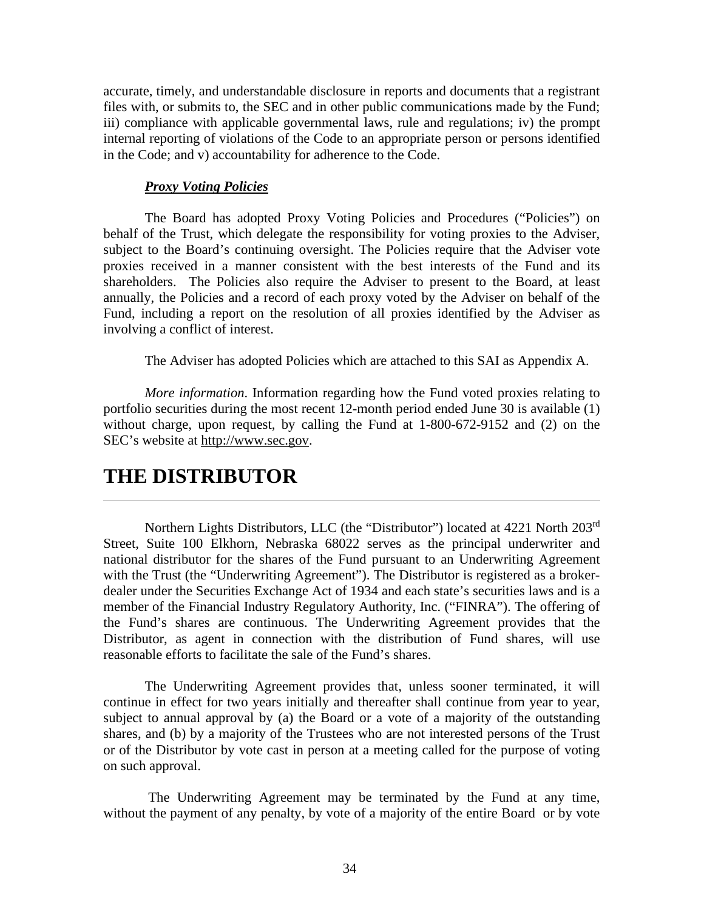accurate, timely, and understandable disclosure in reports and documents that a registrant files with, or submits to, the SEC and in other public communications made by the Fund; iii) compliance with applicable governmental laws, rule and regulations; iv) the prompt internal reporting of violations of the Code to an appropriate person or persons identified in the Code; and v) accountability for adherence to the Code.

***Proxy Voting Policies***

The Board has adopted Proxy Voting Policies and Procedures ("Policies") on behalf of the Trust, which delegate the responsibility for voting proxies to the Adviser, subject to the Board's continuing oversight. The Policies require that the Adviser vote proxies received in a manner consistent with the best interests of the Fund and its shareholders. The Policies also require the Adviser to present to the Board, at least annually, the Policies and a record of each proxy voted by the Adviser on behalf of the Fund, including a report on the resolution of all proxies identified by the Adviser as involving a conflict of interest.

The Adviser has adopted Policies which are attached to this SAI as Appendix A.

*More information*. Information regarding how the Fund voted proxies relating to portfolio securities during the most recent 12-month period ended June 30 is available (1) without charge, upon request, by calling the Fund at 1-800-672-9152 and (2) on the SEC's website at http://www.sec.gov.

# THE DISTRIBUTOR

Northern Lights Distributors, LLC (the "Distributor") located at 4221 North 203rd Street, Suite 100 Elkhorn, Nebraska 68022 serves as the principal underwriter and national distributor for the shares of the Fund pursuant to an Underwriting Agreement with the Trust (the "Underwriting Agreement"). The Distributor is registered as a broker-dealer under the Securities Exchange Act of 1934 and each state's securities laws and is a member of the Financial Industry Regulatory Authority, Inc. ("FINRA"). The offering of the Fund's shares are continuous. The Underwriting Agreement provides that the Distributor, as agent in connection with the distribution of Fund shares, will use reasonable efforts to facilitate the sale of the Fund's shares.

The Underwriting Agreement provides that, unless sooner terminated, it will continue in effect for two years initially and thereafter shall continue from year to year, subject to annual approval by (a) the Board or a vote of a majority of the outstanding shares, and (b) by a majority of the Trustees who are not interested persons of the Trust or of the Distributor by vote cast in person at a meeting called for the purpose of voting on such approval.

The Underwriting Agreement may be terminated by the Fund at any time, without the payment of any penalty, by vote of a majority of the entire Board or by vote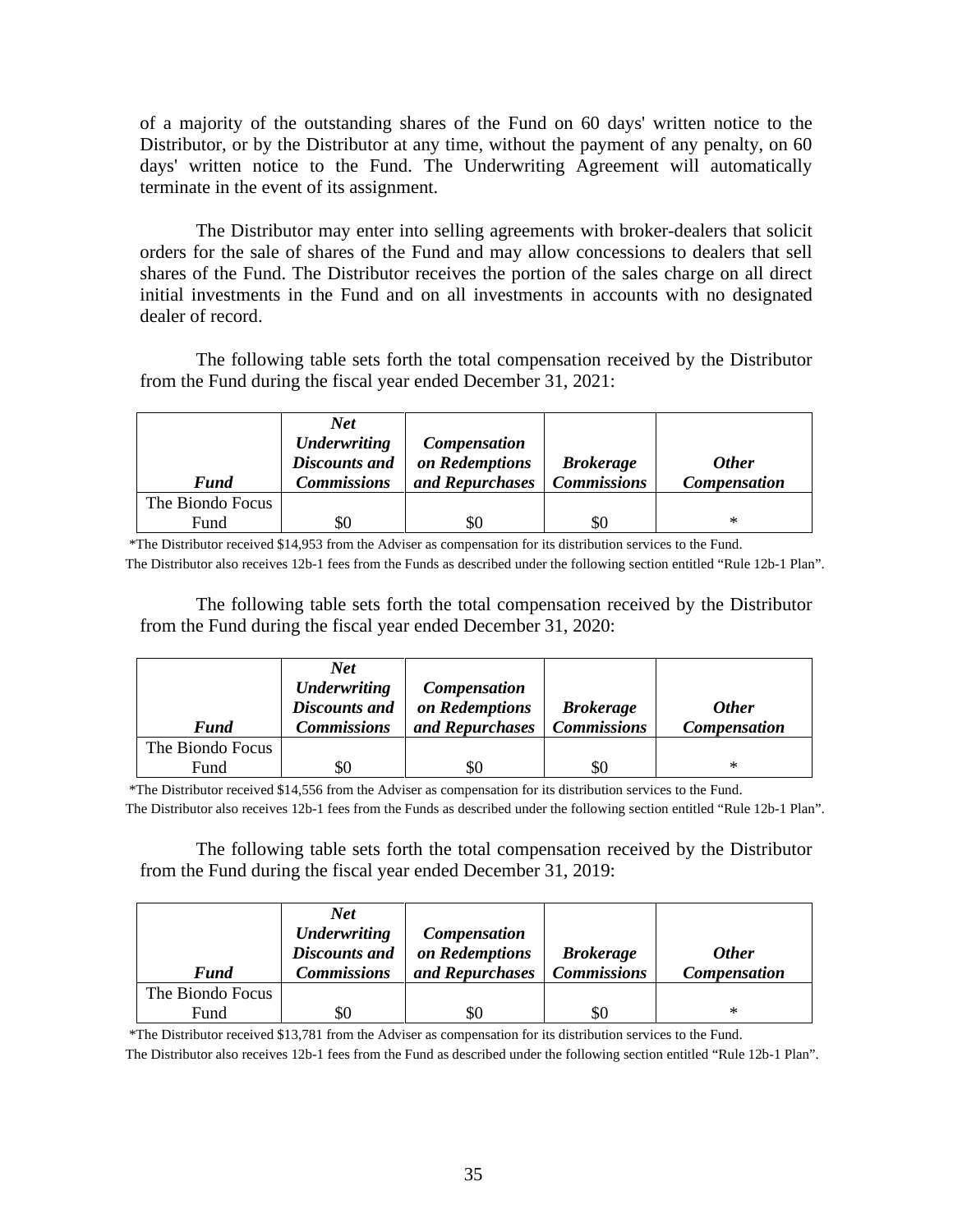of a majority of the outstanding shares of the Fund on 60 days' written notice to the Distributor, or by the Distributor at any time, without the payment of any penalty, on 60 days' written notice to the Fund. The Underwriting Agreement will automatically terminate in the event of its assignment.

The Distributor may enter into selling agreements with broker-dealers that solicit orders for the sale of shares of the Fund and may allow concessions to dealers that sell shares of the Fund. The Distributor receives the portion of the sales charge on all direct initial investments in the Fund and on all investments in accounts with no designated dealer of record.

The following table sets forth the total compensation received by the Distributor from the Fund during the fiscal year ended December 31, 2021:

| ***Fund*** | ***Net Underwriting Discounts and Commissions*** | ***Compensation on Redemptions and Repurchases*** | ***Brokerage Commissions*** | ***Other Compensation*** |
|---|---|---|---|---|
| The Biondo Focus Fund | $0 | $0 | $0 | * |

*The Distributor received $14,953 from the Adviser as compensation for its distribution services to the Fund.
The Distributor also receives 12b-1 fees from the Funds as described under the following section entitled "Rule 12b-1 Plan".

The following table sets forth the total compensation received by the Distributor from the Fund during the fiscal year ended December 31, 2020:

| ***Fund*** | ***Net Underwriting Discounts and Commissions*** | ***Compensation on Redemptions and Repurchases*** | ***Brokerage Commissions*** | ***Other Compensation*** |
|---|---|---|---|---|
| The Biondo Focus Fund | $0 | $0 | $0 | * |

*The Distributor received $14,556 from the Adviser as compensation for its distribution services to the Fund.
The Distributor also receives 12b-1 fees from the Funds as described under the following section entitled "Rule 12b-1 Plan".

The following table sets forth the total compensation received by the Distributor from the Fund during the fiscal year ended December 31, 2019:

| ***Fund*** | ***Net Underwriting Discounts and Commissions*** | ***Compensation on Redemptions and Repurchases*** | ***Brokerage Commissions*** | ***Other Compensation*** |
|---|---|---|---|---|
| The Biondo Focus Fund | $0 | $0 | $0 | * |

*The Distributor received $13,781 from the Adviser as compensation for its distribution services to the Fund.
The Distributor also receives 12b-1 fees from the Fund as described under the following section entitled "Rule 12b-1 Plan".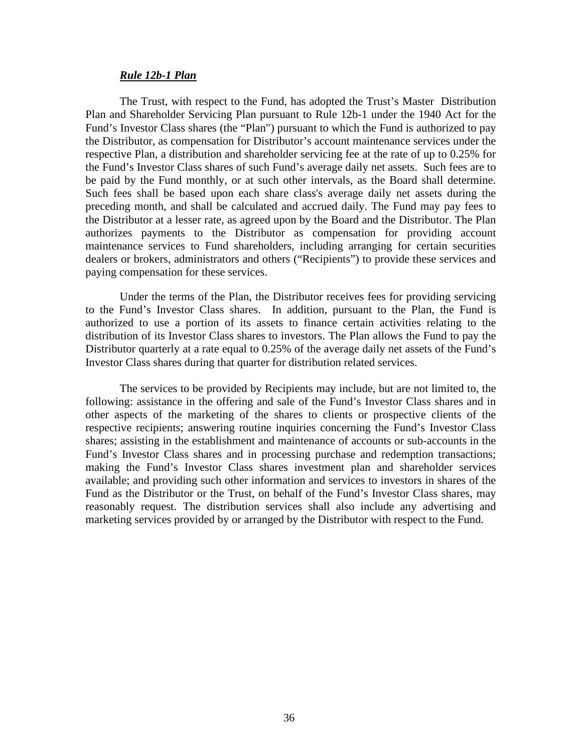***Rule 12b-1 Plan***

The Trust, with respect to the Fund, has adopted the Trust's Master Distribution Plan and Shareholder Servicing Plan pursuant to Rule 12b-1 under the 1940 Act for the Fund's Investor Class shares (the "Plan") pursuant to which the Fund is authorized to pay the Distributor, as compensation for Distributor's account maintenance services under the respective Plan, a distribution and shareholder servicing fee at the rate of up to 0.25% for the Fund's Investor Class shares of such Fund's average daily net assets. Such fees are to be paid by the Fund monthly, or at such other intervals, as the Board shall determine. Such fees shall be based upon each share class's average daily net assets during the preceding month, and shall be calculated and accrued daily. The Fund may pay fees to the Distributor at a lesser rate, as agreed upon by the Board and the Distributor. The Plan authorizes payments to the Distributor as compensation for providing account maintenance services to Fund shareholders, including arranging for certain securities dealers or brokers, administrators and others ("Recipients") to provide these services and paying compensation for these services.

Under the terms of the Plan, the Distributor receives fees for providing servicing to the Fund's Investor Class shares. In addition, pursuant to the Plan, the Fund is authorized to use a portion of its assets to finance certain activities relating to the distribution of its Investor Class shares to investors. The Plan allows the Fund to pay the Distributor quarterly at a rate equal to 0.25% of the average daily net assets of the Fund's Investor Class shares during that quarter for distribution related services.

The services to be provided by Recipients may include, but are not limited to, the following: assistance in the offering and sale of the Fund's Investor Class shares and in other aspects of the marketing of the shares to clients or prospective clients of the respective recipients; answering routine inquiries concerning the Fund's Investor Class shares; assisting in the establishment and maintenance of accounts or sub-accounts in the Fund's Investor Class shares and in processing purchase and redemption transactions; making the Fund's Investor Class shares investment plan and shareholder services available; and providing such other information and services to investors in shares of the Fund as the Distributor or the Trust, on behalf of the Fund's Investor Class shares, may reasonably request. The distribution services shall also include any advertising and marketing services provided by or arranged by the Distributor with respect to the Fund.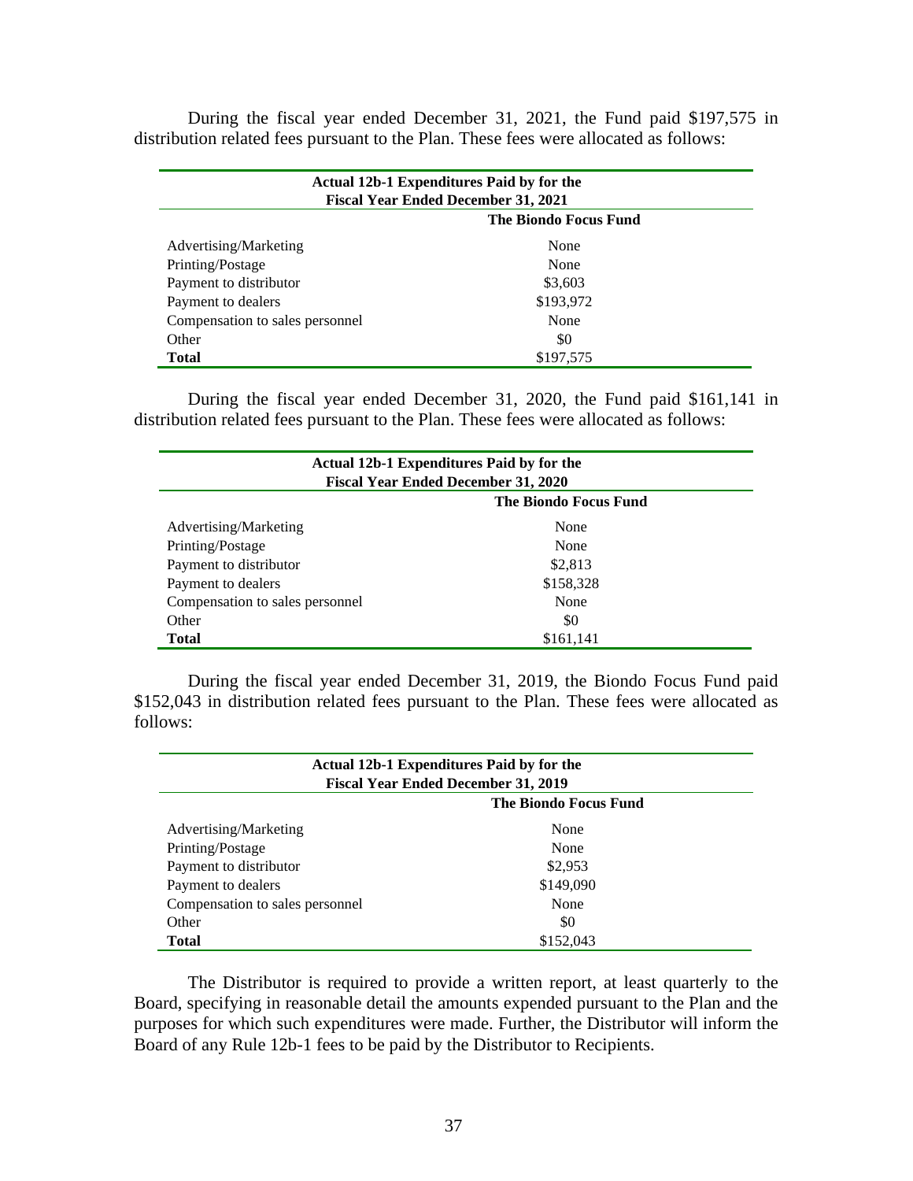During the fiscal year ended December 31, 2021, the Fund paid $197,575 in distribution related fees pursuant to the Plan. These fees were allocated as follows:

| Actual 12b-1 Expenditures Paid by for the Fiscal Year Ended December 31, 2021 | |
|---|---|
| | **The Biondo Focus Fund** |
| Advertising/Marketing | None |
| Printing/Postage | None |
| Payment to distributor | $3,603 |
| Payment to dealers | $193,972 |
| Compensation to sales personnel | None |
| Other | $0 |
| **Total** | $197,575 |

During the fiscal year ended December 31, 2020, the Fund paid $161,141 in distribution related fees pursuant to the Plan. These fees were allocated as follows:

| Actual 12b-1 Expenditures Paid by for the Fiscal Year Ended December 31, 2020 | |
|---|---|
| | **The Biondo Focus Fund** |
| Advertising/Marketing | None |
| Printing/Postage | None |
| Payment to distributor | $2,813 |
| Payment to dealers | $158,328 |
| Compensation to sales personnel | None |
| Other | $0 |
| **Total** | $161,141 |

During the fiscal year ended December 31, 2019, the Biondo Focus Fund paid $152,043 in distribution related fees pursuant to the Plan. These fees were allocated as follows:

| Actual 12b-1 Expenditures Paid by for the Fiscal Year Ended December 31, 2019 | |
|---|---|
| | **The Biondo Focus Fund** |
| Advertising/Marketing | None |
| Printing/Postage | None |
| Payment to distributor | $2,953 |
| Payment to dealers | $149,090 |
| Compensation to sales personnel | None |
| Other | $0 |
| **Total** | $152,043 |

The Distributor is required to provide a written report, at least quarterly to the Board, specifying in reasonable detail the amounts expended pursuant to the Plan and the purposes for which such expenditures were made. Further, the Distributor will inform the Board of any Rule 12b-1 fees to be paid by the Distributor to Recipients.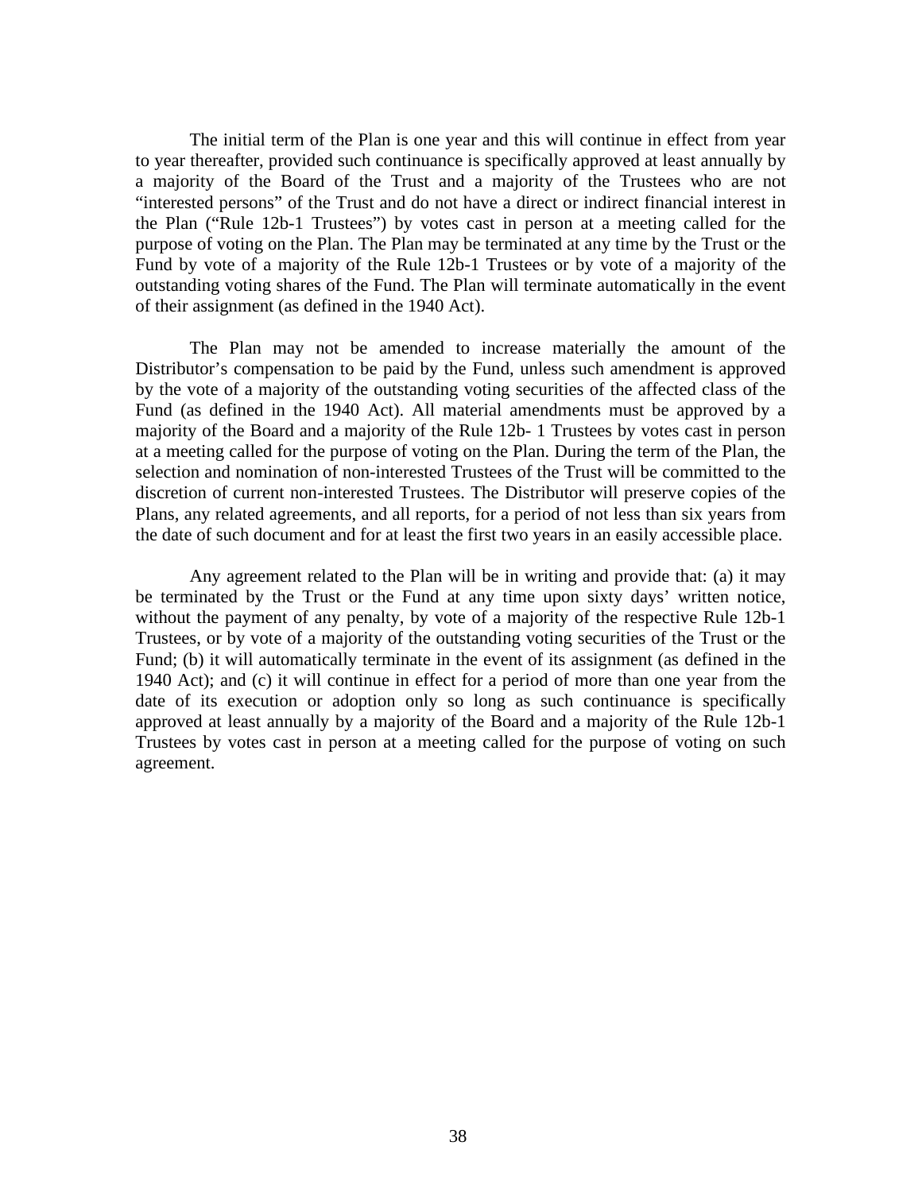The initial term of the Plan is one year and this will continue in effect from year to year thereafter, provided such continuance is specifically approved at least annually by a majority of the Board of the Trust and a majority of the Trustees who are not "interested persons" of the Trust and do not have a direct or indirect financial interest in the Plan ("Rule 12b-1 Trustees") by votes cast in person at a meeting called for the purpose of voting on the Plan. The Plan may be terminated at any time by the Trust or the Fund by vote of a majority of the Rule 12b-1 Trustees or by vote of a majority of the outstanding voting shares of the Fund. The Plan will terminate automatically in the event of their assignment (as defined in the 1940 Act).

The Plan may not be amended to increase materially the amount of the Distributor's compensation to be paid by the Fund, unless such amendment is approved by the vote of a majority of the outstanding voting securities of the affected class of the Fund (as defined in the 1940 Act). All material amendments must be approved by a majority of the Board and a majority of the Rule 12b- 1 Trustees by votes cast in person at a meeting called for the purpose of voting on the Plan. During the term of the Plan, the selection and nomination of non-interested Trustees of the Trust will be committed to the discretion of current non-interested Trustees. The Distributor will preserve copies of the Plans, any related agreements, and all reports, for a period of not less than six years from the date of such document and for at least the first two years in an easily accessible place.

Any agreement related to the Plan will be in writing and provide that: (a) it may be terminated by the Trust or the Fund at any time upon sixty days' written notice, without the payment of any penalty, by vote of a majority of the respective Rule 12b-1 Trustees, or by vote of a majority of the outstanding voting securities of the Trust or the Fund; (b) it will automatically terminate in the event of its assignment (as defined in the 1940 Act); and (c) it will continue in effect for a period of more than one year from the date of its execution or adoption only so long as such continuance is specifically approved at least annually by a majority of the Board and a majority of the Rule 12b-1 Trustees by votes cast in person at a meeting called for the purpose of voting on such agreement.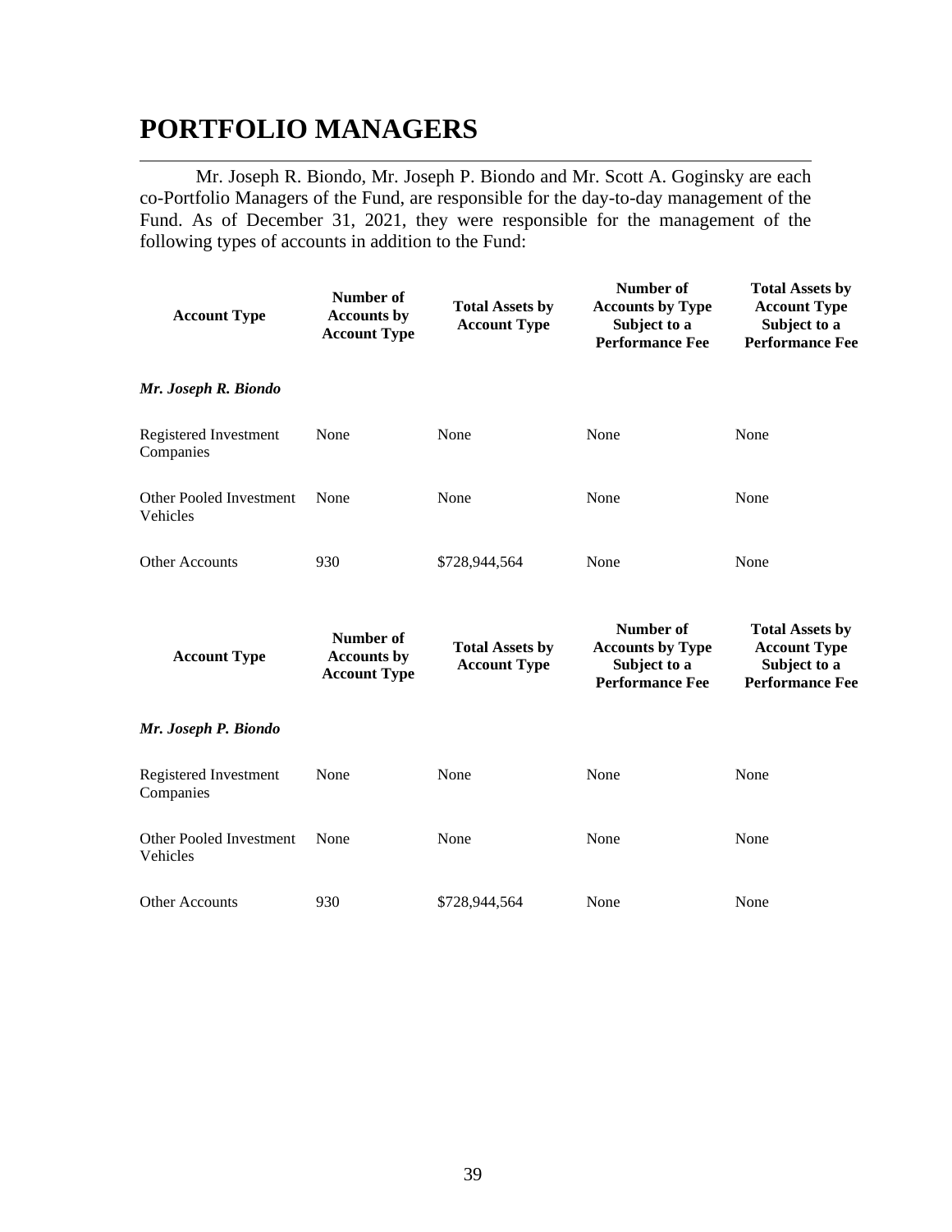# PORTFOLIO MANAGERS

Mr. Joseph R. Biondo, Mr. Joseph P. Biondo and Mr. Scott A. Goginsky are each co-Portfolio Managers of the Fund, are responsible for the day-to-day management of the Fund. As of December 31, 2021, they were responsible for the management of the following types of accounts in addition to the Fund:

| Account Type | Number of Accounts by Account Type | Total Assets by Account Type | Number of Accounts by Type Subject to a Performance Fee | Total Assets by Account Type Subject to a Performance Fee |
|---|---|---|---|---|
| ***Mr. Joseph R. Biondo*** | | | | |
| Registered Investment Companies | None | None | None | None |
| Other Pooled Investment Vehicles | None | None | None | None |
| Other Accounts | 930 | $728,944,564 | None | None |

| Account Type | Number of Accounts by Account Type | Total Assets by Account Type | Number of Accounts by Type Subject to a Performance Fee | Total Assets by Account Type Subject to a Performance Fee |
|---|---|---|---|---|
| ***Mr. Joseph P. Biondo*** | | | | |
| Registered Investment Companies | None | None | None | None |
| Other Pooled Investment Vehicles | None | None | None | None |
| Other Accounts | 930 | $728,944,564 | None | None |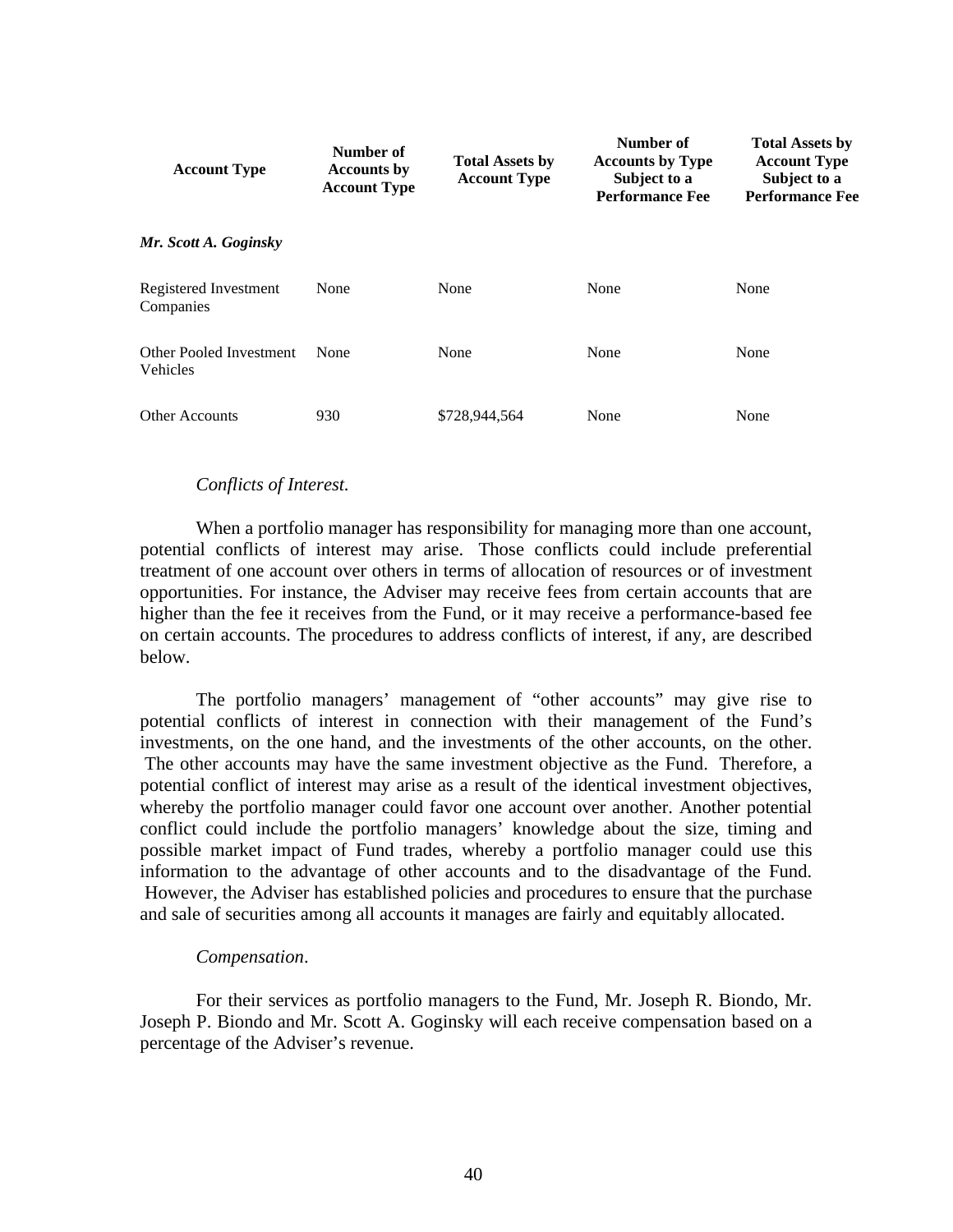| Account Type | Number of Accounts by Account Type | Total Assets by Account Type | Number of Accounts by Type Subject to a Performance Fee | Total Assets by Account Type Subject to a Performance Fee |
|---|---|---|---|---|
| ***Mr. Scott A. Goginsky*** | | | | |
| Registered Investment Companies | None | None | None | None |
| Other Pooled Investment Vehicles | None | None | None | None |
| Other Accounts | 930 | $728,944,564 | None | None |

*Conflicts of Interest.*

When a portfolio manager has responsibility for managing more than one account, potential conflicts of interest may arise. Those conflicts could include preferential treatment of one account over others in terms of allocation of resources or of investment opportunities. For instance, the Adviser may receive fees from certain accounts that are higher than the fee it receives from the Fund, or it may receive a performance-based fee on certain accounts. The procedures to address conflicts of interest, if any, are described below.

The portfolio managers' management of "other accounts" may give rise to potential conflicts of interest in connection with their management of the Fund's investments, on the one hand, and the investments of the other accounts, on the other. The other accounts may have the same investment objective as the Fund. Therefore, a potential conflict of interest may arise as a result of the identical investment objectives, whereby the portfolio manager could favor one account over another. Another potential conflict could include the portfolio managers' knowledge about the size, timing and possible market impact of Fund trades, whereby a portfolio manager could use this information to the advantage of other accounts and to the disadvantage of the Fund. However, the Adviser has established policies and procedures to ensure that the purchase and sale of securities among all accounts it manages are fairly and equitably allocated.

*Compensation*.

For their services as portfolio managers to the Fund, Mr. Joseph R. Biondo, Mr. Joseph P. Biondo and Mr. Scott A. Goginsky will each receive compensation based on a percentage of the Adviser's revenue.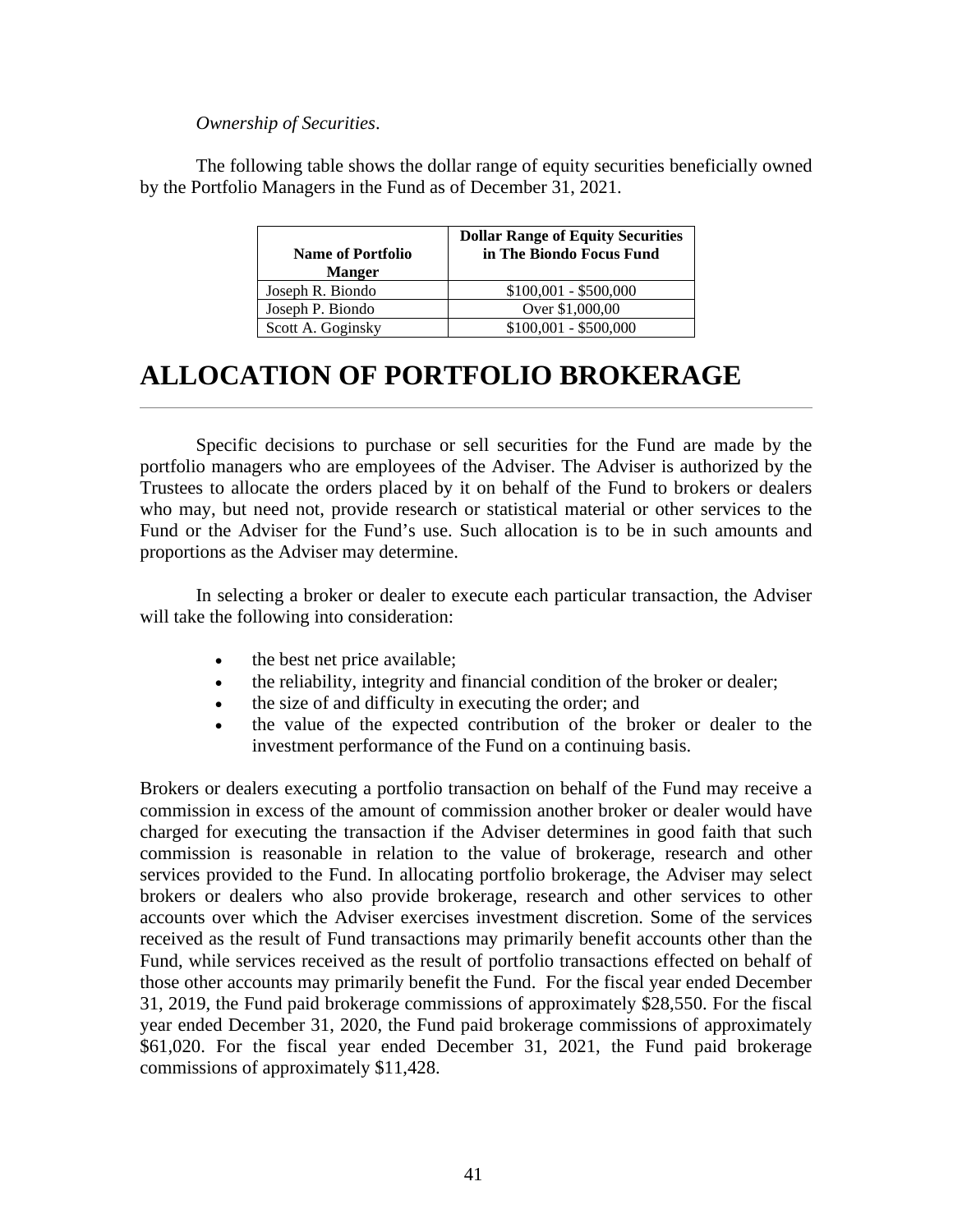*Ownership of Securities*.

The following table shows the dollar range of equity securities beneficially owned by the Portfolio Managers in the Fund as of December 31, 2021.

| Name of Portfolio Manger | Dollar Range of Equity Securities in The Biondo Focus Fund |
| --- | --- |
| Joseph R. Biondo | $100,001 - $500,000 |
| Joseph P. Biondo | Over $1,000,00 |
| Scott A. Goginsky | $100,001 - $500,000 |

# ALLOCATION OF PORTFOLIO BROKERAGE

Specific decisions to purchase or sell securities for the Fund are made by the portfolio managers who are employees of the Adviser. The Adviser is authorized by the Trustees to allocate the orders placed by it on behalf of the Fund to brokers or dealers who may, but need not, provide research or statistical material or other services to the Fund or the Adviser for the Fund's use. Such allocation is to be in such amounts and proportions as the Adviser may determine.

In selecting a broker or dealer to execute each particular transaction, the Adviser will take the following into consideration:

- the best net price available;
- the reliability, integrity and financial condition of the broker or dealer;
- the size of and difficulty in executing the order; and
- the value of the expected contribution of the broker or dealer to the investment performance of the Fund on a continuing basis.

Brokers or dealers executing a portfolio transaction on behalf of the Fund may receive a commission in excess of the amount of commission another broker or dealer would have charged for executing the transaction if the Adviser determines in good faith that such commission is reasonable in relation to the value of brokerage, research and other services provided to the Fund. In allocating portfolio brokerage, the Adviser may select brokers or dealers who also provide brokerage, research and other services to other accounts over which the Adviser exercises investment discretion. Some of the services received as the result of Fund transactions may primarily benefit accounts other than the Fund, while services received as the result of portfolio transactions effected on behalf of those other accounts may primarily benefit the Fund. For the fiscal year ended December 31, 2019, the Fund paid brokerage commissions of approximately $28,550. For the fiscal year ended December 31, 2020, the Fund paid brokerage commissions of approximately $61,020. For the fiscal year ended December 31, 2021, the Fund paid brokerage commissions of approximately $11,428.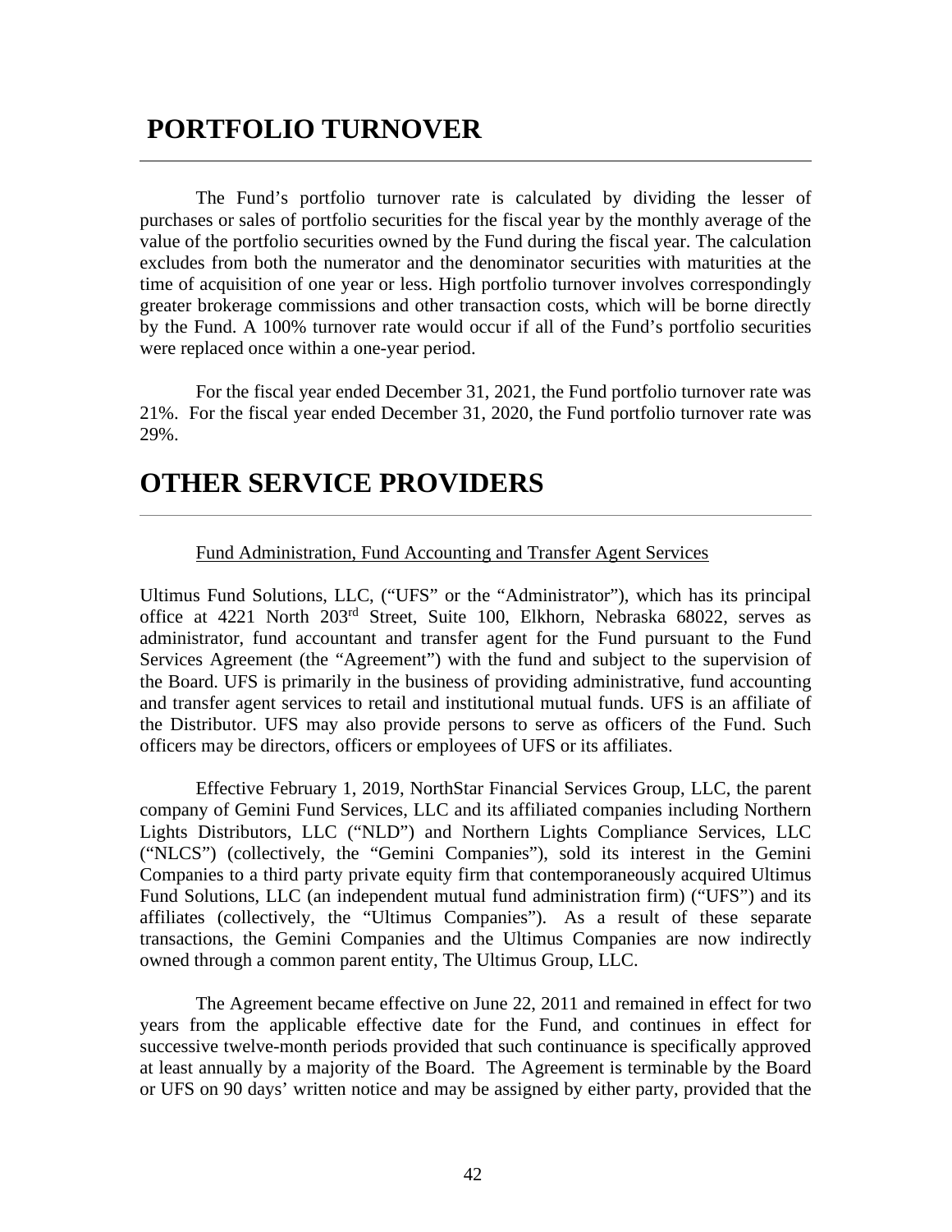# PORTFOLIO TURNOVER

The Fund's portfolio turnover rate is calculated by dividing the lesser of purchases or sales of portfolio securities for the fiscal year by the monthly average of the value of the portfolio securities owned by the Fund during the fiscal year. The calculation excludes from both the numerator and the denominator securities with maturities at the time of acquisition of one year or less. High portfolio turnover involves correspondingly greater brokerage commissions and other transaction costs, which will be borne directly by the Fund. A 100% turnover rate would occur if all of the Fund's portfolio securities were replaced once within a one-year period.

For the fiscal year ended December 31, 2021, the Fund portfolio turnover rate was 21%. For the fiscal year ended December 31, 2020, the Fund portfolio turnover rate was 29%.

# OTHER SERVICE PROVIDERS

Fund Administration, Fund Accounting and Transfer Agent Services

Ultimus Fund Solutions, LLC, ("UFS" or the "Administrator"), which has its principal office at 4221 North 203rd Street, Suite 100, Elkhorn, Nebraska 68022, serves as administrator, fund accountant and transfer agent for the Fund pursuant to the Fund Services Agreement (the "Agreement") with the fund and subject to the supervision of the Board. UFS is primarily in the business of providing administrative, fund accounting and transfer agent services to retail and institutional mutual funds. UFS is an affiliate of the Distributor. UFS may also provide persons to serve as officers of the Fund. Such officers may be directors, officers or employees of UFS or its affiliates.

Effective February 1, 2019, NorthStar Financial Services Group, LLC, the parent company of Gemini Fund Services, LLC and its affiliated companies including Northern Lights Distributors, LLC ("NLD") and Northern Lights Compliance Services, LLC ("NLCS") (collectively, the "Gemini Companies"), sold its interest in the Gemini Companies to a third party private equity firm that contemporaneously acquired Ultimus Fund Solutions, LLC (an independent mutual fund administration firm) ("UFS") and its affiliates (collectively, the "Ultimus Companies"). As a result of these separate transactions, the Gemini Companies and the Ultimus Companies are now indirectly owned through a common parent entity, The Ultimus Group, LLC.

The Agreement became effective on June 22, 2011 and remained in effect for two years from the applicable effective date for the Fund, and continues in effect for successive twelve-month periods provided that such continuance is specifically approved at least annually by a majority of the Board. The Agreement is terminable by the Board or UFS on 90 days' written notice and may be assigned by either party, provided that the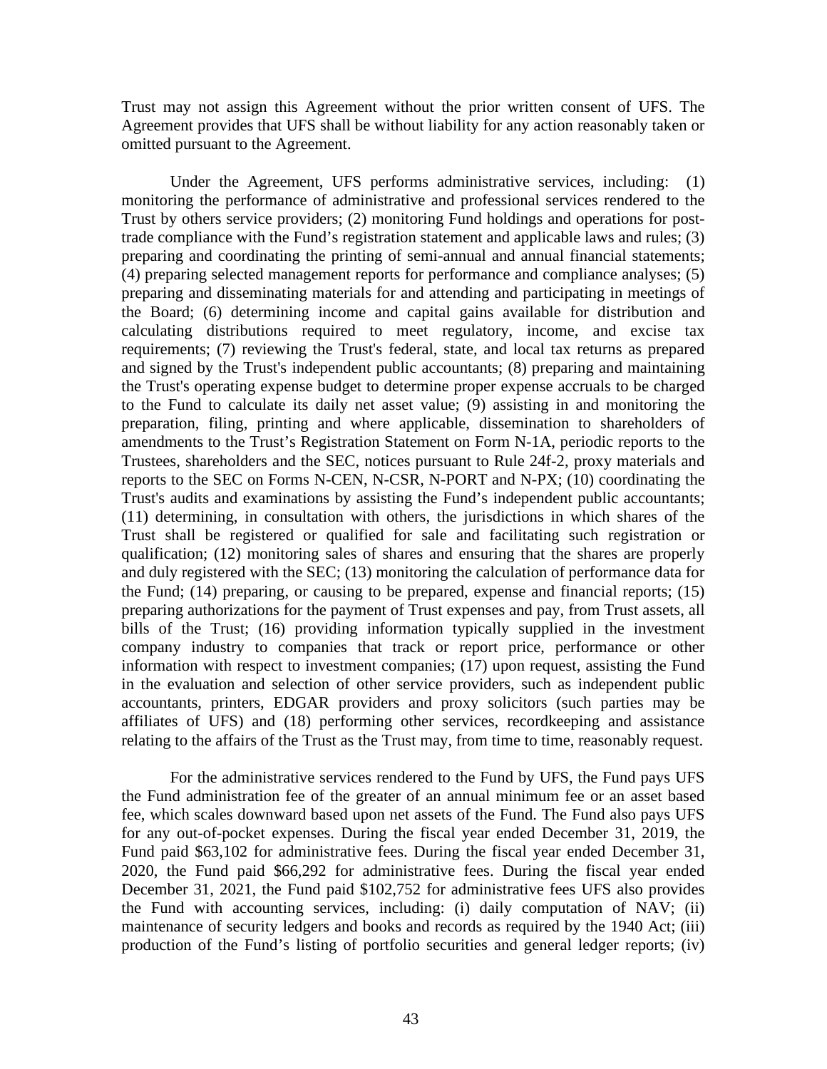Trust may not assign this Agreement without the prior written consent of UFS. The Agreement provides that UFS shall be without liability for any action reasonably taken or omitted pursuant to the Agreement.

Under the Agreement, UFS performs administrative services, including: (1) monitoring the performance of administrative and professional services rendered to the Trust by others service providers; (2) monitoring Fund holdings and operations for post-trade compliance with the Fund's registration statement and applicable laws and rules; (3) preparing and coordinating the printing of semi-annual and annual financial statements; (4) preparing selected management reports for performance and compliance analyses; (5) preparing and disseminating materials for and attending and participating in meetings of the Board; (6) determining income and capital gains available for distribution and calculating distributions required to meet regulatory, income, and excise tax requirements; (7) reviewing the Trust's federal, state, and local tax returns as prepared and signed by the Trust's independent public accountants; (8) preparing and maintaining the Trust's operating expense budget to determine proper expense accruals to be charged to the Fund to calculate its daily net asset value; (9) assisting in and monitoring the preparation, filing, printing and where applicable, dissemination to shareholders of amendments to the Trust's Registration Statement on Form N-1A, periodic reports to the Trustees, shareholders and the SEC, notices pursuant to Rule 24f-2, proxy materials and reports to the SEC on Forms N-CEN, N-CSR, N-PORT and N-PX; (10) coordinating the Trust's audits and examinations by assisting the Fund's independent public accountants; (11) determining, in consultation with others, the jurisdictions in which shares of the Trust shall be registered or qualified for sale and facilitating such registration or qualification; (12) monitoring sales of shares and ensuring that the shares are properly and duly registered with the SEC; (13) monitoring the calculation of performance data for the Fund; (14) preparing, or causing to be prepared, expense and financial reports; (15) preparing authorizations for the payment of Trust expenses and pay, from Trust assets, all bills of the Trust; (16) providing information typically supplied in the investment company industry to companies that track or report price, performance or other information with respect to investment companies; (17) upon request, assisting the Fund in the evaluation and selection of other service providers, such as independent public accountants, printers, EDGAR providers and proxy solicitors (such parties may be affiliates of UFS) and (18) performing other services, recordkeeping and assistance relating to the affairs of the Trust as the Trust may, from time to time, reasonably request.

For the administrative services rendered to the Fund by UFS, the Fund pays UFS the Fund administration fee of the greater of an annual minimum fee or an asset based fee, which scales downward based upon net assets of the Fund. The Fund also pays UFS for any out-of-pocket expenses. During the fiscal year ended December 31, 2019, the Fund paid $63,102 for administrative fees. During the fiscal year ended December 31, 2020, the Fund paid $66,292 for administrative fees. During the fiscal year ended December 31, 2021, the Fund paid $102,752 for administrative fees UFS also provides the Fund with accounting services, including: (i) daily computation of NAV; (ii) maintenance of security ledgers and books and records as required by the 1940 Act; (iii) production of the Fund's listing of portfolio securities and general ledger reports; (iv)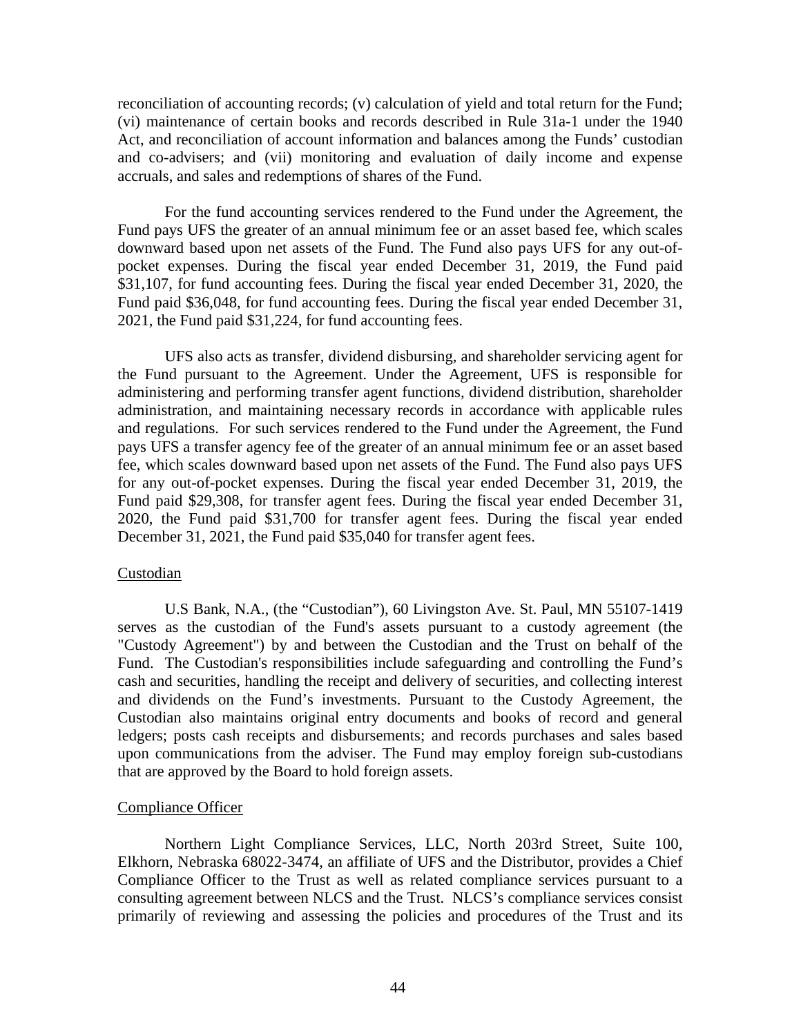reconciliation of accounting records; (v) calculation of yield and total return for the Fund; (vi) maintenance of certain books and records described in Rule 31a-1 under the 1940 Act, and reconciliation of account information and balances among the Funds' custodian and co-advisers; and (vii) monitoring and evaluation of daily income and expense accruals, and sales and redemptions of shares of the Fund.

For the fund accounting services rendered to the Fund under the Agreement, the Fund pays UFS the greater of an annual minimum fee or an asset based fee, which scales downward based upon net assets of the Fund. The Fund also pays UFS for any out-of-pocket expenses. During the fiscal year ended December 31, 2019, the Fund paid $31,107, for fund accounting fees. During the fiscal year ended December 31, 2020, the Fund paid $36,048, for fund accounting fees. During the fiscal year ended December 31, 2021, the Fund paid $31,224, for fund accounting fees.

UFS also acts as transfer, dividend disbursing, and shareholder servicing agent for the Fund pursuant to the Agreement. Under the Agreement, UFS is responsible for administering and performing transfer agent functions, dividend distribution, shareholder administration, and maintaining necessary records in accordance with applicable rules and regulations. For such services rendered to the Fund under the Agreement, the Fund pays UFS a transfer agency fee of the greater of an annual minimum fee or an asset based fee, which scales downward based upon net assets of the Fund. The Fund also pays UFS for any out-of-pocket expenses. During the fiscal year ended December 31, 2019, the Fund paid $29,308, for transfer agent fees. During the fiscal year ended December 31, 2020, the Fund paid $31,700 for transfer agent fees. During the fiscal year ended December 31, 2021, the Fund paid $35,040 for transfer agent fees.

Custodian

U.S Bank, N.A., (the "Custodian"), 60 Livingston Ave. St. Paul, MN 55107-1419 serves as the custodian of the Fund's assets pursuant to a custody agreement (the "Custody Agreement") by and between the Custodian and the Trust on behalf of the Fund. The Custodian's responsibilities include safeguarding and controlling the Fund's cash and securities, handling the receipt and delivery of securities, and collecting interest and dividends on the Fund's investments. Pursuant to the Custody Agreement, the Custodian also maintains original entry documents and books of record and general ledgers; posts cash receipts and disbursements; and records purchases and sales based upon communications from the adviser. The Fund may employ foreign sub-custodians that are approved by the Board to hold foreign assets.

Compliance Officer

Northern Light Compliance Services, LLC, North 203rd Street, Suite 100, Elkhorn, Nebraska 68022-3474, an affiliate of UFS and the Distributor, provides a Chief Compliance Officer to the Trust as well as related compliance services pursuant to a consulting agreement between NLCS and the Trust. NLCS's compliance services consist primarily of reviewing and assessing the policies and procedures of the Trust and its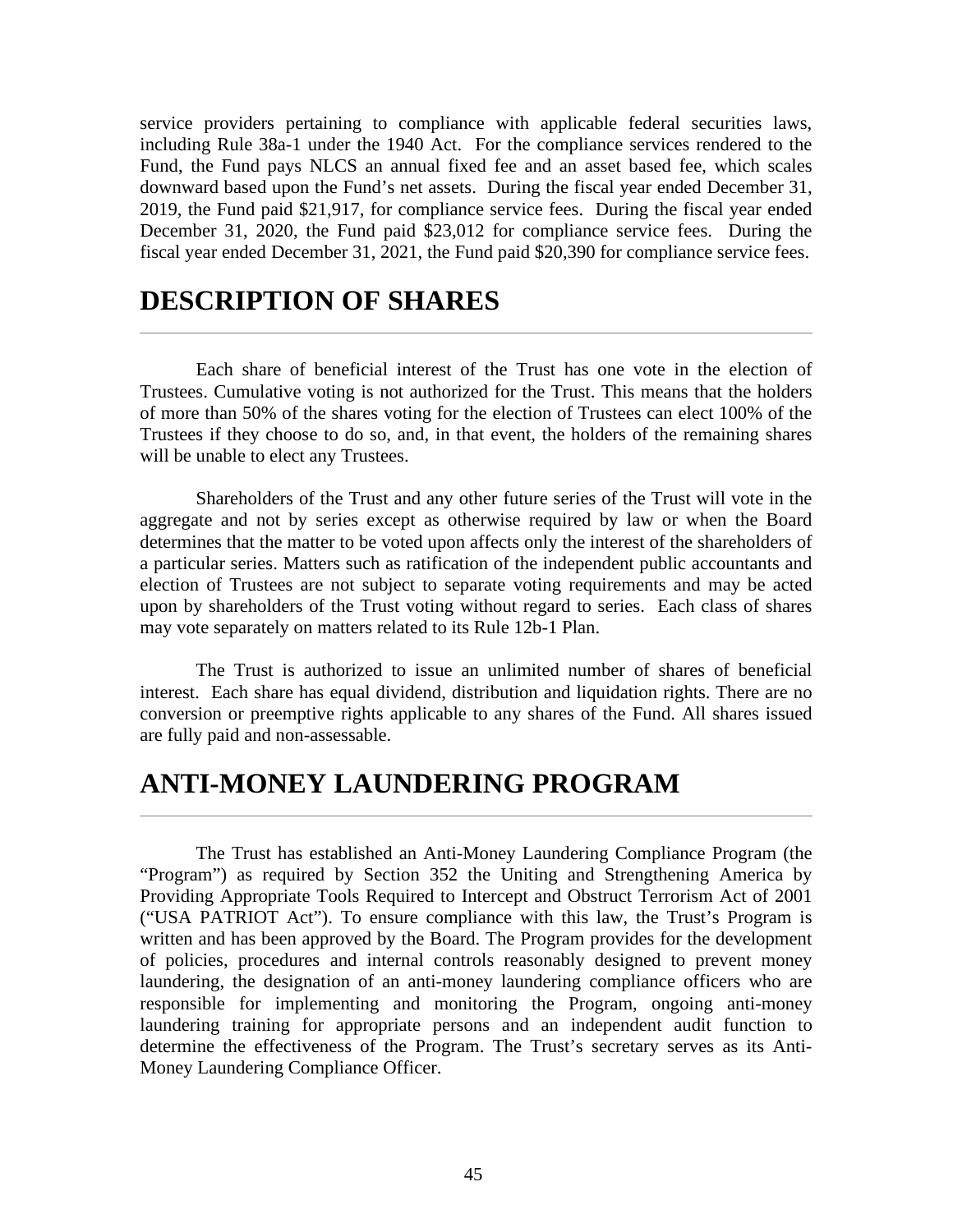service providers pertaining to compliance with applicable federal securities laws, including Rule 38a-1 under the 1940 Act. For the compliance services rendered to the Fund, the Fund pays NLCS an annual fixed fee and an asset based fee, which scales downward based upon the Fund's net assets. During the fiscal year ended December 31, 2019, the Fund paid $21,917, for compliance service fees. During the fiscal year ended December 31, 2020, the Fund paid $23,012 for compliance service fees. During the fiscal year ended December 31, 2021, the Fund paid $20,390 for compliance service fees.

# DESCRIPTION OF SHARES

Each share of beneficial interest of the Trust has one vote in the election of Trustees. Cumulative voting is not authorized for the Trust. This means that the holders of more than 50% of the shares voting for the election of Trustees can elect 100% of the Trustees if they choose to do so, and, in that event, the holders of the remaining shares will be unable to elect any Trustees.

Shareholders of the Trust and any other future series of the Trust will vote in the aggregate and not by series except as otherwise required by law or when the Board determines that the matter to be voted upon affects only the interest of the shareholders of a particular series. Matters such as ratification of the independent public accountants and election of Trustees are not subject to separate voting requirements and may be acted upon by shareholders of the Trust voting without regard to series. Each class of shares may vote separately on matters related to its Rule 12b-1 Plan.

The Trust is authorized to issue an unlimited number of shares of beneficial interest. Each share has equal dividend, distribution and liquidation rights. There are no conversion or preemptive rights applicable to any shares of the Fund. All shares issued are fully paid and non-assessable.

# ANTI-MONEY LAUNDERING PROGRAM

The Trust has established an Anti-Money Laundering Compliance Program (the "Program") as required by Section 352 the Uniting and Strengthening America by Providing Appropriate Tools Required to Intercept and Obstruct Terrorism Act of 2001 ("USA PATRIOT Act"). To ensure compliance with this law, the Trust's Program is written and has been approved by the Board. The Program provides for the development of policies, procedures and internal controls reasonably designed to prevent money laundering, the designation of an anti-money laundering compliance officers who are responsible for implementing and monitoring the Program, ongoing anti-money laundering training for appropriate persons and an independent audit function to determine the effectiveness of the Program. The Trust's secretary serves as its Anti-Money Laundering Compliance Officer.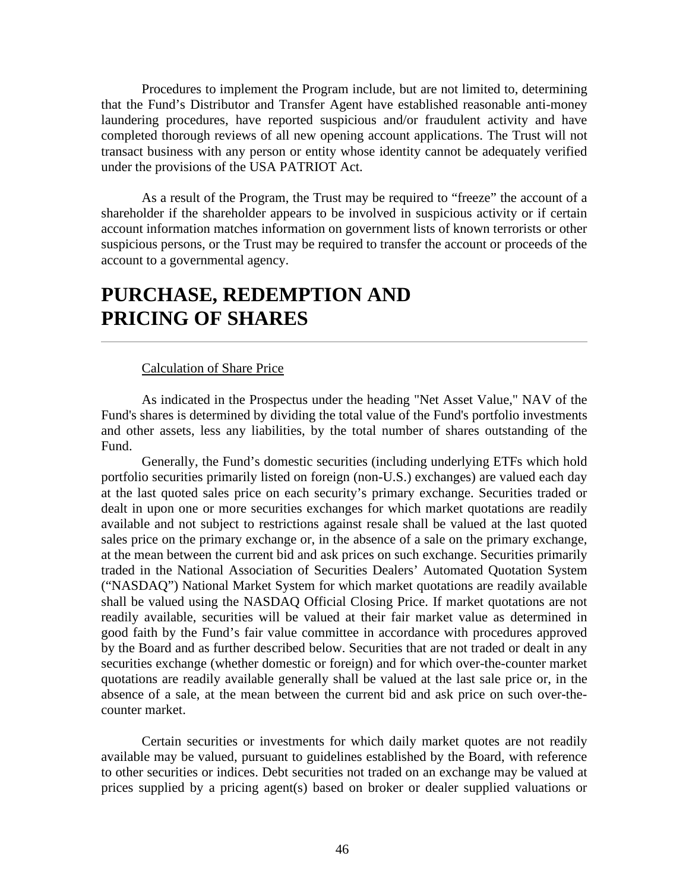Procedures to implement the Program include, but are not limited to, determining that the Fund's Distributor and Transfer Agent have established reasonable anti-money laundering procedures, have reported suspicious and/or fraudulent activity and have completed thorough reviews of all new opening account applications. The Trust will not transact business with any person or entity whose identity cannot be adequately verified under the provisions of the USA PATRIOT Act.

As a result of the Program, the Trust may be required to "freeze" the account of a shareholder if the shareholder appears to be involved in suspicious activity or if certain account information matches information on government lists of known terrorists or other suspicious persons, or the Trust may be required to transfer the account or proceeds of the account to a governmental agency.

# PURCHASE, REDEMPTION AND PRICING OF SHARES

Calculation of Share Price

As indicated in the Prospectus under the heading "Net Asset Value," NAV of the Fund's shares is determined by dividing the total value of the Fund's portfolio investments and other assets, less any liabilities, by the total number of shares outstanding of the Fund.

Generally, the Fund's domestic securities (including underlying ETFs which hold portfolio securities primarily listed on foreign (non-U.S.) exchanges) are valued each day at the last quoted sales price on each security's primary exchange. Securities traded or dealt in upon one or more securities exchanges for which market quotations are readily available and not subject to restrictions against resale shall be valued at the last quoted sales price on the primary exchange or, in the absence of a sale on the primary exchange, at the mean between the current bid and ask prices on such exchange. Securities primarily traded in the National Association of Securities Dealers' Automated Quotation System ("NASDAQ") National Market System for which market quotations are readily available shall be valued using the NASDAQ Official Closing Price. If market quotations are not readily available, securities will be valued at their fair market value as determined in good faith by the Fund's fair value committee in accordance with procedures approved by the Board and as further described below. Securities that are not traded or dealt in any securities exchange (whether domestic or foreign) and for which over-the-counter market quotations are readily available generally shall be valued at the last sale price or, in the absence of a sale, at the mean between the current bid and ask price on such over-the-counter market.

Certain securities or investments for which daily market quotes are not readily available may be valued, pursuant to guidelines established by the Board, with reference to other securities or indices. Debt securities not traded on an exchange may be valued at prices supplied by a pricing agent(s) based on broker or dealer supplied valuations or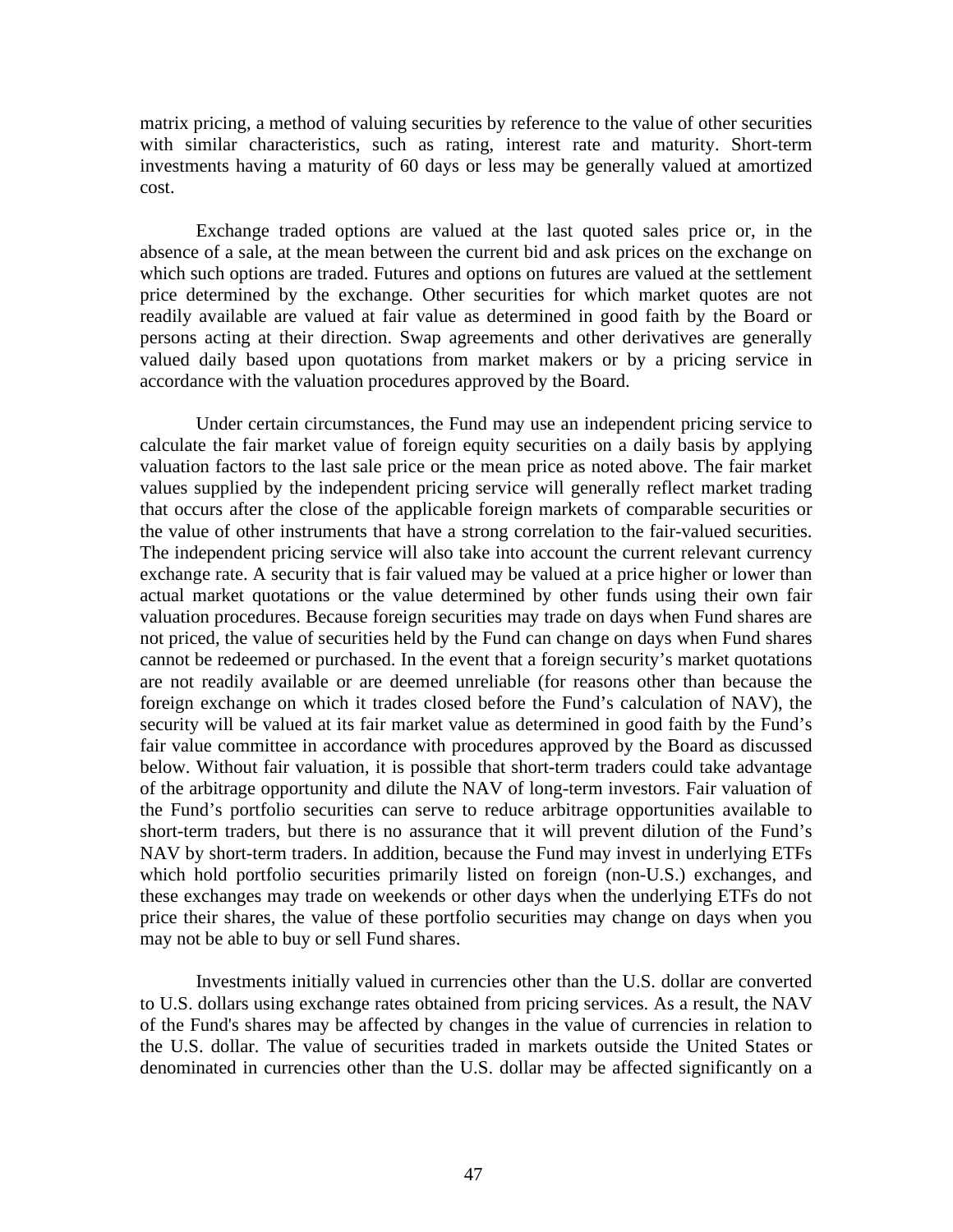matrix pricing, a method of valuing securities by reference to the value of other securities with similar characteristics, such as rating, interest rate and maturity. Short-term investments having a maturity of 60 days or less may be generally valued at amortized cost.

Exchange traded options are valued at the last quoted sales price or, in the absence of a sale, at the mean between the current bid and ask prices on the exchange on which such options are traded. Futures and options on futures are valued at the settlement price determined by the exchange. Other securities for which market quotes are not readily available are valued at fair value as determined in good faith by the Board or persons acting at their direction. Swap agreements and other derivatives are generally valued daily based upon quotations from market makers or by a pricing service in accordance with the valuation procedures approved by the Board.

Under certain circumstances, the Fund may use an independent pricing service to calculate the fair market value of foreign equity securities on a daily basis by applying valuation factors to the last sale price or the mean price as noted above. The fair market values supplied by the independent pricing service will generally reflect market trading that occurs after the close of the applicable foreign markets of comparable securities or the value of other instruments that have a strong correlation to the fair-valued securities. The independent pricing service will also take into account the current relevant currency exchange rate. A security that is fair valued may be valued at a price higher or lower than actual market quotations or the value determined by other funds using their own fair valuation procedures. Because foreign securities may trade on days when Fund shares are not priced, the value of securities held by the Fund can change on days when Fund shares cannot be redeemed or purchased. In the event that a foreign security's market quotations are not readily available or are deemed unreliable (for reasons other than because the foreign exchange on which it trades closed before the Fund's calculation of NAV), the security will be valued at its fair market value as determined in good faith by the Fund's fair value committee in accordance with procedures approved by the Board as discussed below. Without fair valuation, it is possible that short-term traders could take advantage of the arbitrage opportunity and dilute the NAV of long-term investors. Fair valuation of the Fund's portfolio securities can serve to reduce arbitrage opportunities available to short-term traders, but there is no assurance that it will prevent dilution of the Fund's NAV by short-term traders. In addition, because the Fund may invest in underlying ETFs which hold portfolio securities primarily listed on foreign (non-U.S.) exchanges, and these exchanges may trade on weekends or other days when the underlying ETFs do not price their shares, the value of these portfolio securities may change on days when you may not be able to buy or sell Fund shares.

Investments initially valued in currencies other than the U.S. dollar are converted to U.S. dollars using exchange rates obtained from pricing services. As a result, the NAV of the Fund's shares may be affected by changes in the value of currencies in relation to the U.S. dollar. The value of securities traded in markets outside the United States or denominated in currencies other than the U.S. dollar may be affected significantly on a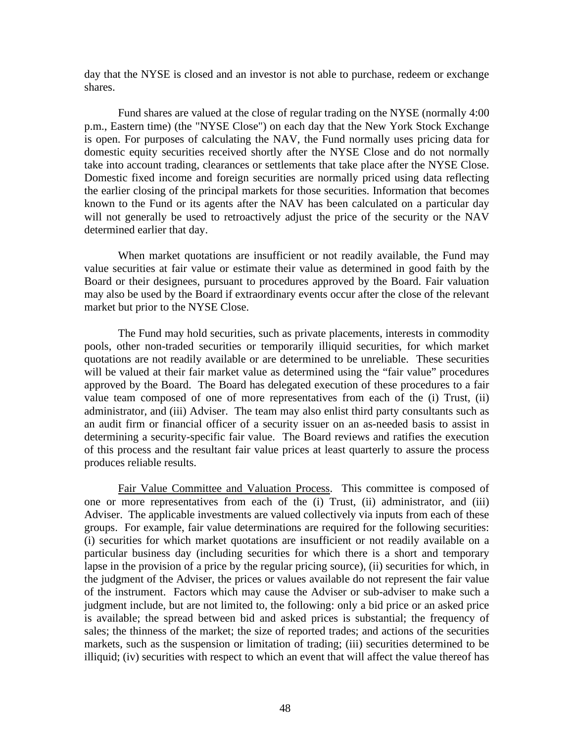day that the NYSE is closed and an investor is not able to purchase, redeem or exchange shares.

Fund shares are valued at the close of regular trading on the NYSE (normally 4:00 p.m., Eastern time) (the "NYSE Close") on each day that the New York Stock Exchange is open. For purposes of calculating the NAV, the Fund normally uses pricing data for domestic equity securities received shortly after the NYSE Close and do not normally take into account trading, clearances or settlements that take place after the NYSE Close. Domestic fixed income and foreign securities are normally priced using data reflecting the earlier closing of the principal markets for those securities. Information that becomes known to the Fund or its agents after the NAV has been calculated on a particular day will not generally be used to retroactively adjust the price of the security or the NAV determined earlier that day.

When market quotations are insufficient or not readily available, the Fund may value securities at fair value or estimate their value as determined in good faith by the Board or their designees, pursuant to procedures approved by the Board. Fair valuation may also be used by the Board if extraordinary events occur after the close of the relevant market but prior to the NYSE Close.

The Fund may hold securities, such as private placements, interests in commodity pools, other non-traded securities or temporarily illiquid securities, for which market quotations are not readily available or are determined to be unreliable. These securities will be valued at their fair market value as determined using the “fair value” procedures approved by the Board. The Board has delegated execution of these procedures to a fair value team composed of one of more representatives from each of the (i) Trust, (ii) administrator, and (iii) Adviser. The team may also enlist third party consultants such as an audit firm or financial officer of a security issuer on an as-needed basis to assist in determining a security-specific fair value. The Board reviews and ratifies the execution of this process and the resultant fair value prices at least quarterly to assure the process produces reliable results.

Fair Value Committee and Valuation Process. This committee is composed of one or more representatives from each of the (i) Trust, (ii) administrator, and (iii) Adviser. The applicable investments are valued collectively via inputs from each of these groups. For example, fair value determinations are required for the following securities: (i) securities for which market quotations are insufficient or not readily available on a particular business day (including securities for which there is a short and temporary lapse in the provision of a price by the regular pricing source), (ii) securities for which, in the judgment of the Adviser, the prices or values available do not represent the fair value of the instrument. Factors which may cause the Adviser or sub-adviser to make such a judgment include, but are not limited to, the following: only a bid price or an asked price is available; the spread between bid and asked prices is substantial; the frequency of sales; the thinness of the market; the size of reported trades; and actions of the securities markets, such as the suspension or limitation of trading; (iii) securities determined to be illiquid; (iv) securities with respect to which an event that will affect the value thereof has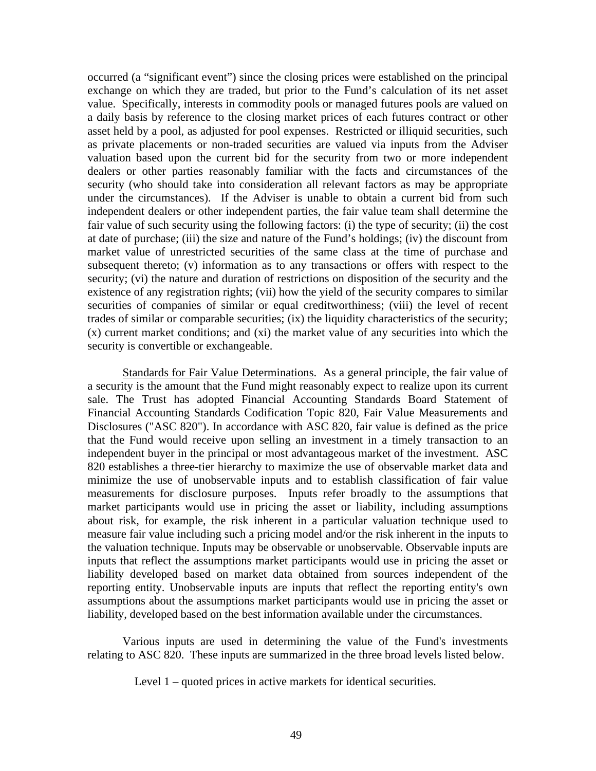occurred (a "significant event") since the closing prices were established on the principal exchange on which they are traded, but prior to the Fund's calculation of its net asset value. Specifically, interests in commodity pools or managed futures pools are valued on a daily basis by reference to the closing market prices of each futures contract or other asset held by a pool, as adjusted for pool expenses. Restricted or illiquid securities, such as private placements or non-traded securities are valued via inputs from the Adviser valuation based upon the current bid for the security from two or more independent dealers or other parties reasonably familiar with the facts and circumstances of the security (who should take into consideration all relevant factors as may be appropriate under the circumstances). If the Adviser is unable to obtain a current bid from such independent dealers or other independent parties, the fair value team shall determine the fair value of such security using the following factors: (i) the type of security; (ii) the cost at date of purchase; (iii) the size and nature of the Fund's holdings; (iv) the discount from market value of unrestricted securities of the same class at the time of purchase and subsequent thereto; (v) information as to any transactions or offers with respect to the security; (vi) the nature and duration of restrictions on disposition of the security and the existence of any registration rights; (vii) how the yield of the security compares to similar securities of companies of similar or equal creditworthiness; (viii) the level of recent trades of similar or comparable securities; (ix) the liquidity characteristics of the security; (x) current market conditions; and (xi) the market value of any securities into which the security is convertible or exchangeable.

Standards for Fair Value Determinations. As a general principle, the fair value of a security is the amount that the Fund might reasonably expect to realize upon its current sale. The Trust has adopted Financial Accounting Standards Board Statement of Financial Accounting Standards Codification Topic 820, Fair Value Measurements and Disclosures ("ASC 820"). In accordance with ASC 820, fair value is defined as the price that the Fund would receive upon selling an investment in a timely transaction to an independent buyer in the principal or most advantageous market of the investment. ASC 820 establishes a three-tier hierarchy to maximize the use of observable market data and minimize the use of unobservable inputs and to establish classification of fair value measurements for disclosure purposes. Inputs refer broadly to the assumptions that market participants would use in pricing the asset or liability, including assumptions about risk, for example, the risk inherent in a particular valuation technique used to measure fair value including such a pricing model and/or the risk inherent in the inputs to the valuation technique. Inputs may be observable or unobservable. Observable inputs are inputs that reflect the assumptions market participants would use in pricing the asset or liability developed based on market data obtained from sources independent of the reporting entity. Unobservable inputs are inputs that reflect the reporting entity's own assumptions about the assumptions market participants would use in pricing the asset or liability, developed based on the best information available under the circumstances.

Various inputs are used in determining the value of the Fund's investments relating to ASC 820. These inputs are summarized in the three broad levels listed below.

Level 1 – quoted prices in active markets for identical securities.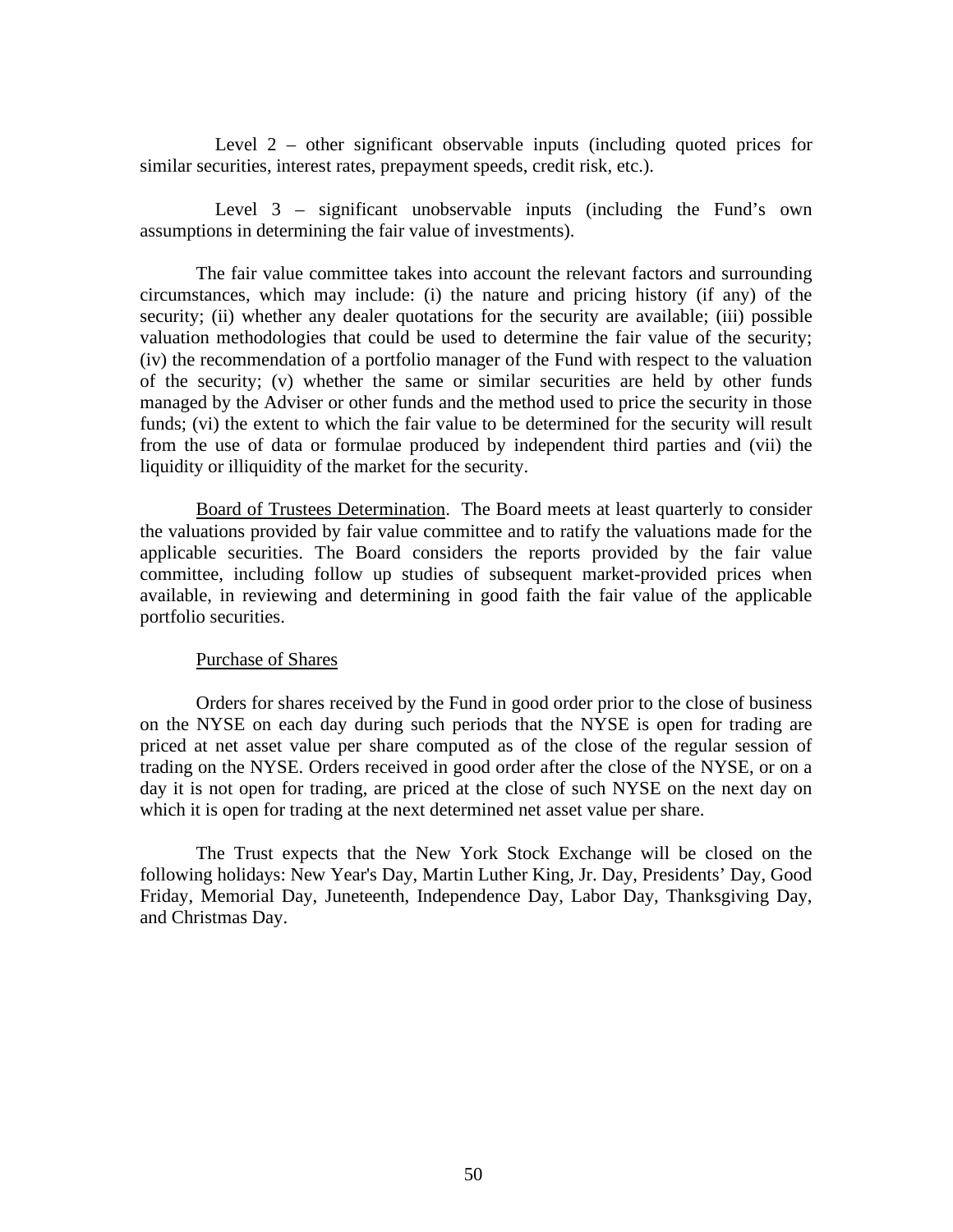Level 2 – other significant observable inputs (including quoted prices for similar securities, interest rates, prepayment speeds, credit risk, etc.).

Level 3 – significant unobservable inputs (including the Fund's own assumptions in determining the fair value of investments).

The fair value committee takes into account the relevant factors and surrounding circumstances, which may include: (i) the nature and pricing history (if any) of the security; (ii) whether any dealer quotations for the security are available; (iii) possible valuation methodologies that could be used to determine the fair value of the security; (iv) the recommendation of a portfolio manager of the Fund with respect to the valuation of the security; (v) whether the same or similar securities are held by other funds managed by the Adviser or other funds and the method used to price the security in those funds; (vi) the extent to which the fair value to be determined for the security will result from the use of data or formulae produced by independent third parties and (vii) the liquidity or illiquidity of the market for the security.

Board of Trustees Determination. The Board meets at least quarterly to consider the valuations provided by fair value committee and to ratify the valuations made for the applicable securities. The Board considers the reports provided by the fair value committee, including follow up studies of subsequent market-provided prices when available, in reviewing and determining in good faith the fair value of the applicable portfolio securities.

Purchase of Shares

Orders for shares received by the Fund in good order prior to the close of business on the NYSE on each day during such periods that the NYSE is open for trading are priced at net asset value per share computed as of the close of the regular session of trading on the NYSE. Orders received in good order after the close of the NYSE, or on a day it is not open for trading, are priced at the close of such NYSE on the next day on which it is open for trading at the next determined net asset value per share.

The Trust expects that the New York Stock Exchange will be closed on the following holidays: New Year's Day, Martin Luther King, Jr. Day, Presidents' Day, Good Friday, Memorial Day, Juneteenth, Independence Day, Labor Day, Thanksgiving Day, and Christmas Day.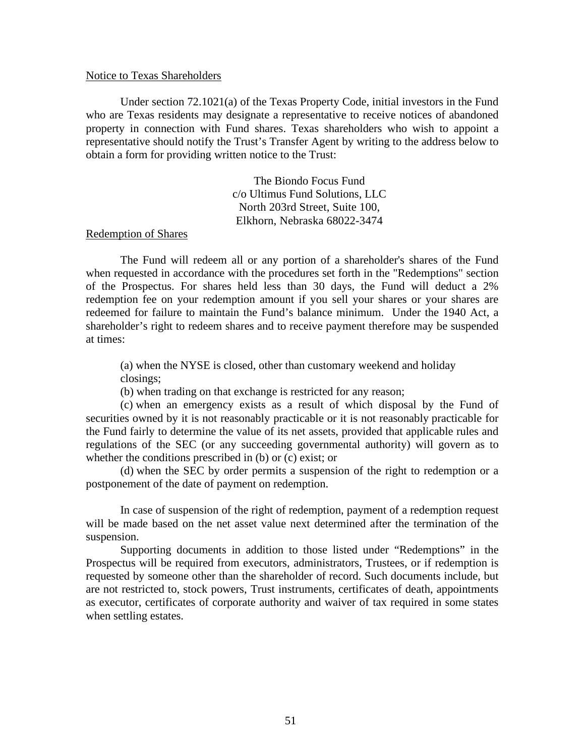Notice to Texas Shareholders

Under section 72.1021(a) of the Texas Property Code, initial investors in the Fund who are Texas residents may designate a representative to receive notices of abandoned property in connection with Fund shares. Texas shareholders who wish to appoint a representative should notify the Trust's Transfer Agent by writing to the address below to obtain a form for providing written notice to the Trust:

The Biondo Focus Fund  
c/o Ultimus Fund Solutions, LLC  
North 203rd Street, Suite 100,  
Elkhorn, Nebraska 68022-3474

Redemption of Shares

The Fund will redeem all or any portion of a shareholder's shares of the Fund when requested in accordance with the procedures set forth in the "Redemptions" section of the Prospectus. For shares held less than 30 days, the Fund will deduct a 2% redemption fee on your redemption amount if you sell your shares or your shares are redeemed for failure to maintain the Fund's balance minimum. Under the 1940 Act, a shareholder's right to redeem shares and to receive payment therefore may be suspended at times:

(a) when the NYSE is closed, other than customary weekend and holiday closings;

(b) when trading on that exchange is restricted for any reason;

(c) when an emergency exists as a result of which disposal by the Fund of securities owned by it is not reasonably practicable or it is not reasonably practicable for the Fund fairly to determine the value of its net assets, provided that applicable rules and regulations of the SEC (or any succeeding governmental authority) will govern as to whether the conditions prescribed in (b) or (c) exist; or

(d) when the SEC by order permits a suspension of the right to redemption or a postponement of the date of payment on redemption.

In case of suspension of the right of redemption, payment of a redemption request will be made based on the net asset value next determined after the termination of the suspension.

Supporting documents in addition to those listed under "Redemptions" in the Prospectus will be required from executors, administrators, Trustees, or if redemption is requested by someone other than the shareholder of record. Such documents include, but are not restricted to, stock powers, Trust instruments, certificates of death, appointments as executor, certificates of corporate authority and waiver of tax required in some states when settling estates.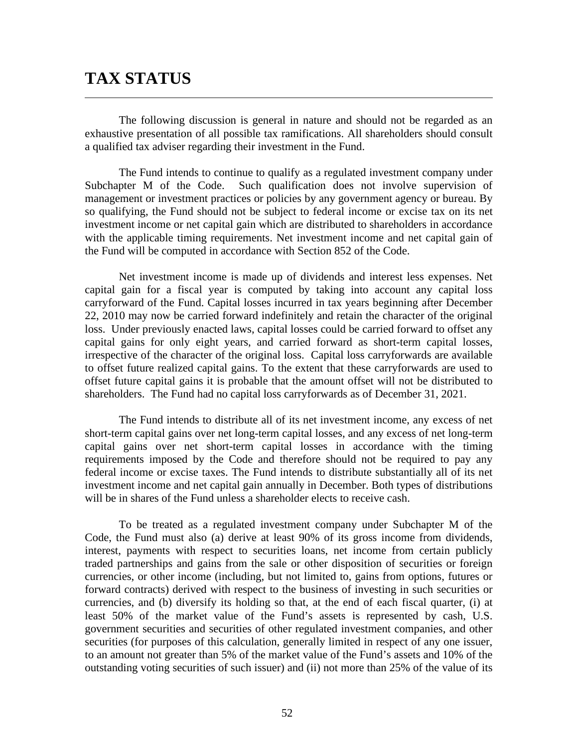# TAX STATUS

The following discussion is general in nature and should not be regarded as an exhaustive presentation of all possible tax ramifications. All shareholders should consult a qualified tax adviser regarding their investment in the Fund.

The Fund intends to continue to qualify as a regulated investment company under Subchapter M of the Code. Such qualification does not involve supervision of management or investment practices or policies by any government agency or bureau. By so qualifying, the Fund should not be subject to federal income or excise tax on its net investment income or net capital gain which are distributed to shareholders in accordance with the applicable timing requirements. Net investment income and net capital gain of the Fund will be computed in accordance with Section 852 of the Code.

Net investment income is made up of dividends and interest less expenses. Net capital gain for a fiscal year is computed by taking into account any capital loss carryforward of the Fund. Capital losses incurred in tax years beginning after December 22, 2010 may now be carried forward indefinitely and retain the character of the original loss. Under previously enacted laws, capital losses could be carried forward to offset any capital gains for only eight years, and carried forward as short-term capital losses, irrespective of the character of the original loss. Capital loss carryforwards are available to offset future realized capital gains. To the extent that these carryforwards are used to offset future capital gains it is probable that the amount offset will not be distributed to shareholders. The Fund had no capital loss carryforwards as of December 31, 2021.

The Fund intends to distribute all of its net investment income, any excess of net short-term capital gains over net long-term capital losses, and any excess of net long-term capital gains over net short-term capital losses in accordance with the timing requirements imposed by the Code and therefore should not be required to pay any federal income or excise taxes. The Fund intends to distribute substantially all of its net investment income and net capital gain annually in December. Both types of distributions will be in shares of the Fund unless a shareholder elects to receive cash.

To be treated as a regulated investment company under Subchapter M of the Code, the Fund must also (a) derive at least 90% of its gross income from dividends, interest, payments with respect to securities loans, net income from certain publicly traded partnerships and gains from the sale or other disposition of securities or foreign currencies, or other income (including, but not limited to, gains from options, futures or forward contracts) derived with respect to the business of investing in such securities or currencies, and (b) diversify its holding so that, at the end of each fiscal quarter, (i) at least 50% of the market value of the Fund's assets is represented by cash, U.S. government securities and securities of other regulated investment companies, and other securities (for purposes of this calculation, generally limited in respect of any one issuer, to an amount not greater than 5% of the market value of the Fund's assets and 10% of the outstanding voting securities of such issuer) and (ii) not more than 25% of the value of its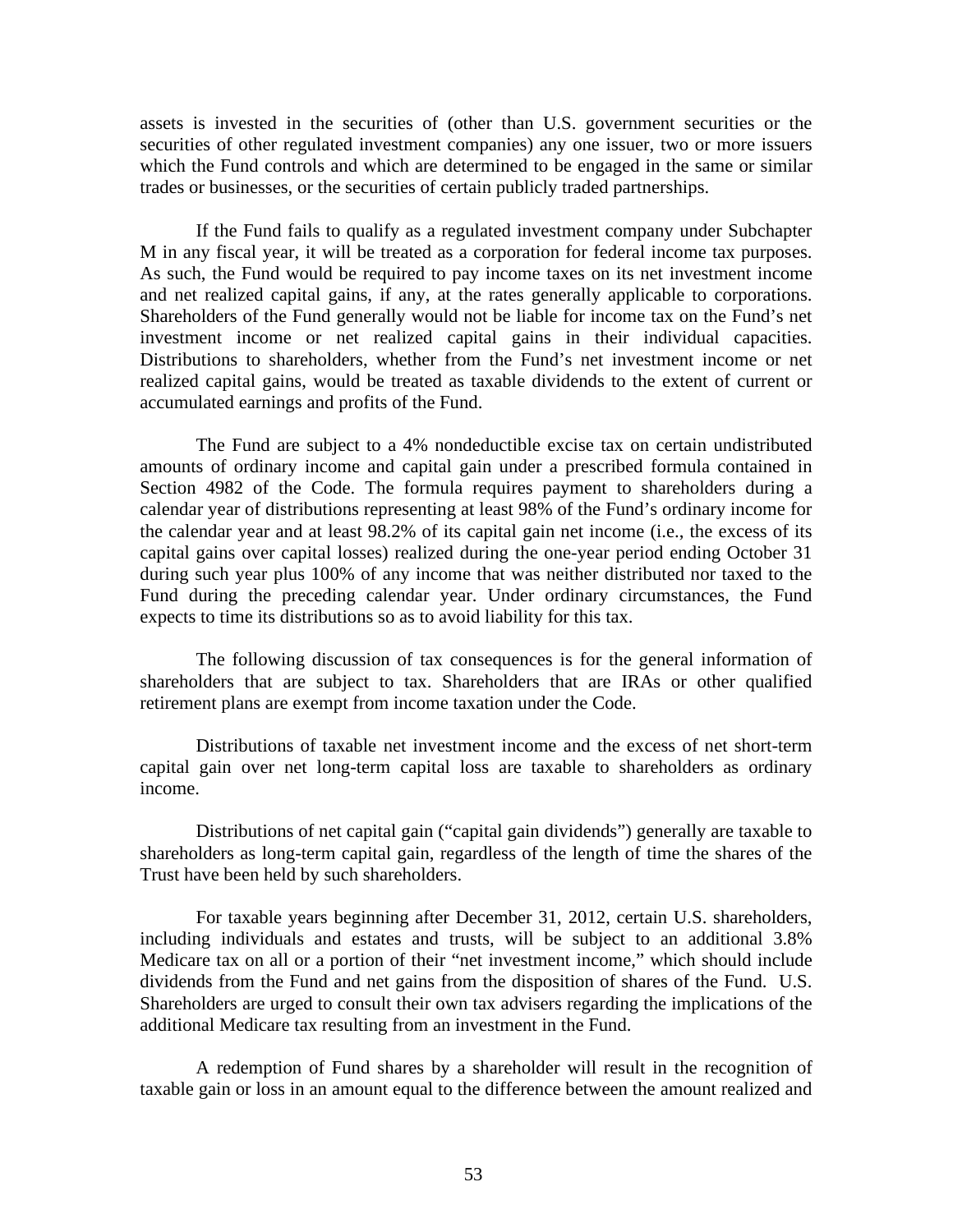assets is invested in the securities of (other than U.S. government securities or the securities of other regulated investment companies) any one issuer, two or more issuers which the Fund controls and which are determined to be engaged in the same or similar trades or businesses, or the securities of certain publicly traded partnerships.

If the Fund fails to qualify as a regulated investment company under Subchapter M in any fiscal year, it will be treated as a corporation for federal income tax purposes. As such, the Fund would be required to pay income taxes on its net investment income and net realized capital gains, if any, at the rates generally applicable to corporations. Shareholders of the Fund generally would not be liable for income tax on the Fund's net investment income or net realized capital gains in their individual capacities. Distributions to shareholders, whether from the Fund's net investment income or net realized capital gains, would be treated as taxable dividends to the extent of current or accumulated earnings and profits of the Fund.

The Fund are subject to a 4% nondeductible excise tax on certain undistributed amounts of ordinary income and capital gain under a prescribed formula contained in Section 4982 of the Code. The formula requires payment to shareholders during a calendar year of distributions representing at least 98% of the Fund's ordinary income for the calendar year and at least 98.2% of its capital gain net income (i.e., the excess of its capital gains over capital losses) realized during the one-year period ending October 31 during such year plus 100% of any income that was neither distributed nor taxed to the Fund during the preceding calendar year. Under ordinary circumstances, the Fund expects to time its distributions so as to avoid liability for this tax.

The following discussion of tax consequences is for the general information of shareholders that are subject to tax. Shareholders that are IRAs or other qualified retirement plans are exempt from income taxation under the Code.

Distributions of taxable net investment income and the excess of net short-term capital gain over net long-term capital loss are taxable to shareholders as ordinary income.

Distributions of net capital gain ("capital gain dividends") generally are taxable to shareholders as long-term capital gain, regardless of the length of time the shares of the Trust have been held by such shareholders.

For taxable years beginning after December 31, 2012, certain U.S. shareholders, including individuals and estates and trusts, will be subject to an additional 3.8% Medicare tax on all or a portion of their "net investment income," which should include dividends from the Fund and net gains from the disposition of shares of the Fund. U.S. Shareholders are urged to consult their own tax advisers regarding the implications of the additional Medicare tax resulting from an investment in the Fund.

A redemption of Fund shares by a shareholder will result in the recognition of taxable gain or loss in an amount equal to the difference between the amount realized and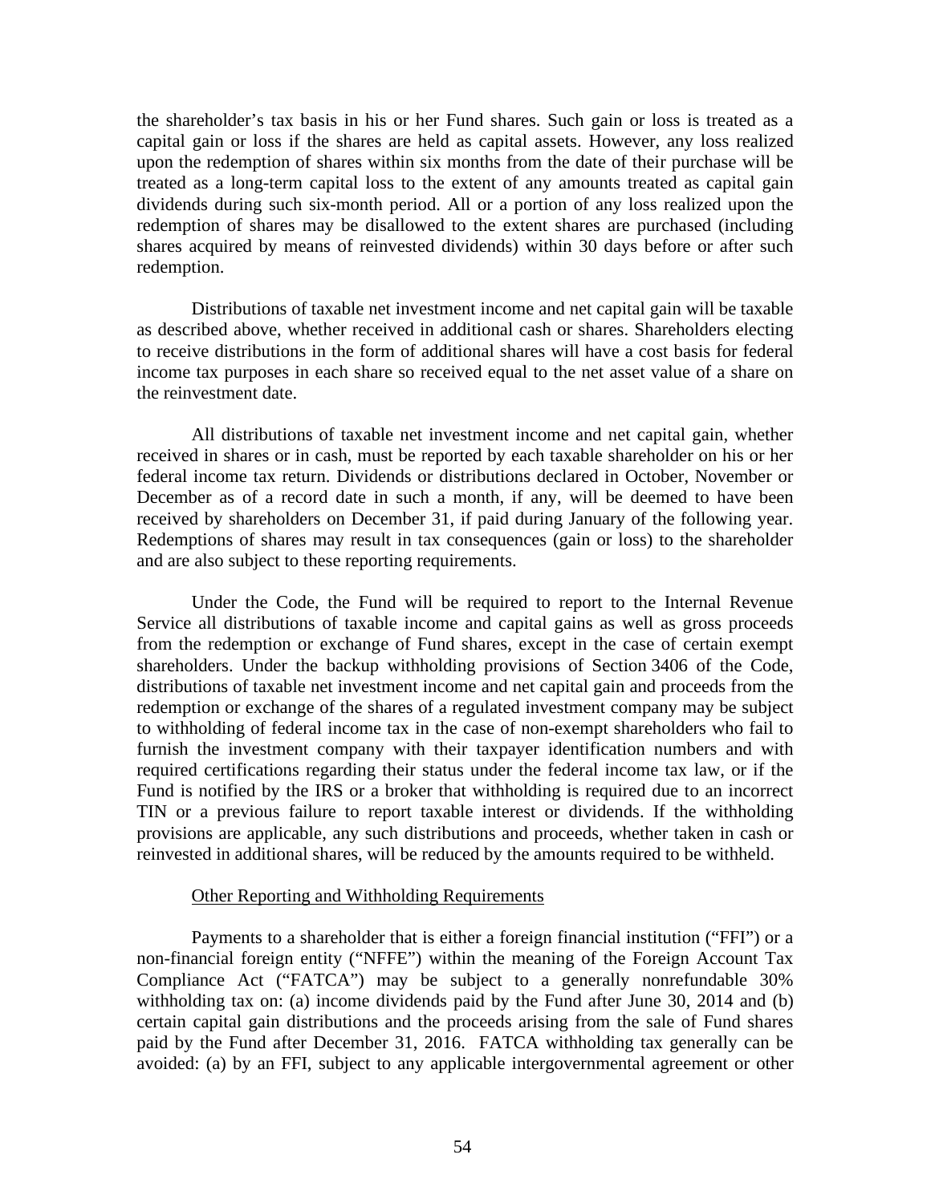the shareholder's tax basis in his or her Fund shares. Such gain or loss is treated as a capital gain or loss if the shares are held as capital assets. However, any loss realized upon the redemption of shares within six months from the date of their purchase will be treated as a long-term capital loss to the extent of any amounts treated as capital gain dividends during such six-month period. All or a portion of any loss realized upon the redemption of shares may be disallowed to the extent shares are purchased (including shares acquired by means of reinvested dividends) within 30 days before or after such redemption.

Distributions of taxable net investment income and net capital gain will be taxable as described above, whether received in additional cash or shares. Shareholders electing to receive distributions in the form of additional shares will have a cost basis for federal income tax purposes in each share so received equal to the net asset value of a share on the reinvestment date.

All distributions of taxable net investment income and net capital gain, whether received in shares or in cash, must be reported by each taxable shareholder on his or her federal income tax return. Dividends or distributions declared in October, November or December as of a record date in such a month, if any, will be deemed to have been received by shareholders on December 31, if paid during January of the following year. Redemptions of shares may result in tax consequences (gain or loss) to the shareholder and are also subject to these reporting requirements.

Under the Code, the Fund will be required to report to the Internal Revenue Service all distributions of taxable income and capital gains as well as gross proceeds from the redemption or exchange of Fund shares, except in the case of certain exempt shareholders. Under the backup withholding provisions of Section 3406 of the Code, distributions of taxable net investment income and net capital gain and proceeds from the redemption or exchange of the shares of a regulated investment company may be subject to withholding of federal income tax in the case of non-exempt shareholders who fail to furnish the investment company with their taxpayer identification numbers and with required certifications regarding their status under the federal income tax law, or if the Fund is notified by the IRS or a broker that withholding is required due to an incorrect TIN or a previous failure to report taxable interest or dividends. If the withholding provisions are applicable, any such distributions and proceeds, whether taken in cash or reinvested in additional shares, will be reduced by the amounts required to be withheld.

Other Reporting and Withholding Requirements

Payments to a shareholder that is either a foreign financial institution ("FFI") or a non-financial foreign entity ("NFFE") within the meaning of the Foreign Account Tax Compliance Act ("FATCA") may be subject to a generally nonrefundable 30% withholding tax on: (a) income dividends paid by the Fund after June 30, 2014 and (b) certain capital gain distributions and the proceeds arising from the sale of Fund shares paid by the Fund after December 31, 2016. FATCA withholding tax generally can be avoided: (a) by an FFI, subject to any applicable intergovernmental agreement or other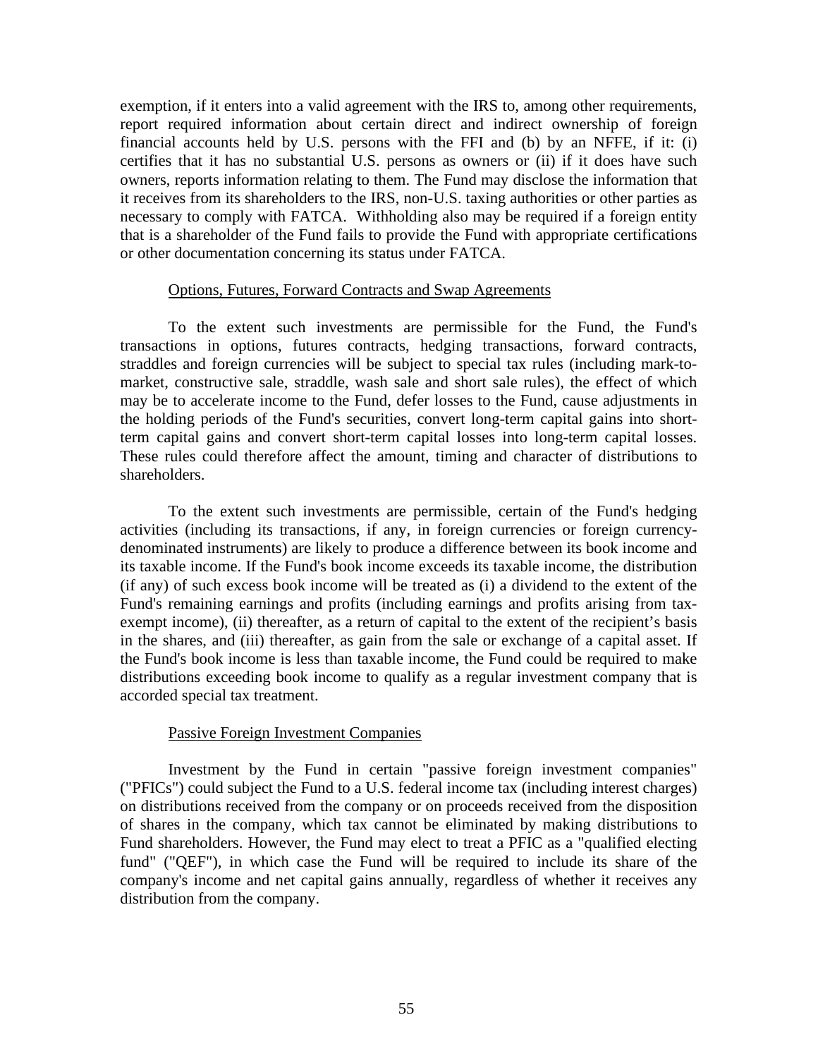exemption, if it enters into a valid agreement with the IRS to, among other requirements, report required information about certain direct and indirect ownership of foreign financial accounts held by U.S. persons with the FFI and (b) by an NFFE, if it: (i) certifies that it has no substantial U.S. persons as owners or (ii) if it does have such owners, reports information relating to them. The Fund may disclose the information that it receives from its shareholders to the IRS, non-U.S. taxing authorities or other parties as necessary to comply with FATCA. Withholding also may be required if a foreign entity that is a shareholder of the Fund fails to provide the Fund with appropriate certifications or other documentation concerning its status under FATCA.

Options, Futures, Forward Contracts and Swap Agreements

To the extent such investments are permissible for the Fund, the Fund's transactions in options, futures contracts, hedging transactions, forward contracts, straddles and foreign currencies will be subject to special tax rules (including mark-to-market, constructive sale, straddle, wash sale and short sale rules), the effect of which may be to accelerate income to the Fund, defer losses to the Fund, cause adjustments in the holding periods of the Fund's securities, convert long-term capital gains into short-term capital gains and convert short-term capital losses into long-term capital losses. These rules could therefore affect the amount, timing and character of distributions to shareholders.

To the extent such investments are permissible, certain of the Fund's hedging activities (including its transactions, if any, in foreign currencies or foreign currency-denominated instruments) are likely to produce a difference between its book income and its taxable income. If the Fund's book income exceeds its taxable income, the distribution (if any) of such excess book income will be treated as (i) a dividend to the extent of the Fund's remaining earnings and profits (including earnings and profits arising from tax-exempt income), (ii) thereafter, as a return of capital to the extent of the recipient's basis in the shares, and (iii) thereafter, as gain from the sale or exchange of a capital asset. If the Fund's book income is less than taxable income, the Fund could be required to make distributions exceeding book income to qualify as a regular investment company that is accorded special tax treatment.

Passive Foreign Investment Companies

Investment by the Fund in certain "passive foreign investment companies" ("PFICs") could subject the Fund to a U.S. federal income tax (including interest charges) on distributions received from the company or on proceeds received from the disposition of shares in the company, which tax cannot be eliminated by making distributions to Fund shareholders. However, the Fund may elect to treat a PFIC as a "qualified electing fund" ("QEF"), in which case the Fund will be required to include its share of the company's income and net capital gains annually, regardless of whether it receives any distribution from the company.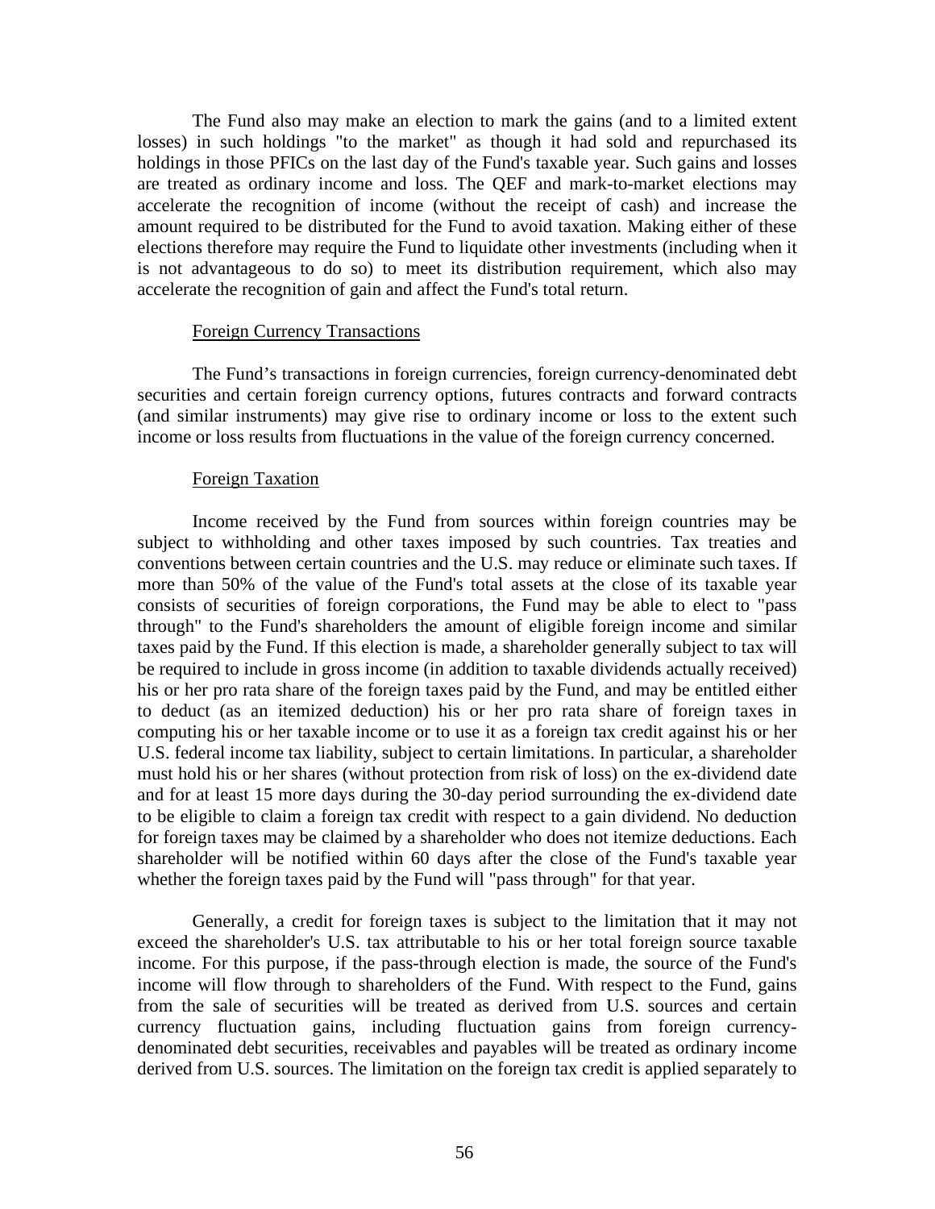The Fund also may make an election to mark the gains (and to a limited extent losses) in such holdings "to the market" as though it had sold and repurchased its holdings in those PFICs on the last day of the Fund's taxable year. Such gains and losses are treated as ordinary income and loss. The QEF and mark-to-market elections may accelerate the recognition of income (without the receipt of cash) and increase the amount required to be distributed for the Fund to avoid taxation. Making either of these elections therefore may require the Fund to liquidate other investments (including when it is not advantageous to do so) to meet its distribution requirement, which also may accelerate the recognition of gain and affect the Fund's total return.

<u>Foreign Currency Transactions</u>

The Fund’s transactions in foreign currencies, foreign currency-denominated debt securities and certain foreign currency options, futures contracts and forward contracts (and similar instruments) may give rise to ordinary income or loss to the extent such income or loss results from fluctuations in the value of the foreign currency concerned.

<u>Foreign Taxation</u>

Income received by the Fund from sources within foreign countries may be subject to withholding and other taxes imposed by such countries. Tax treaties and conventions between certain countries and the U.S. may reduce or eliminate such taxes. If more than 50% of the value of the Fund's total assets at the close of its taxable year consists of securities of foreign corporations, the Fund may be able to elect to "pass through" to the Fund's shareholders the amount of eligible foreign income and similar taxes paid by the Fund. If this election is made, a shareholder generally subject to tax will be required to include in gross income (in addition to taxable dividends actually received) his or her pro rata share of the foreign taxes paid by the Fund, and may be entitled either to deduct (as an itemized deduction) his or her pro rata share of foreign taxes in computing his or her taxable income or to use it as a foreign tax credit against his or her U.S. federal income tax liability, subject to certain limitations. In particular, a shareholder must hold his or her shares (without protection from risk of loss) on the ex-dividend date and for at least 15 more days during the 30-day period surrounding the ex-dividend date to be eligible to claim a foreign tax credit with respect to a gain dividend. No deduction for foreign taxes may be claimed by a shareholder who does not itemize deductions. Each shareholder will be notified within 60 days after the close of the Fund's taxable year whether the foreign taxes paid by the Fund will "pass through" for that year.

Generally, a credit for foreign taxes is subject to the limitation that it may not exceed the shareholder's U.S. tax attributable to his or her total foreign source taxable income. For this purpose, if the pass-through election is made, the source of the Fund's income will flow through to shareholders of the Fund. With respect to the Fund, gains from the sale of securities will be treated as derived from U.S. sources and certain currency fluctuation gains, including fluctuation gains from foreign currency-denominated debt securities, receivables and payables will be treated as ordinary income derived from U.S. sources. The limitation on the foreign tax credit is applied separately to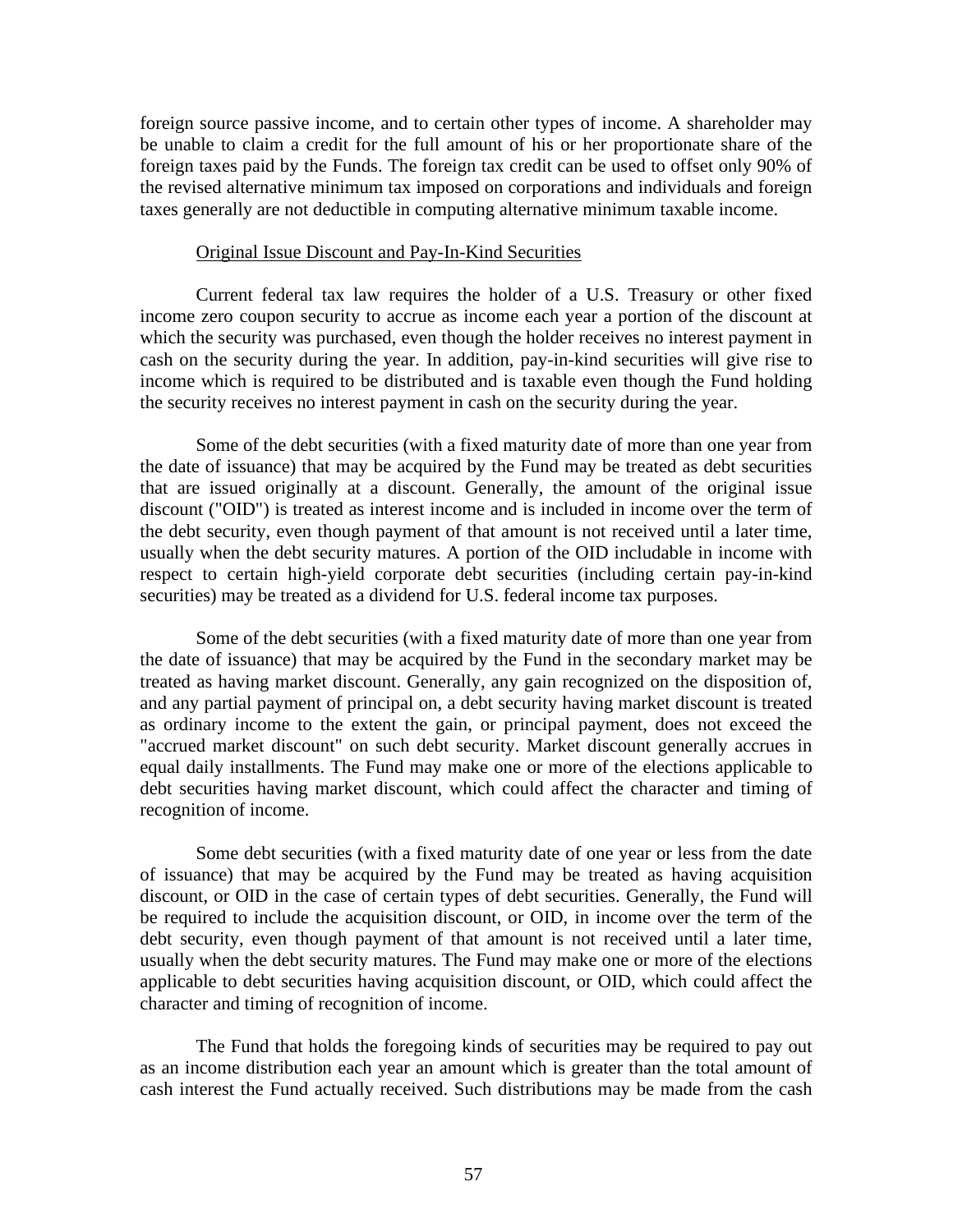foreign source passive income, and to certain other types of income. A shareholder may be unable to claim a credit for the full amount of his or her proportionate share of the foreign taxes paid by the Funds. The foreign tax credit can be used to offset only 90% of the revised alternative minimum tax imposed on corporations and individuals and foreign taxes generally are not deductible in computing alternative minimum taxable income.

Original Issue Discount and Pay-In-Kind Securities

Current federal tax law requires the holder of a U.S. Treasury or other fixed income zero coupon security to accrue as income each year a portion of the discount at which the security was purchased, even though the holder receives no interest payment in cash on the security during the year. In addition, pay-in-kind securities will give rise to income which is required to be distributed and is taxable even though the Fund holding the security receives no interest payment in cash on the security during the year.

Some of the debt securities (with a fixed maturity date of more than one year from the date of issuance) that may be acquired by the Fund may be treated as debt securities that are issued originally at a discount. Generally, the amount of the original issue discount ("OID") is treated as interest income and is included in income over the term of the debt security, even though payment of that amount is not received until a later time, usually when the debt security matures. A portion of the OID includable in income with respect to certain high-yield corporate debt securities (including certain pay-in-kind securities) may be treated as a dividend for U.S. federal income tax purposes.

Some of the debt securities (with a fixed maturity date of more than one year from the date of issuance) that may be acquired by the Fund in the secondary market may be treated as having market discount. Generally, any gain recognized on the disposition of, and any partial payment of principal on, a debt security having market discount is treated as ordinary income to the extent the gain, or principal payment, does not exceed the "accrued market discount" on such debt security. Market discount generally accrues in equal daily installments. The Fund may make one or more of the elections applicable to debt securities having market discount, which could affect the character and timing of recognition of income.

Some debt securities (with a fixed maturity date of one year or less from the date of issuance) that may be acquired by the Fund may be treated as having acquisition discount, or OID in the case of certain types of debt securities. Generally, the Fund will be required to include the acquisition discount, or OID, in income over the term of the debt security, even though payment of that amount is not received until a later time, usually when the debt security matures. The Fund may make one or more of the elections applicable to debt securities having acquisition discount, or OID, which could affect the character and timing of recognition of income.

The Fund that holds the foregoing kinds of securities may be required to pay out as an income distribution each year an amount which is greater than the total amount of cash interest the Fund actually received. Such distributions may be made from the cash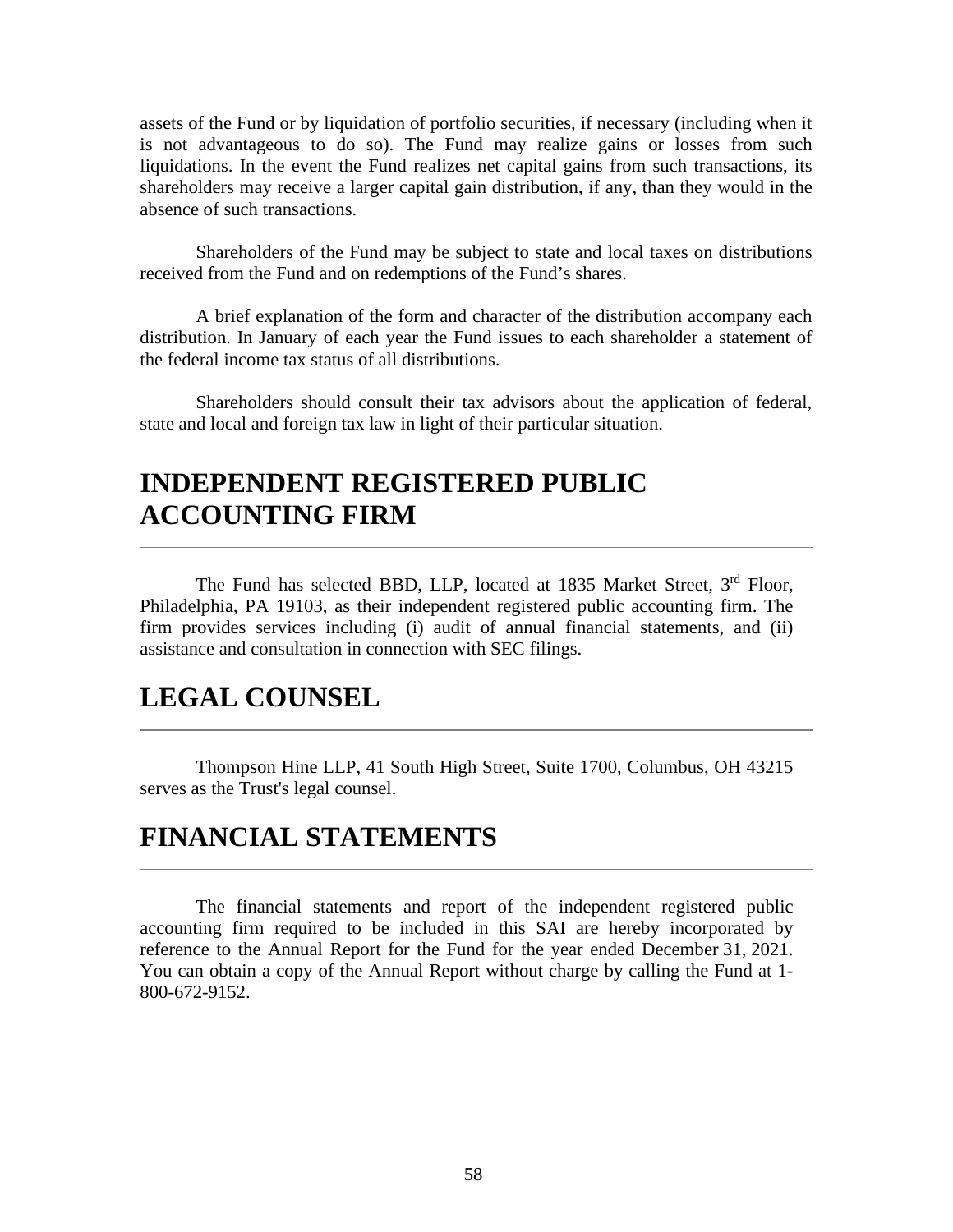assets of the Fund or by liquidation of portfolio securities, if necessary (including when it is not advantageous to do so). The Fund may realize gains or losses from such liquidations. In the event the Fund realizes net capital gains from such transactions, its shareholders may receive a larger capital gain distribution, if any, than they would in the absence of such transactions.

Shareholders of the Fund may be subject to state and local taxes on distributions received from the Fund and on redemptions of the Fund's shares.

A brief explanation of the form and character of the distribution accompany each distribution. In January of each year the Fund issues to each shareholder a statement of the federal income tax status of all distributions.

Shareholders should consult their tax advisors about the application of federal, state and local and foreign tax law in light of their particular situation.

# INDEPENDENT REGISTERED PUBLIC ACCOUNTING FIRM

The Fund has selected BBD, LLP, located at 1835 Market Street, 3rd Floor, Philadelphia, PA 19103, as their independent registered public accounting firm. The firm provides services including (i) audit of annual financial statements, and (ii) assistance and consultation in connection with SEC filings.

# LEGAL COUNSEL

Thompson Hine LLP, 41 South High Street, Suite 1700, Columbus, OH 43215 serves as the Trust's legal counsel.

# FINANCIAL STATEMENTS

The financial statements and report of the independent registered public accounting firm required to be included in this SAI are hereby incorporated by reference to the Annual Report for the Fund for the year ended December 31, 2021. You can obtain a copy of the Annual Report without charge by calling the Fund at 1-800-672-9152.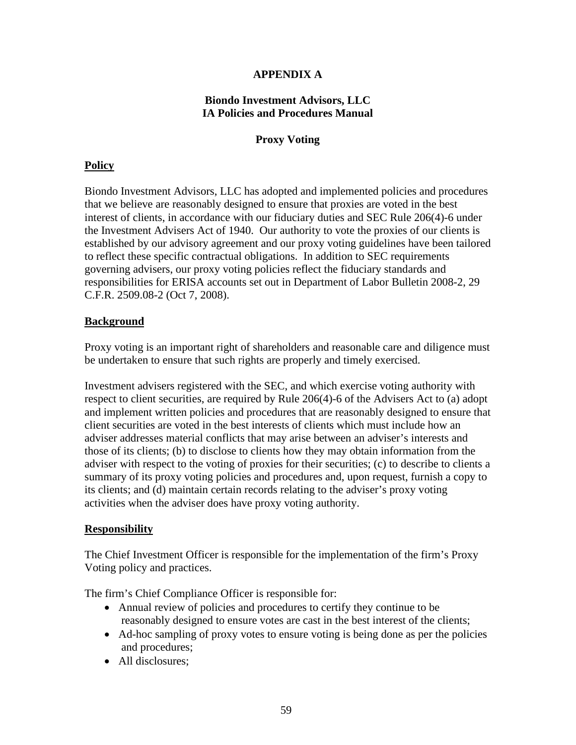**APPENDIX A**

**Biondo Investment Advisors, LLC**
**IA Policies and Procedures Manual**

**Proxy Voting**

**Policy**

Biondo Investment Advisors, LLC has adopted and implemented policies and procedures that we believe are reasonably designed to ensure that proxies are voted in the best interest of clients, in accordance with our fiduciary duties and SEC Rule 206(4)-6 under the Investment Advisers Act of 1940. Our authority to vote the proxies of our clients is established by our advisory agreement and our proxy voting guidelines have been tailored to reflect these specific contractual obligations. In addition to SEC requirements governing advisers, our proxy voting policies reflect the fiduciary standards and responsibilities for ERISA accounts set out in Department of Labor Bulletin 2008-2, 29 C.F.R. 2509.08-2 (Oct 7, 2008).

**Background**

Proxy voting is an important right of shareholders and reasonable care and diligence must be undertaken to ensure that such rights are properly and timely exercised.

Investment advisers registered with the SEC, and which exercise voting authority with respect to client securities, are required by Rule 206(4)-6 of the Advisers Act to (a) adopt and implement written policies and procedures that are reasonably designed to ensure that client securities are voted in the best interests of clients which must include how an adviser addresses material conflicts that may arise between an adviser's interests and those of its clients; (b) to disclose to clients how they may obtain information from the adviser with respect to the voting of proxies for their securities; (c) to describe to clients a summary of its proxy voting policies and procedures and, upon request, furnish a copy to its clients; and (d) maintain certain records relating to the adviser's proxy voting activities when the adviser does have proxy voting authority.

**Responsibility**

The Chief Investment Officer is responsible for the implementation of the firm's Proxy Voting policy and practices.

The firm's Chief Compliance Officer is responsible for:

- Annual review of policies and procedures to certify they continue to be reasonably designed to ensure votes are cast in the best interest of the clients;
- Ad-hoc sampling of proxy votes to ensure voting is being done as per the policies and procedures;
- All disclosures;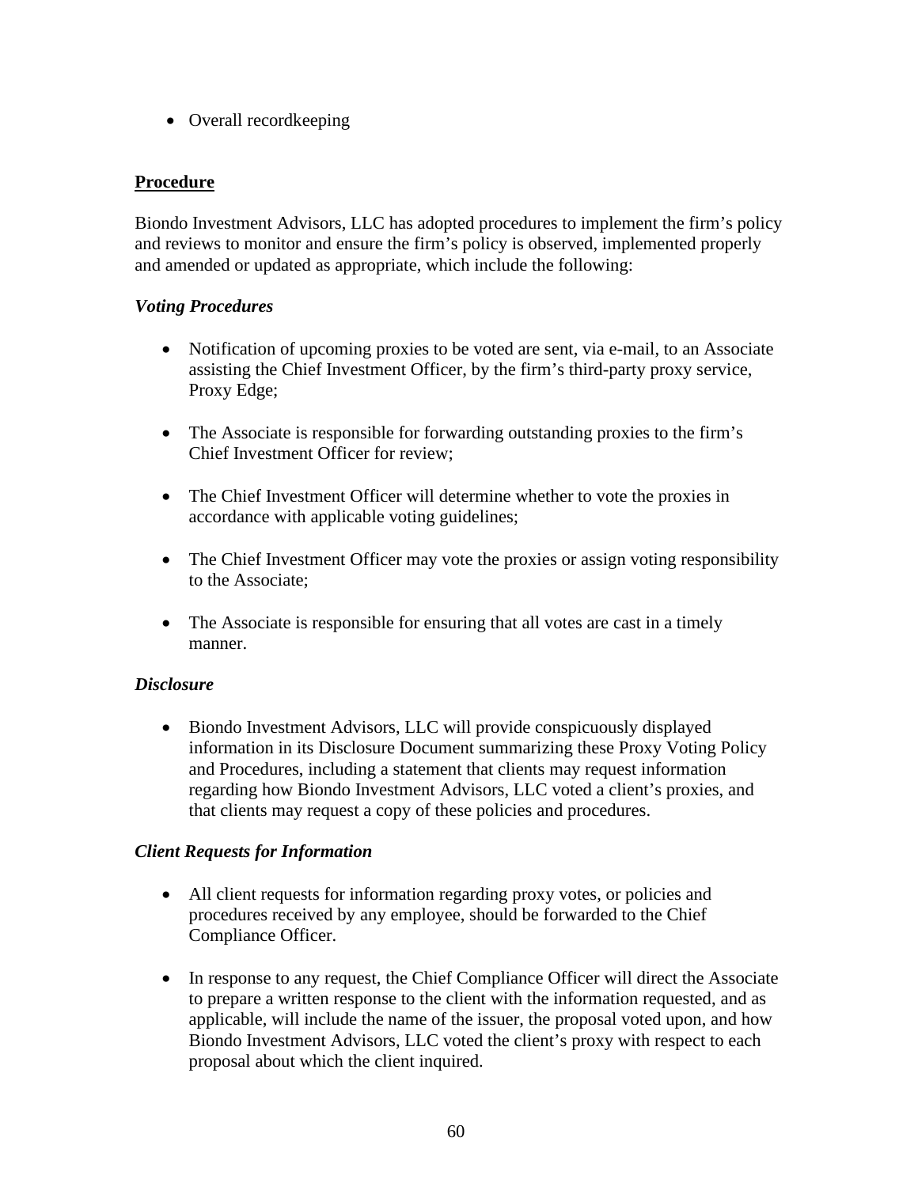- Overall recordkeeping

**Procedure**

Biondo Investment Advisors, LLC has adopted procedures to implement the firm's policy and reviews to monitor and ensure the firm's policy is observed, implemented properly and amended or updated as appropriate, which include the following:

***Voting Procedures***

- Notification of upcoming proxies to be voted are sent, via e-mail, to an Associate assisting the Chief Investment Officer, by the firm's third-party proxy service, Proxy Edge;

- The Associate is responsible for forwarding outstanding proxies to the firm's Chief Investment Officer for review;

- The Chief Investment Officer will determine whether to vote the proxies in accordance with applicable voting guidelines;

- The Chief Investment Officer may vote the proxies or assign voting responsibility to the Associate;

- The Associate is responsible for ensuring that all votes are cast in a timely manner.

***Disclosure***

- Biondo Investment Advisors, LLC will provide conspicuously displayed information in its Disclosure Document summarizing these Proxy Voting Policy and Procedures, including a statement that clients may request information regarding how Biondo Investment Advisors, LLC voted a client's proxies, and that clients may request a copy of these policies and procedures.

***Client Requests for Information***

- All client requests for information regarding proxy votes, or policies and procedures received by any employee, should be forwarded to the Chief Compliance Officer.

- In response to any request, the Chief Compliance Officer will direct the Associate to prepare a written response to the client with the information requested, and as applicable, will include the name of the issuer, the proposal voted upon, and how Biondo Investment Advisors, LLC voted the client's proxy with respect to each proposal about which the client inquired.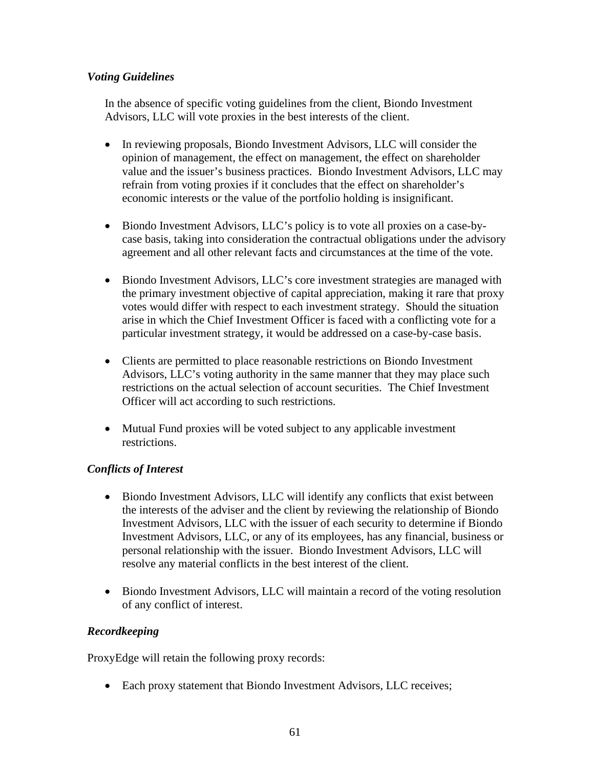*Voting Guidelines*

In the absence of specific voting guidelines from the client, Biondo Investment Advisors, LLC will vote proxies in the best interests of the client.

- In reviewing proposals, Biondo Investment Advisors, LLC will consider the opinion of management, the effect on management, the effect on shareholder value and the issuer's business practices. Biondo Investment Advisors, LLC may refrain from voting proxies if it concludes that the effect on shareholder's economic interests or the value of the portfolio holding is insignificant.

- Biondo Investment Advisors, LLC's policy is to vote all proxies on a case-by-case basis, taking into consideration the contractual obligations under the advisory agreement and all other relevant facts and circumstances at the time of the vote.

- Biondo Investment Advisors, LLC's core investment strategies are managed with the primary investment objective of capital appreciation, making it rare that proxy votes would differ with respect to each investment strategy. Should the situation arise in which the Chief Investment Officer is faced with a conflicting vote for a particular investment strategy, it would be addressed on a case-by-case basis.

- Clients are permitted to place reasonable restrictions on Biondo Investment Advisors, LLC's voting authority in the same manner that they may place such restrictions on the actual selection of account securities. The Chief Investment Officer will act according to such restrictions.

- Mutual Fund proxies will be voted subject to any applicable investment restrictions.

*Conflicts of Interest*

- Biondo Investment Advisors, LLC will identify any conflicts that exist between the interests of the adviser and the client by reviewing the relationship of Biondo Investment Advisors, LLC with the issuer of each security to determine if Biondo Investment Advisors, LLC, or any of its employees, has any financial, business or personal relationship with the issuer. Biondo Investment Advisors, LLC will resolve any material conflicts in the best interest of the client.

- Biondo Investment Advisors, LLC will maintain a record of the voting resolution of any conflict of interest.

*Recordkeeping*

ProxyEdge will retain the following proxy records:

- Each proxy statement that Biondo Investment Advisors, LLC receives;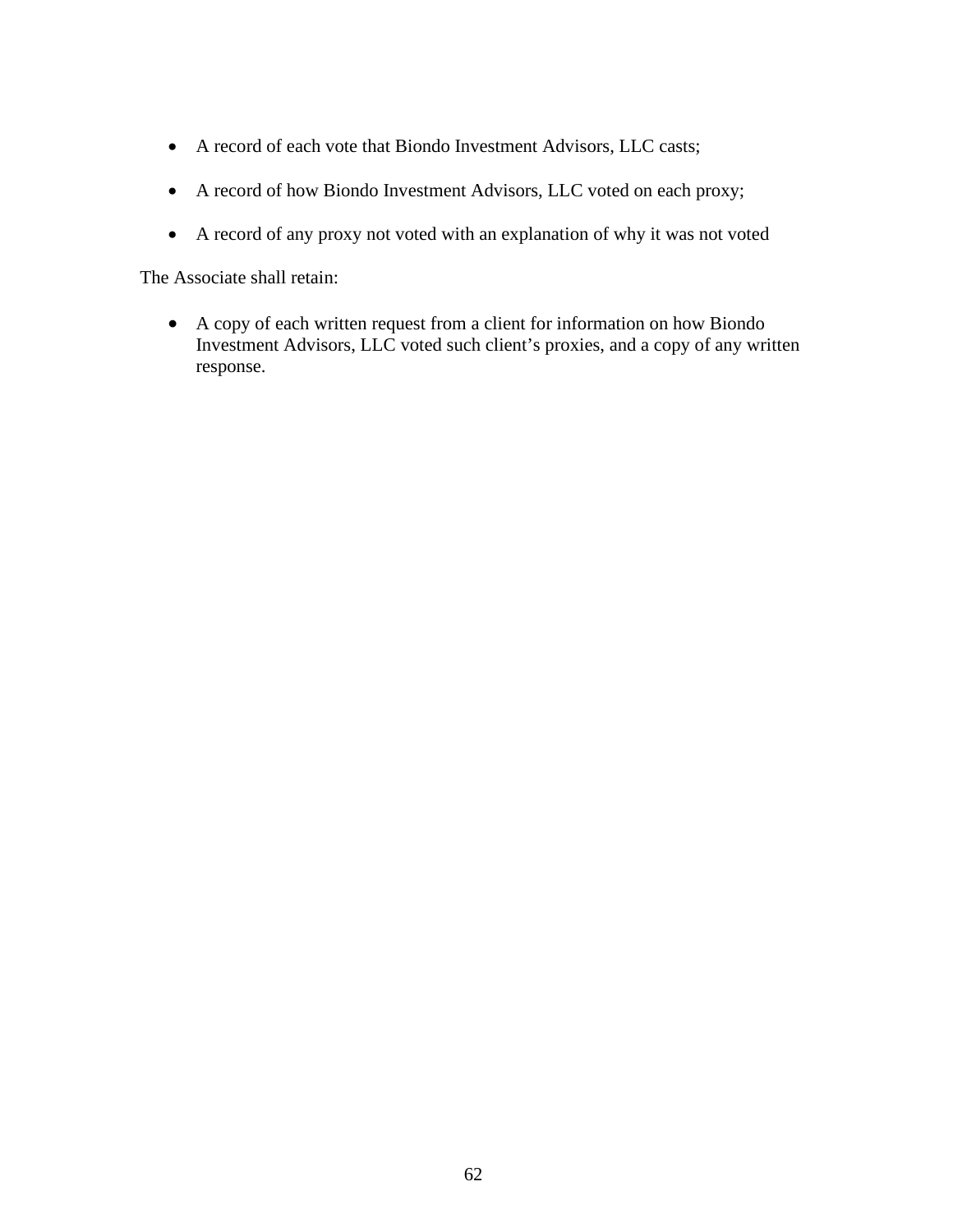- A record of each vote that Biondo Investment Advisors, LLC casts;
- A record of how Biondo Investment Advisors, LLC voted on each proxy;
- A record of any proxy not voted with an explanation of why it was not voted

The Associate shall retain:

- A copy of each written request from a client for information on how Biondo Investment Advisors, LLC voted such client's proxies, and a copy of any written response.